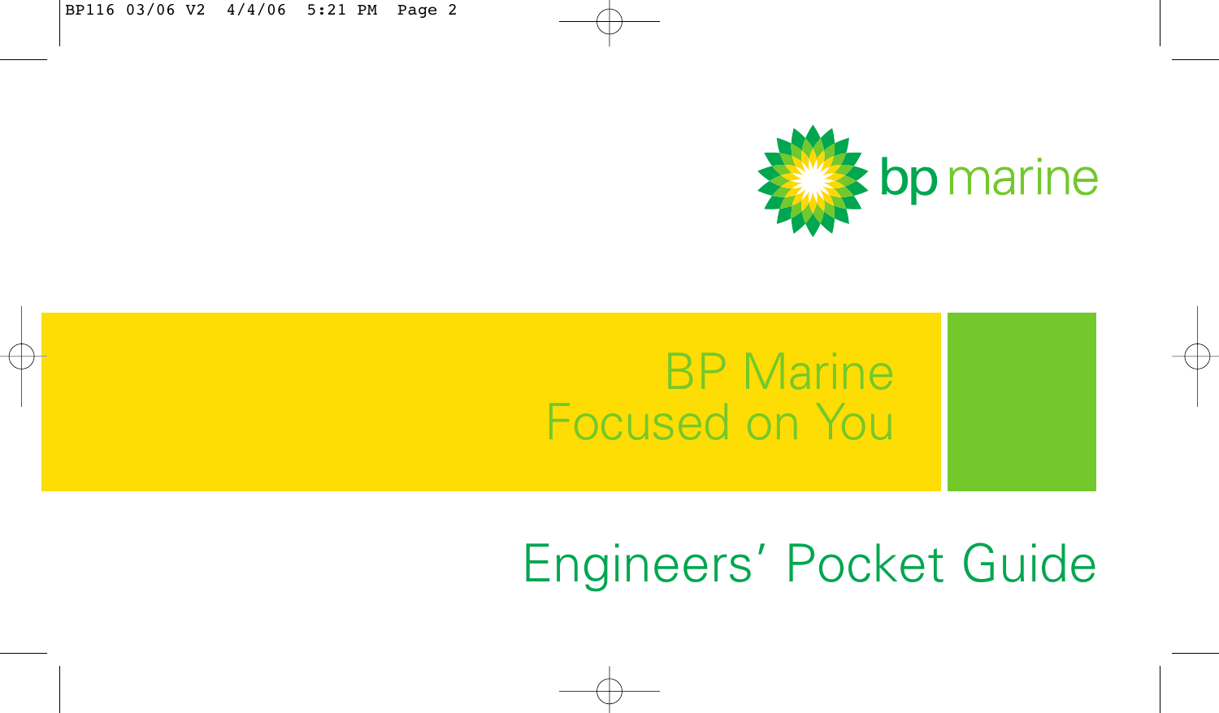bp marine

BP Marine
Focused on You

# Engineers' Pocket Guide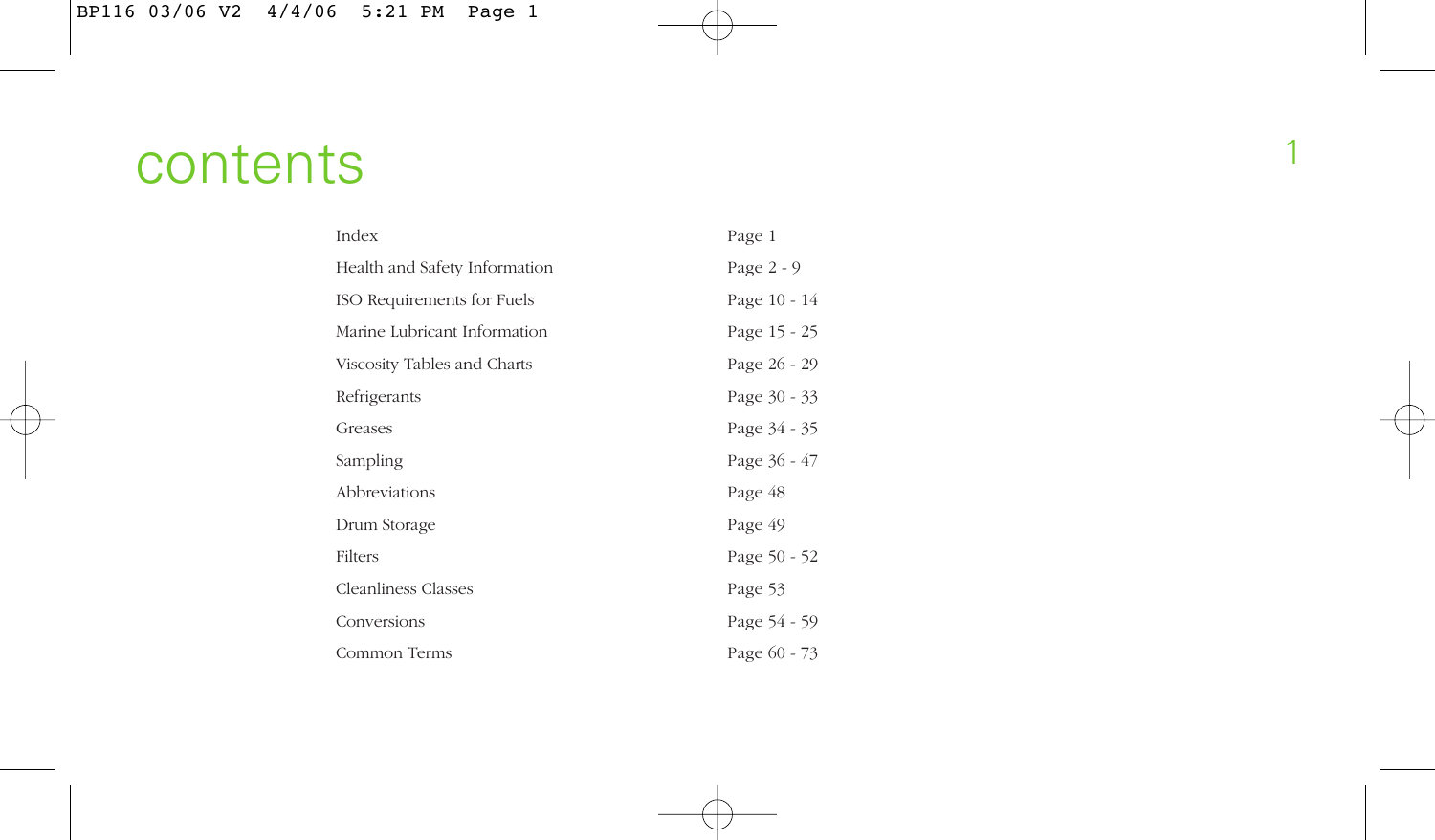# contents

| | |
|---|---|
| Index | Page 1 |
| Health and Safety Information | Page 2 - 9 |
| ISO Requirements for Fuels | Page 10 - 14 |
| Marine Lubricant Information | Page 15 - 25 |
| Viscosity Tables and Charts | Page 26 - 29 |
| Refrigerants | Page 30 - 33 |
| Greases | Page 34 - 35 |
| Sampling | Page 36 - 47 |
| Abbreviations | Page 48 |
| Drum Storage | Page 49 |
| Filters | Page 50 - 52 |
| Cleanliness Classes | Page 53 |
| Conversions | Page 54 - 59 |
| Common Terms | Page 60 - 73 |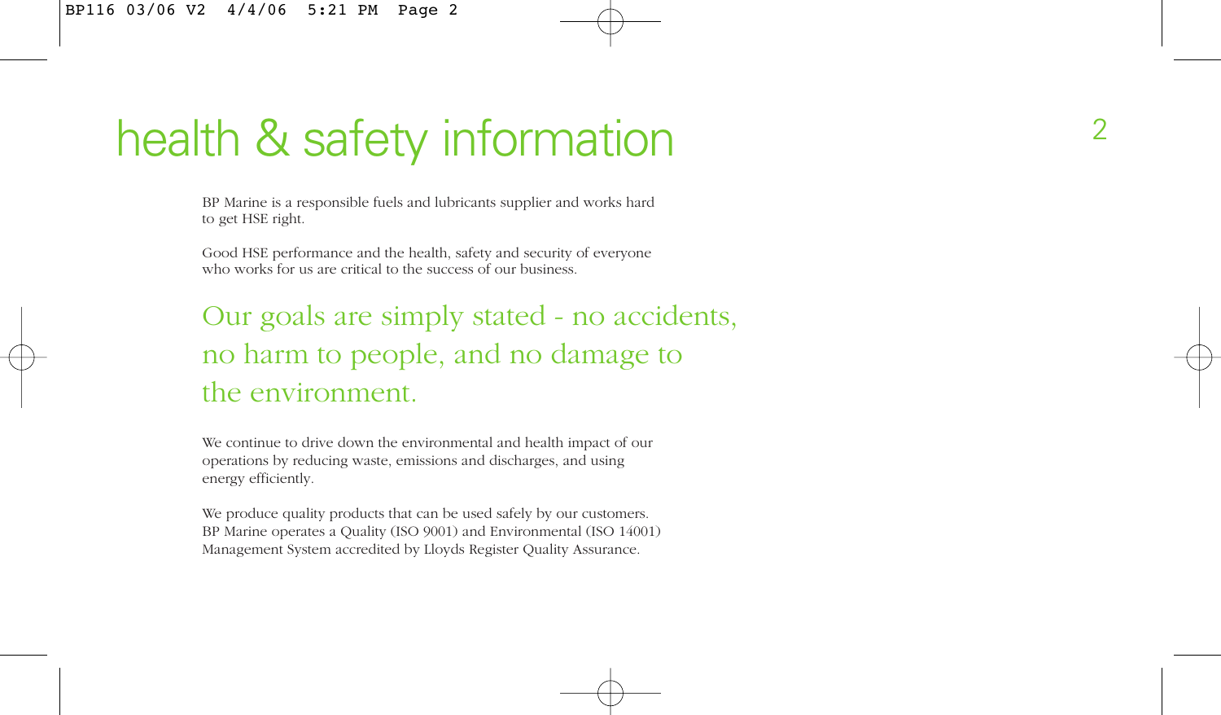# health & safety information

BP Marine is a responsible fuels and lubricants supplier and works hard to get HSE right.

Good HSE performance and the health, safety and security of everyone who works for us are critical to the success of our business.

## Our goals are simply stated - no accidents, no harm to people, and no damage to the environment.

We continue to drive down the environmental and health impact of our operations by reducing waste, emissions and discharges, and using energy efficiently.

We produce quality products that can be used safely by our customers. BP Marine operates a Quality (ISO 9001) and Environmental (ISO 14001) Management System accredited by Lloyds Register Quality Assurance.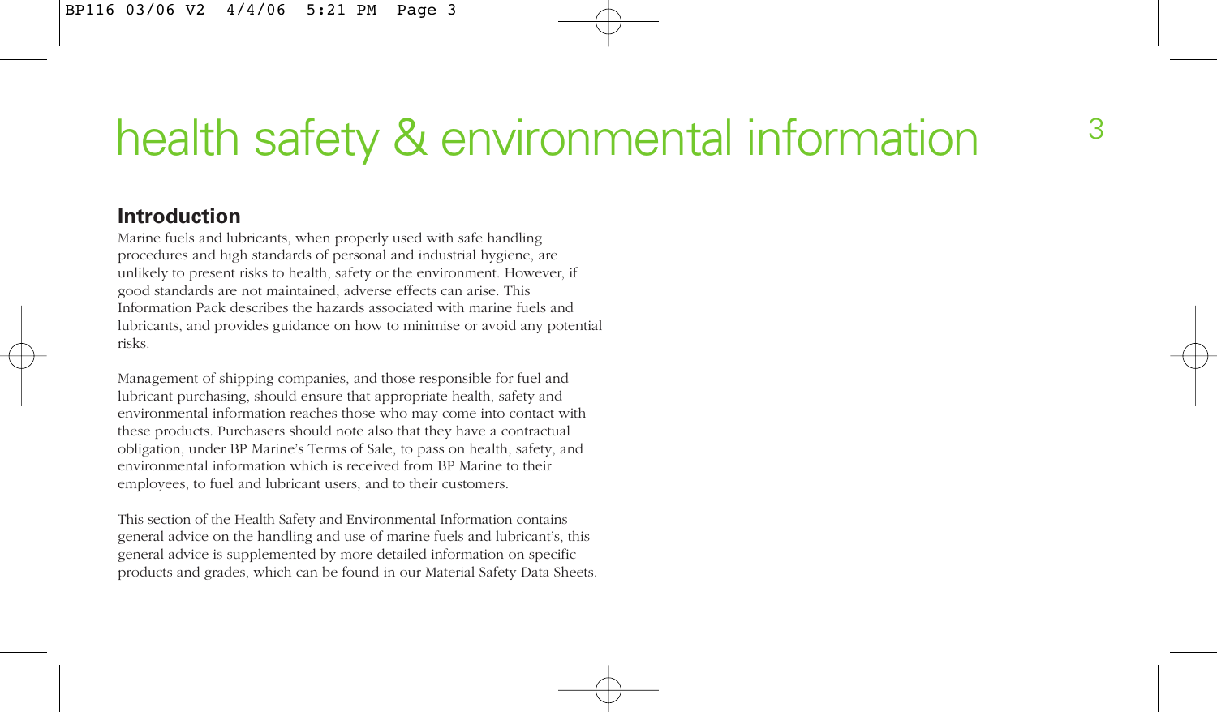# health safety & environmental information

## Introduction

Marine fuels and lubricants, when properly used with safe handling procedures and high standards of personal and industrial hygiene, are unlikely to present risks to health, safety or the environment. However, if good standards are not maintained, adverse effects can arise. This Information Pack describes the hazards associated with marine fuels and lubricants, and provides guidance on how to minimise or avoid any potential risks.

Management of shipping companies, and those responsible for fuel and lubricant purchasing, should ensure that appropriate health, safety and environmental information reaches those who may come into contact with these products. Purchasers should note also that they have a contractual obligation, under BP Marine's Terms of Sale, to pass on health, safety, and environmental information which is received from BP Marine to their employees, to fuel and lubricant users, and to their customers.

This section of the Health Safety and Environmental Information contains general advice on the handling and use of marine fuels and lubricant's, this general advice is supplemented by more detailed information on specific products and grades, which can be found in our Material Safety Data Sheets.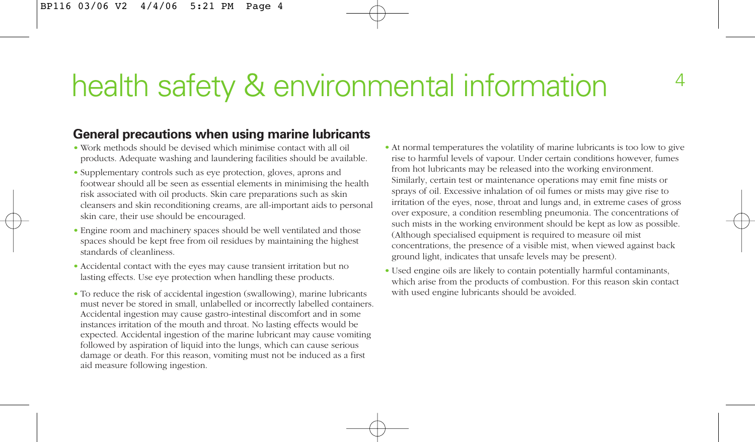# health safety & environmental information

## General precautions when using marine lubricants

- Work methods should be devised which minimise contact with all oil products. Adequate washing and laundering facilities should be available.
- Supplementary controls such as eye protection, gloves, aprons and footwear should all be seen as essential elements in minimising the health risk associated with oil products. Skin care preparations such as skin cleansers and skin reconditioning creams, are all-important aids to personal skin care, their use should be encouraged.
- Engine room and machinery spaces should be well ventilated and those spaces should be kept free from oil residues by maintaining the highest standards of cleanliness.
- Accidental contact with the eyes may cause transient irritation but no lasting effects. Use eye protection when handling these products.
- To reduce the risk of accidental ingestion (swallowing), marine lubricants must never be stored in small, unlabelled or incorrectly labelled containers. Accidental ingestion may cause gastro-intestinal discomfort and in some instances irritation of the mouth and throat. No lasting effects would be expected. Accidental ingestion of the marine lubricant may cause vomiting followed by aspiration of liquid into the lungs, which can cause serious damage or death. For this reason, vomiting must not be induced as a first aid measure following ingestion.
- At normal temperatures the volatility of marine lubricants is too low to give rise to harmful levels of vapour. Under certain conditions however, fumes from hot lubricants may be released into the working environment. Similarly, certain test or maintenance operations may emit fine mists or sprays of oil. Excessive inhalation of oil fumes or mists may give rise to irritation of the eyes, nose, throat and lungs and, in extreme cases of gross over exposure, a condition resembling pneumonia. The concentrations of such mists in the working environment should be kept as low as possible. (Although specialised equipment is required to measure oil mist concentrations, the presence of a visible mist, when viewed against back ground light, indicates that unsafe levels may be present).
- Used engine oils are likely to contain potentially harmful contaminants, which arise from the products of combustion. For this reason skin contact with used engine lubricants should be avoided.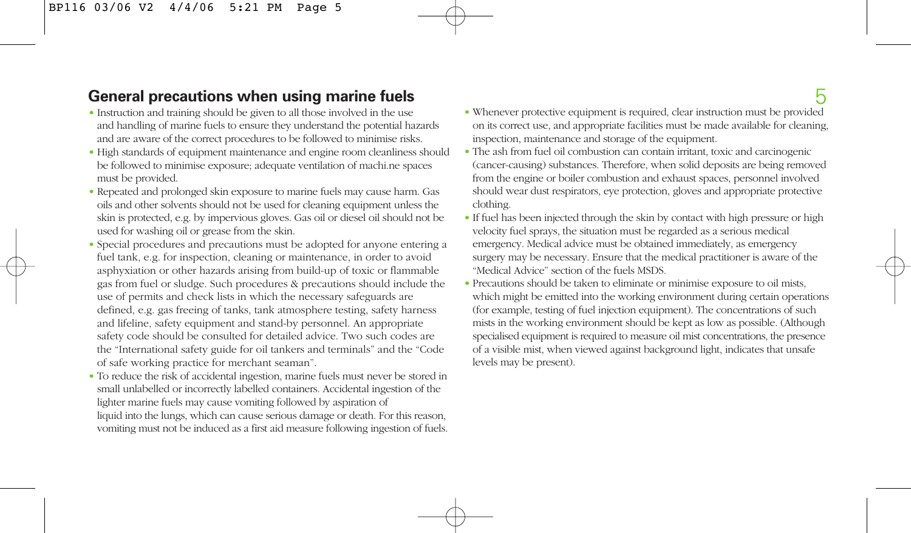## General precautions when using marine fuels

- Instruction and training should be given to all those involved in the use and handling of marine fuels to ensure they understand the potential hazards and are aware of the correct procedures to be followed to minimise risks.
- High standards of equipment maintenance and engine room cleanliness should be followed to minimise exposure; adequate ventilation of machi.ne spaces must be provided.
- Repeated and prolonged skin exposure to marine fuels may cause harm. Gas oils and other solvents should not be used for cleaning equipment unless the skin is protected, e.g. by impervious gloves. Gas oil or diesel oil should not be used for washing oil or grease from the skin.
- Special procedures and precautions must be adopted for anyone entering a fuel tank, e.g. for inspection, cleaning or maintenance, in order to avoid asphyxiation or other hazards arising from build-up of toxic or flammable gas from fuel or sludge. Such procedures & precautions should include the use of permits and check lists in which the necessary safeguards are defined, e.g. gas freeing of tanks, tank atmosphere testing, safety harness and lifeline, safety equipment and stand-by personnel. An appropriate safety code should be consulted for detailed advice. Two such codes are the "International safety guide for oil tankers and terminals" and the "Code of safe working practice for merchant seaman".
- To reduce the risk of accidental ingestion, marine fuels must never be stored in small unlabelled or incorrectly labelled containers. Accidental ingestion of the lighter marine fuels may cause vomiting followed by aspiration of liquid into the lungs, which can cause serious damage or death. For this reason, vomiting must not be induced as a first aid measure following ingestion of fuels.
- Whenever protective equipment is required, clear instruction must be provided on its correct use, and appropriate facilities must be made available for cleaning, inspection, maintenance and storage of the equipment.
- The ash from fuel oil combustion can contain irritant, toxic and carcinogenic (cancer-causing) substances. Therefore, when solid deposits are being removed from the engine or boiler combustion and exhaust spaces, personnel involved should wear dust respirators, eye protection, gloves and appropriate protective clothing.
- If fuel has been injected through the skin by contact with high pressure or high velocity fuel sprays, the situation must be regarded as a serious medical emergency. Medical advice must be obtained immediately, as emergency surgery may be necessary. Ensure that the medical practitioner is aware of the "Medical Advice" section of the fuels MSDS.
- Precautions should be taken to eliminate or minimise exposure to oil mists, which might be emitted into the working environment during certain operations (for example, testing of fuel injection equipment). The concentrations of such mists in the working environment should be kept as low as possible. (Although specialised equipment is required to measure oil mist concentrations, the presence of a visible mist, when viewed against background light, indicates that unsafe levels may be present).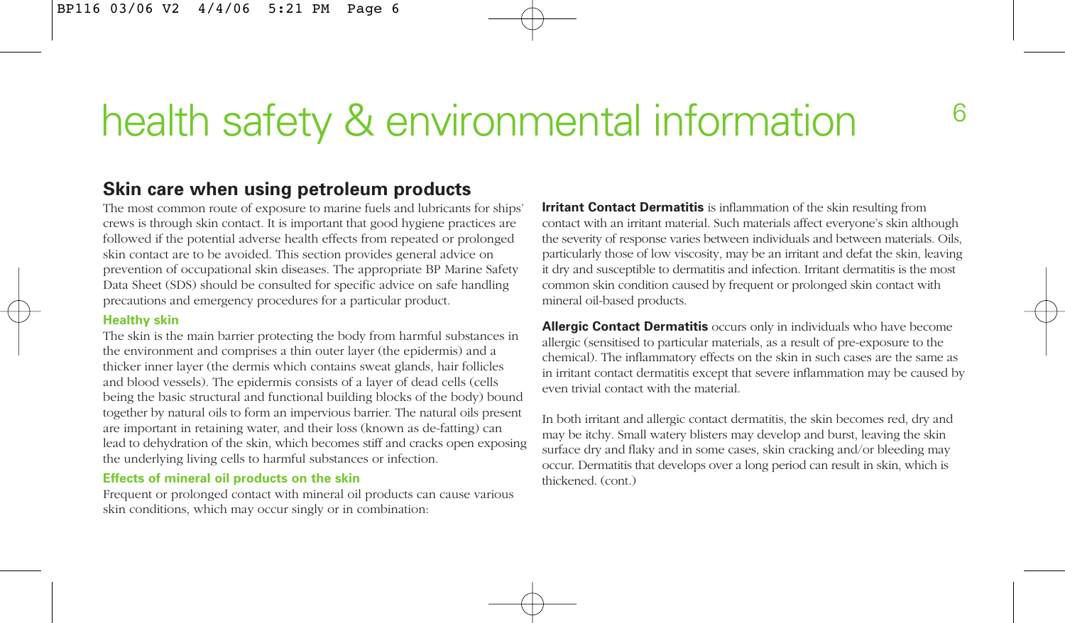# health safety & environmental information

## Skin care when using petroleum products

The most common route of exposure to marine fuels and lubricants for ships' crews is through skin contact. It is important that good hygiene practices are followed if the potential adverse health effects from repeated or prolonged skin contact are to be avoided. This section provides general advice on prevention of occupational skin diseases. The appropriate BP Marine Safety Data Sheet (SDS) should be consulted for specific advice on safe handling precautions and emergency procedures for a particular product.

### Healthy skin

The skin is the main barrier protecting the body from harmful substances in the environment and comprises a thin outer layer (the epidermis) and a thicker inner layer (the dermis which contains sweat glands, hair follicles and blood vessels). The epidermis consists of a layer of dead cells (cells being the basic structural and functional building blocks of the body) bound together by natural oils to form an impervious barrier. The natural oils present are important in retaining water, and their loss (known as de-fatting) can lead to dehydration of the skin, which becomes stiff and cracks open exposing the underlying living cells to harmful substances or infection.

### Effects of mineral oil products on the skin

Frequent or prolonged contact with mineral oil products can cause various skin conditions, which may occur singly or in combination:

**Irritant Contact Dermatitis** is inflammation of the skin resulting from contact with an irritant material. Such materials affect everyone's skin although the severity of response varies between individuals and between materials. Oils, particularly those of low viscosity, may be an irritant and defat the skin, leaving it dry and susceptible to dermatitis and infection. Irritant dermatitis is the most common skin condition caused by frequent or prolonged skin contact with mineral oil-based products.

**Allergic Contact Dermatitis** occurs only in individuals who have become allergic (sensitised to particular materials, as a result of pre-exposure to the chemical). The inflammatory effects on the skin in such cases are the same as in irritant contact dermatitis except that severe inflammation may be caused by even trivial contact with the material.

In both irritant and allergic contact dermatitis, the skin becomes red, dry and may be itchy. Small watery blisters may develop and burst, leaving the skin surface dry and flaky and in some cases, skin cracking and/or bleeding may occur. Dermatitis that develops over a long period can result in skin, which is thickened. (cont.)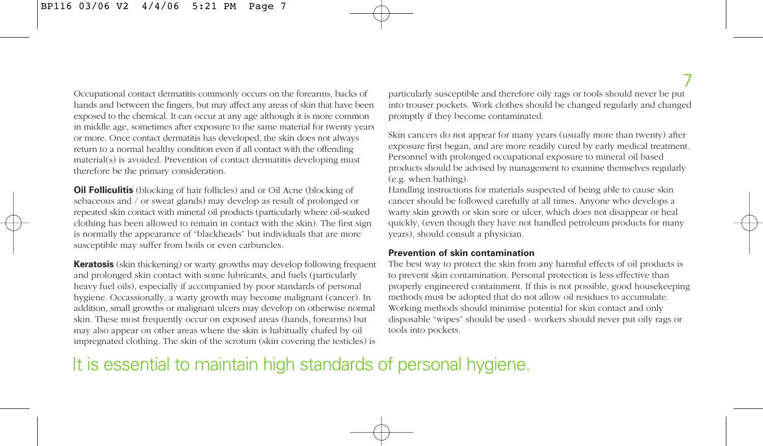Occupational contact dermatitis commonly occurs on the forearms, backs of hands and between the fingers, but may affect any areas of skin that have been exposed to the chemical. It can occur at any age although it is more common in middle age, sometimes after exposure to the same material for twenty years or more. Once contact dermatitis has developed, the skin does not always return to a normal healthy condition even if all contact with the offending material(s) is avoided. Prevention of contact dermatitis developing must therefore be the primary consideration.

**Oil Folliculitis** (blocking of hair follicles) and or Oil Acne (blocking of sebaceous and / or sweat glands) may develop as result of prolonged or repeated skin contact with mineral oil products (particularly where oil-soaked clothing has been allowed to remain in contact with the skin). The first sign is normally the appearance of "blackheads" but individuals that are more susceptible may suffer from boils or even carbuncles.

**Keratosis** (skin thickening) or warty growths may develop following frequent and prolonged skin contact with some lubricants, and fuels (particularly heavy fuel oils), especially if accompanied by poor standards of personal hygiene. Occassionally, a warty growth may become malignant (cancer). In addition, small growths or malignant ulcers may develop on otherwise normal skin. These most frequently occur on exposed areas (hands, forearms) but may also appear on other areas where the skin is habitually chafed by oil impregnated clothing. The skin of the scrotum (skin covering the testicles) is particularly susceptible and therefore oily rags or tools should never be put into trouser pockets. Work clothes should be changed regularly and changed promptly if they become contaminated.

Skin cancers do not appear for many years (usually more than twenty) after exposure first began, and are more readily cured by early medical treatment. Personnel with prolonged occupational exposure to mineral oil based products should be advised by management to examine themselves regularly (e.g. when bathing).
Handling instructions for materials suspected of being able to cause skin cancer should be followed carefully at all times. Anyone who develops a warty skin growth or skin sore or ulcer, which does not disappear or heal quickly, (even though they have not handled petroleum products for many years), should consult a physician.

**Prevention of skin contamination**

The best way to protect the skin from any harmful effects of oil products is to prevent skin contamination. Personal protection is less effective than properly engineered containment. If this is not possible, good housekeeping methods must be adopted that do not allow oil residues to accumulate. Working methods should minimise potential for skin contact and only disposable "wipes" should be used - workers should never put oily rags or tools into pockets.

It is essential to maintain high standards of personal hygiene.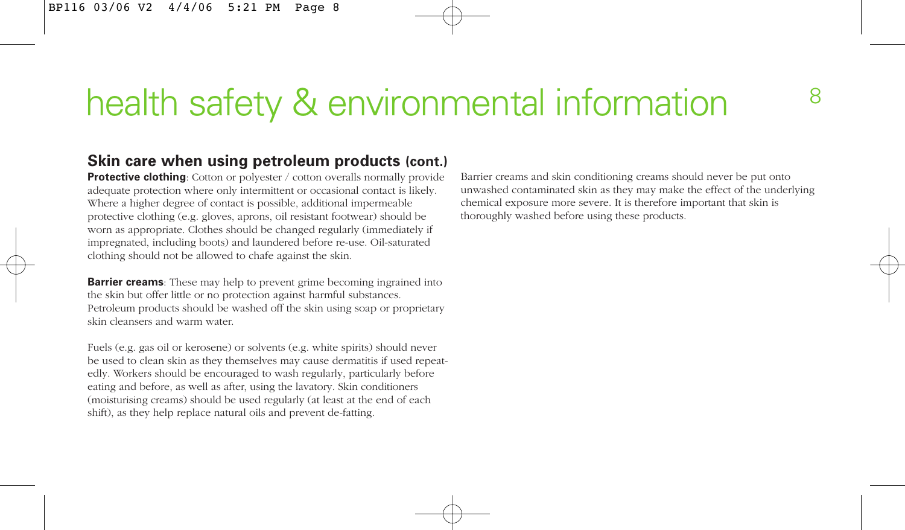# health safety & environmental information

## Skin care when using petroleum products (cont.)

**Protective clothing**: Cotton or polyester / cotton overalls normally provide adequate protection where only intermittent or occasional contact is likely. Where a higher degree of contact is possible, additional impermeable protective clothing (e.g. gloves, aprons, oil resistant footwear) should be worn as appropriate. Clothes should be changed regularly (immediately if impregnated, including boots) and laundered before re-use. Oil-saturated clothing should not be allowed to chafe against the skin.

**Barrier creams**: These may help to prevent grime becoming ingrained into the skin but offer little or no protection against harmful substances. Petroleum products should be washed off the skin using soap or proprietary skin cleansers and warm water.

Fuels (e.g. gas oil or kerosene) or solvents (e.g. white spirits) should never be used to clean skin as they themselves may cause dermatitis if used repeatedly. Workers should be encouraged to wash regularly, particularly before eating and before, as well as after, using the lavatory. Skin conditioners (moisturising creams) should be used regularly (at least at the end of each shift), as they help replace natural oils and prevent de-fatting.

Barrier creams and skin conditioning creams should never be put onto unwashed contaminated skin as they may make the effect of the underlying chemical exposure more severe. It is therefore important that skin is thoroughly washed before using these products.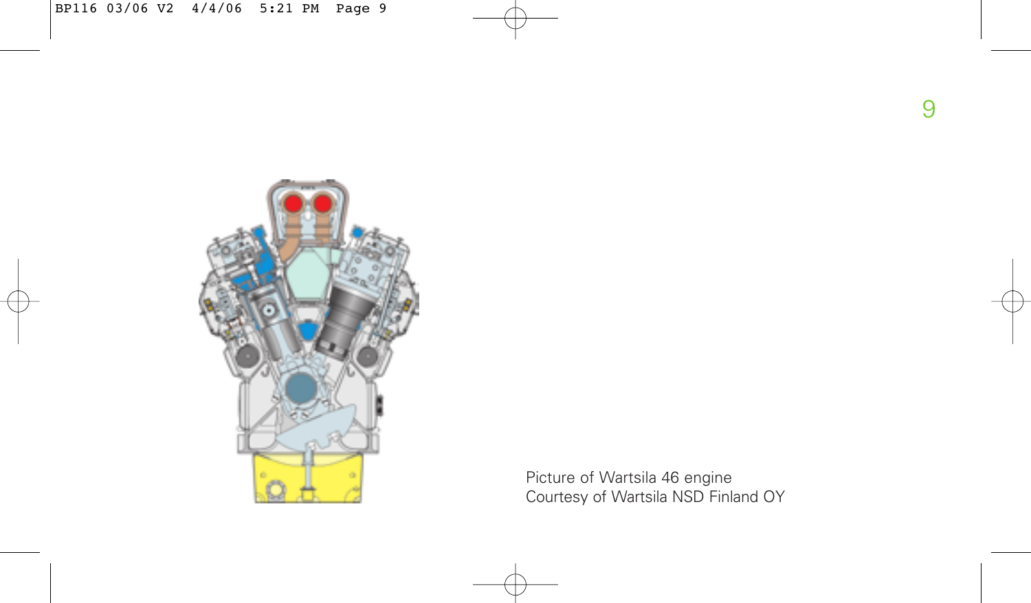Picture of Wartsila 46 engine
Courtesy of Wartsila NSD Finland OY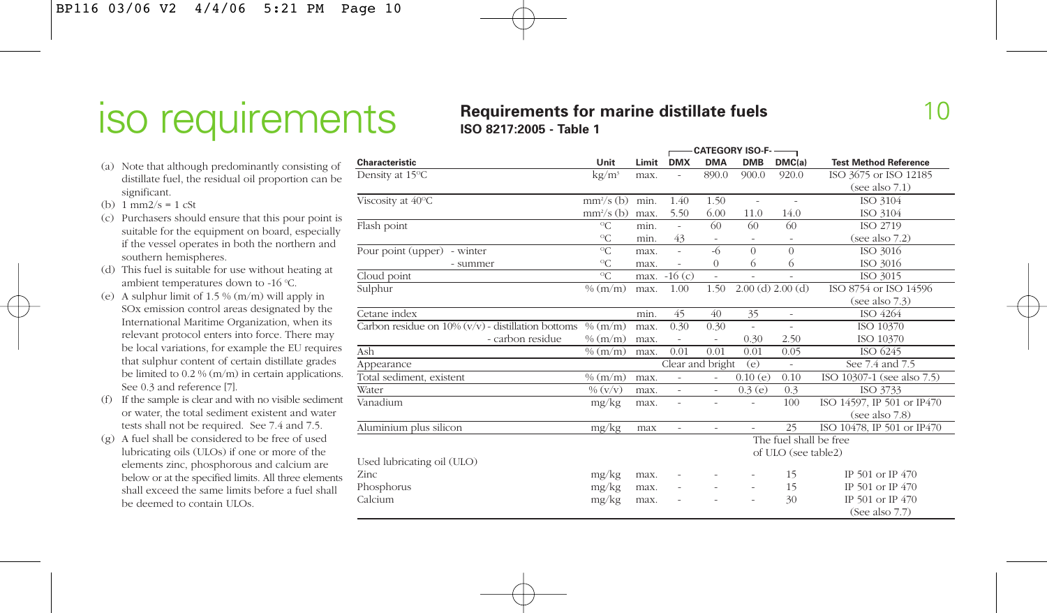# iso requirements

## Requirements for marine distillate fuels

**ISO 8217:2005 - Table 1**

(a) Note that although predominantly consisting of distillate fuel, the residual oil proportion can be significant.

(b) 1 mm2/s = 1 cSt

(c) Purchasers should ensure that this pour point is suitable for the equipment on board, especially if the vessel operates in both the northern and southern hemispheres.

(d) This fuel is suitable for use without heating at ambient temperatures down to -16 °C.

(e) A sulphur limit of 1.5 % (m/m) will apply in SOx emission control areas designated by the International Maritime Organization, when its relevant protocol enters into force. There may be local variations, for example the EU requires that sulphur content of certain distillate grades be limited to 0.2 % (m/m) in certain applications. See 0.3 and reference [7].

(f) If the sample is clear and with no visible sediment or water, the total sediment existent and water tests shall not be required. See 7.4 and 7.5.

(g) A fuel shall be considered to be free of used lubricating oils (ULOs) if one or more of the elements zinc, phosphorous and calcium are below or at the specified limits. All three elements shall exceed the same limits before a fuel shall be deemed to contain ULOs.

| Characteristic | Unit | Limit | CATEGORY ISO-F- DMX | DMA | DMB | DMC(a) | Test Method Reference |
|---|---|---|---|---|---|---|---|
| Density at 15°C | kg/m³ | max. | - | 890.0 | 900.0 | 920.0 | ISO 3675 or ISO 12185 (see also 7.1) |
| Viscosity at 40°C | mm²/s (b) | min. | 1.40 | 1.50 | - | - | ISO 3104 |
| | mm²/s (b) | max. | 5.50 | 6.00 | 11.0 | 14.0 | ISO 3104 |
| Flash point | °C | min. | - | 60 | 60 | 60 | ISO 2719 |
| | °C | min. | 43 | - | - | - | (see also 7.2) |
| Pour point (upper) - winter | °C | max. | - | -6 | 0 | 0 | ISO 3016 |
| - summer | °C | max. | - | 0 | 6 | 6 | ISO 3016 |
| Cloud point | °C | max. | -16 (c) | - | - | - | ISO 3015 |
| Sulphur | % (m/m) | max. | 1.00 | 1.50 | 2.00 (d) | 2.00 (d) | ISO 8754 or ISO 14596 (see also 7.3) |
| Cetane index | | min. | 45 | 40 | 35 | - | ISO 4264 |
| Carbon residue on 10% (v/v) - distillation bottoms | % (m/m) | max. | 0.30 | 0.30 | - | - | ISO 10370 |
| - carbon residue | % (m/m) | max. | - | - | 0.30 | 2.50 | ISO 10370 |
| Ash | % (m/m) | max. | 0.01 | 0.01 | 0.01 | 0.05 | ISO 6245 |
| Appearance | | | Clear and bright | | (e) | - | See 7.4 and 7.5 |
| Total sediment, existent | % (m/m) | max. | - | - | 0.10 (e) | 0.10 | ISO 10307-1 (see also 7.5) |
| Water | % (v/v) | max. | - | - | 0.3 (e) | 0.3 | ISO 3733 |
| Vanadium | mg/kg | max. | - | - | - | 100 | ISO 14597, IP 501 or IP470 (see also 7.8) |
| Aluminium plus silicon | mg/kg | max | - | - | - | 25 | ISO 10478, IP 501 or IP470 |
| Used lubricating oil (ULO) | | | | | The fuel shall be free of ULO (see table2) | | |
| Zinc | mg/kg | max. | - | - | - | 15 | IP 501 or IP 470 |
| Phosphorus | mg/kg | max. | - | - | - | 15 | IP 501 or IP 470 |
| Calcium | mg/kg | max. | - | - | - | 30 | IP 501 or IP 470 (See also 7.7) |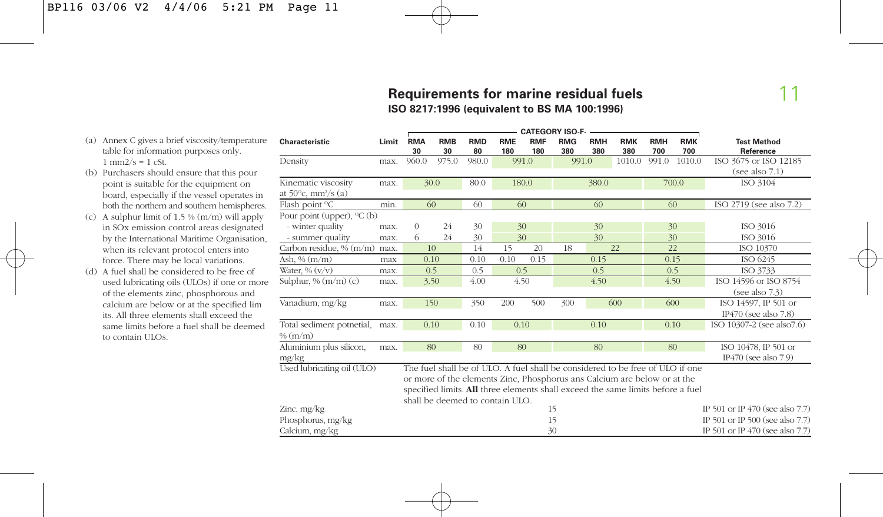## Requirements for marine residual fuels

**ISO 8217:1996 (equivalent to BS MA 100:1996)**

(a) Annex C gives a brief viscosity/temperature table for information purposes only. 1 mm2/s = 1 cSt.

(b) Purchasers should ensure that this pour point is suitable for the equipment on board, especially if the vessel operates in both the northern and southern hemispheres.

(c) A sulphur limit of 1.5 % (m/m) will apply in SOx emission control areas designated by the International Maritime Organisation, when its relevant protocol enters into force. There may be local variations.

(d) A fuel shall be considered to be free of used lubricating oils (ULOs) if one or more of the elements zinc, phosphorous and calcium are below or at the specified lim its. All three elements shall exceed the same limits before a fuel shall be deemed to contain ULOs.

| Characteristic | Limit | CATEGORY ISO-F- | | | | | | | | | | Test Method Reference |
|---|---|---|---|---|---|---|---|---|---|---|---|---|
| | | RMA 30 | RMB 30 | RMD 80 | RME 180 | RMF 180 | RMG 380 | RMH 380 | RMK 380 | RMH 700 | RMK 700 | |
| Density | max. | 960.0 | 975.0 | 980.0 | 991.0 | | 991.0 | | 1010.0 | 991.0 | 1010.0 | ISO 3675 or ISO 12185 (see also 7.1) |
| Kinematic viscosity at 50°c, mm²/s (a) | max. | 30.0 | | 80.0 | 180.0 | | 380.0 | | | 700.0 | | ISO 3104 |
| Flash point °C | min. | 60 | | 60 | 60 | | 60 | | | 60 | | ISO 2719 (see also 7.2) |
| Pour point (upper), °C (b) | | | | | | | | | | | | |
| - winter quality | max. | 0 | 24 | 30 | 30 | | 30 | | | 30 | | ISO 3016 |
| - summer quality | max. | 6 | 24 | 30 | 30 | | 30 | | | 30 | | ISO 3016 |
| Carbon residue, % (m/m) | max. | 10 | | 14 | 15 | 20 | 18 | 22 | | 22 | | ISO 10370 |
| Ash, % (m/m) | max | 0.10 | | 0.10 | 0.10 | 0.15 | 0.15 | | | 0.15 | | ISO 6245 |
| Water, % (v/v) | max. | 0.5 | | 0.5 | 0.5 | | 0.5 | | | 0.5 | | ISO 3733 |
| Sulphur, % (m/m) (c) | max. | 3.50 | | 4.00 | 4.50 | | 4.50 | | | 4.50 | | ISO 14596 or ISO 8754 (see also 7.3) |
| Vanadium, mg/kg | max. | 150 | | 350 | 200 | 500 | 300 | 600 | | 600 | | ISO 14597, IP 501 or IP470 (see also 7.8) |
| Total sediment potnetial, % (m/m) | max. | 0.10 | | 0.10 | 0.10 | | 0.10 | | | 0.10 | | ISO 10307-2 (see also7.6) |
| Aluminium plus silicon, mg/kg | max. | 80 | | 80 | 80 | | 80 | | | 80 | | ISO 10478, IP 501 or IP470 (see also 7.9) |
| Used lubricating oil (ULO) | | The fuel shall be of ULO. A fuel shall be considered to be free of ULO if one or more of the elements Zinc, Phosphorus ans Calcium are below or at the specified limits. **All** three elements shall exceed the same limits before a fuel shall be deemed to contain ULO. | | | | | | | | | | |
| Zinc, mg/kg | | 15 | | | | | | | | | | IP 501 or IP 470 (see also 7.7) |
| Phosphorus, mg/kg | | 15 | | | | | | | | | | IP 501 or IP 500 (see also 7.7) |
| Calcium, mg/kg | | 30 | | | | | | | | | | IP 501 or IP 470 (see also 7.7) |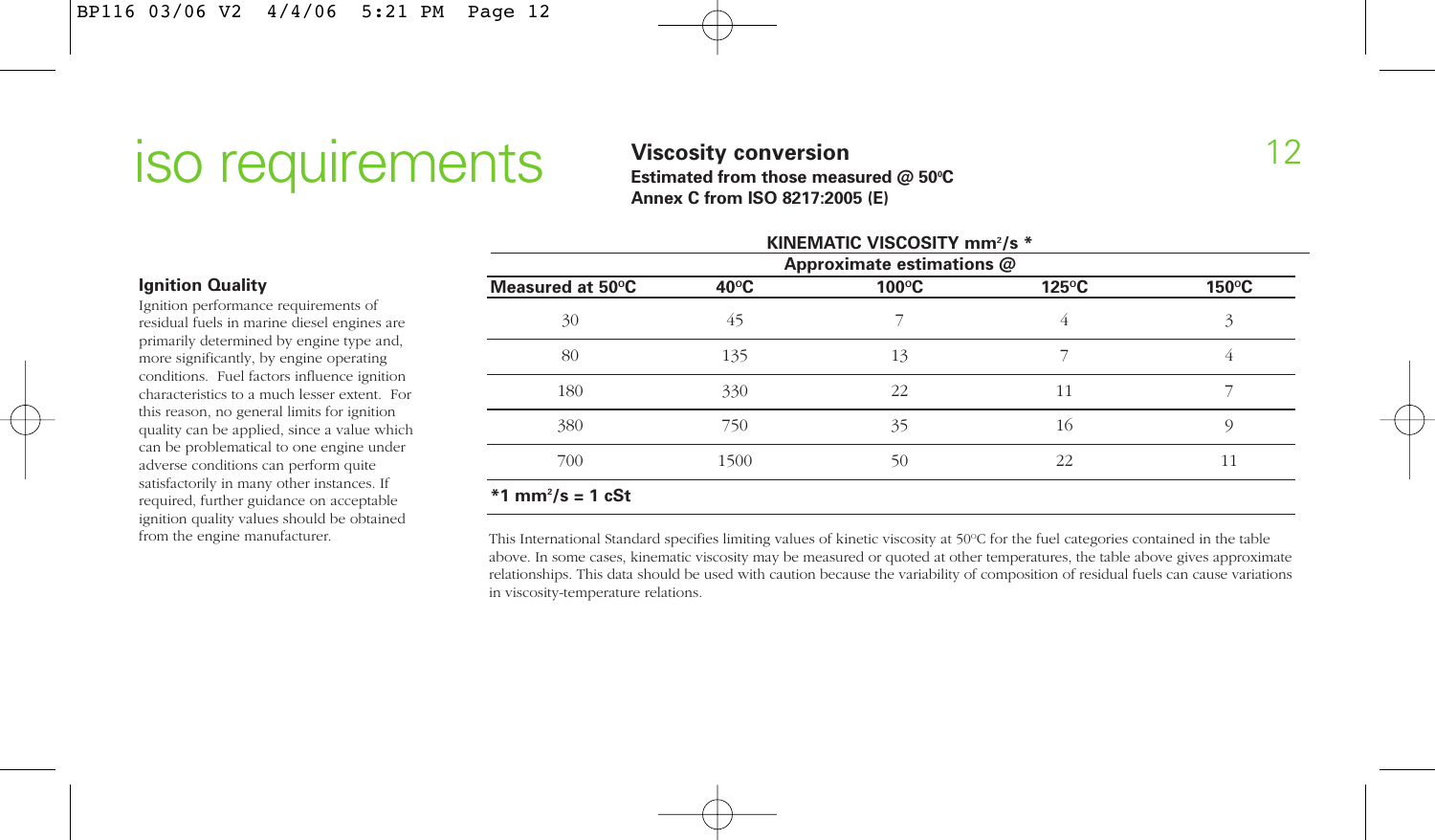# iso requirements

## Ignition Quality

Ignition performance requirements of residual fuels in marine diesel engines are primarily determined by engine type and, more significantly, by engine operating conditions. Fuel factors influence ignition characteristics to a much lesser extent. For this reason, no general limits for ignition quality can be applied, since a value which can be problematical to one engine under adverse conditions can perform quite satisfactorily in many other instances. If required, further guidance on acceptable ignition quality values should be obtained from the engine manufacturer.

## Viscosity conversion

**Estimated from those measured @ 50ºC**
**Annex C from ISO 8217:2005 (E)**

| KINEMATIC VISCOSITY $mm^2/s$ * | | | | |
|---|---|---|---|---|
| | Approximate estimations @ | | | |
| **Measured at 50ºC** | **40ºC** | **100ºC** | **125ºC** | **150ºC** |
| 30 | 45 | 7 | 4 | 3 |
| 80 | 135 | 13 | 7 | 4 |
| 180 | 330 | 22 | 11 | 7 |
| 380 | 750 | 35 | 16 | 9 |
| 700 | 1500 | 50 | 22 | 11 |

**\*1 $mm^2/s$ = 1 cSt**

This International Standard specifies limiting values of kinetic viscosity at 50ºC for the fuel categories contained in the table above. In some cases, kinematic viscosity may be measured or quoted at other temperatures, the table above gives approximate relationships. This data should be used with caution because the variability of composition of residual fuels can cause variations in viscosity-temperature relations.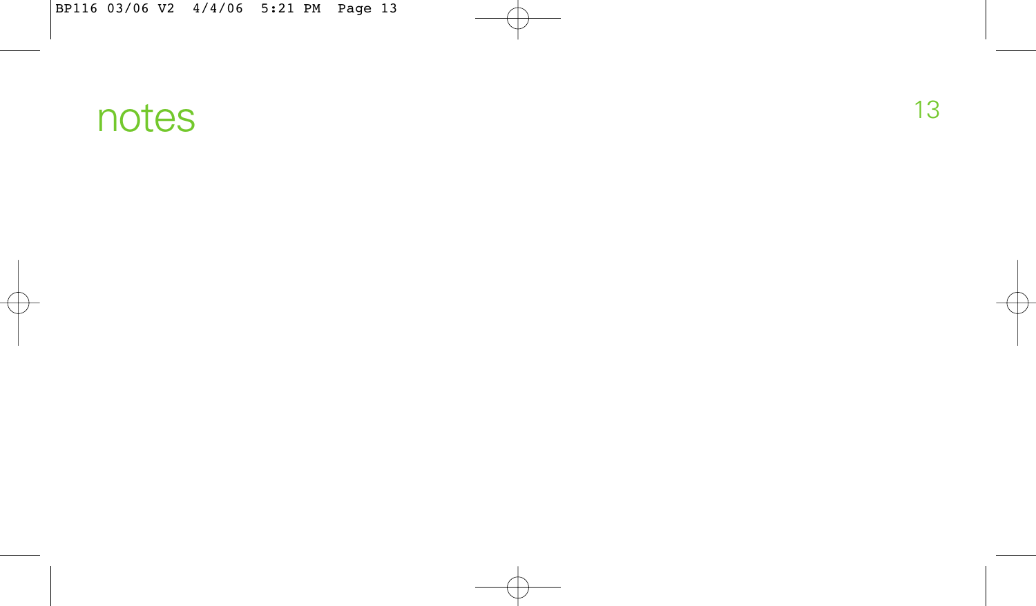# notes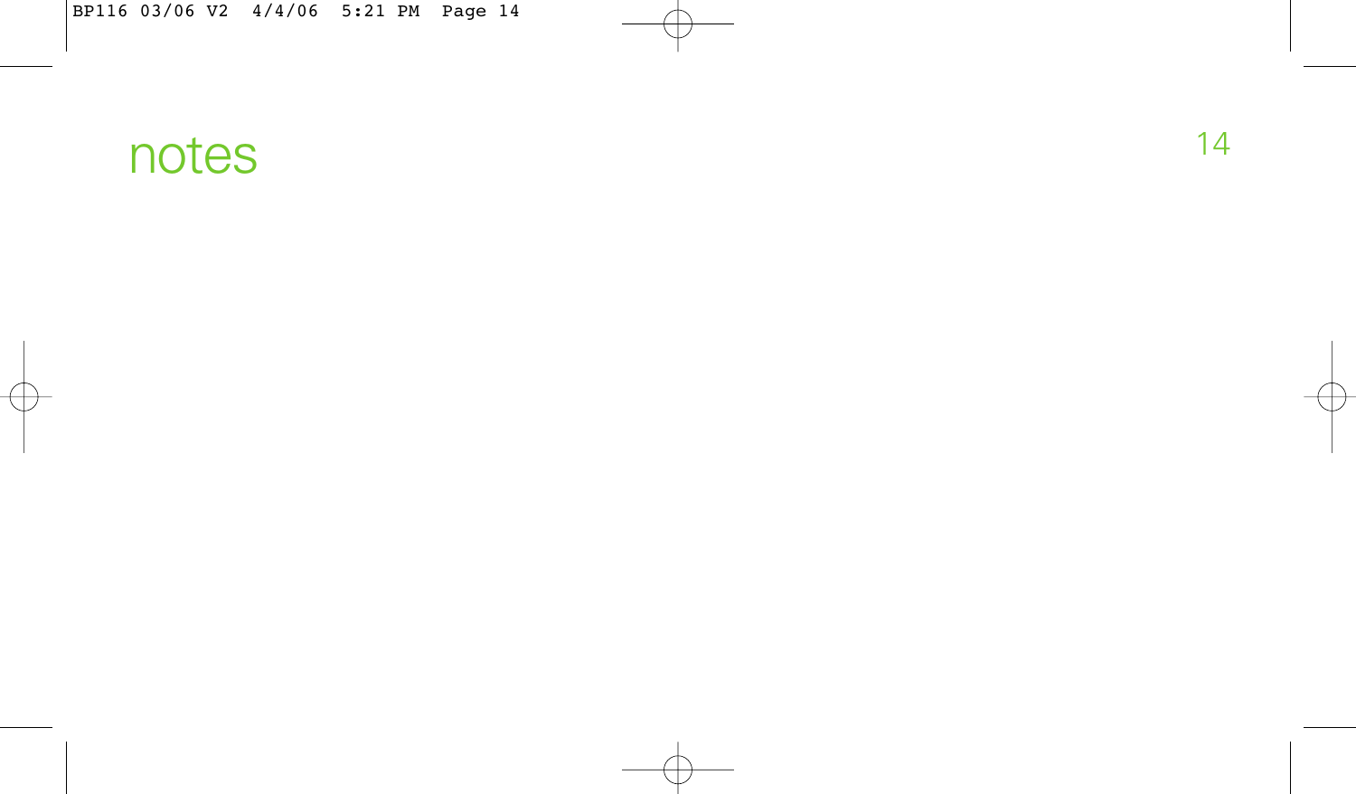# notes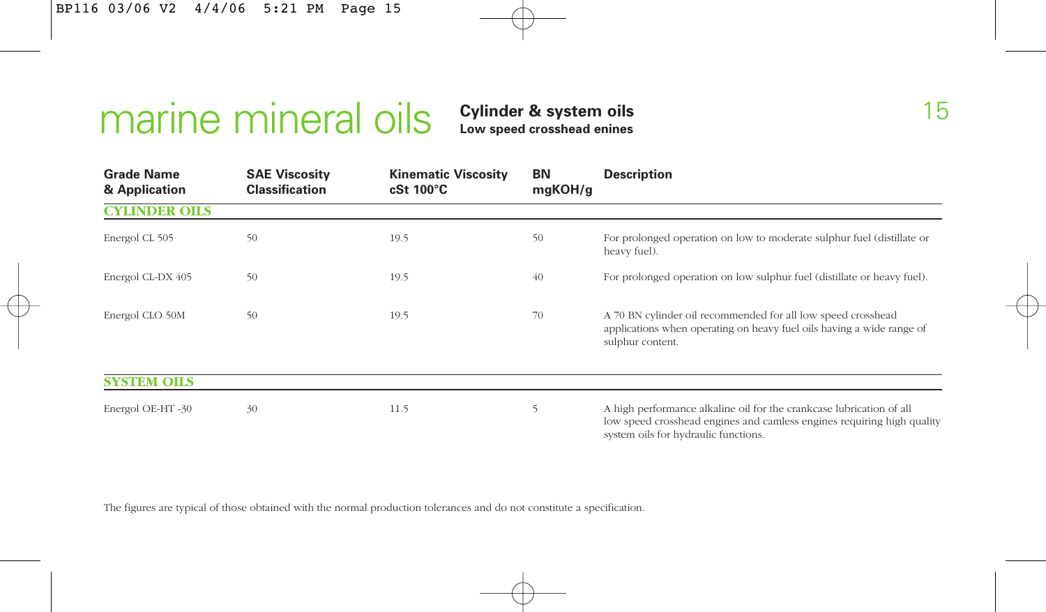# marine mineral oils

## Cylinder & system oils

**Low speed crosshead enines**

| Grade Name & Application | SAE Viscosity Classification | Kinematic Viscosity cSt 100°C | BN mgKOH/g | Description |
|---|---|---|---|---|
| **CYLINDER OILS** | | | | |
| Energol CL 505 | 50 | 19.5 | 50 | For prolonged operation on low to moderate sulphur fuel (distillate or heavy fuel). |
| Energol CL-DX 405 | 50 | 19.5 | 40 | For prolonged operation on low sulphur fuel (distillate or heavy fuel). |
| Energol CLO 50M | 50 | 19.5 | 70 | A 70 BN cylinder oil recommended for all low speed crosshead applications when operating on heavy fuel oils having a wide range of sulphur content. |
| **SYSTEM OILS** | | | | |
| Energol OE-HT -30 | 30 | 11.5 | 5 | A high performance alkaline oil for the crankcase lubrication of all low speed crosshead engines and camless engines requiring high quality system oils for hydraulic functions. |

The figures are typical of those obtained with the normal production tolerances and do not constitute a specification.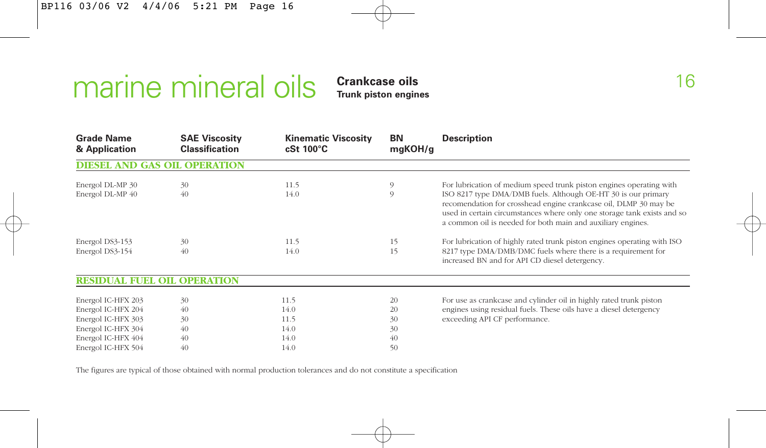# marine mineral oils

## Crankcase oils

### Trunk piston engines

| Grade Name & Application | SAE Viscosity Classification | Kinematic Viscosity cSt 100°C | BN mgKOH/g | Description |
|---|---|---|---|---|
| **DIESEL AND GAS OIL OPERATION** | | | | |
| Energol DL-MP 30 | 30 | 11.5 | 9 | For lubrication of medium speed trunk piston engines operating with ISO 8217 type DMA/DMB fuels. Although OE-HT 30 is our primary recomendation for crosshead engine crankcase oil, DLMP 30 may be used in certain circumstances where only one storage tank exists and so a common oil is needed for both main and auxiliary engines. |
| Energol DL-MP 40 | 40 | 14.0 | 9 | |
| Energol DS3-153 | 30 | 11.5 | 15 | For lubrication of highly rated trunk piston engines operating with ISO 8217 type DMA/DMB/DMC fuels where there is a requirement for increased BN and for API CD diesel detergency. |
| Energol DS3-154 | 40 | 14.0 | 15 | |
| **RESIDUAL FUEL OIL OPERATION** | | | | |
| Energol IC-HFX 203 | 30 | 11.5 | 20 | For use as crankcase and cylinder oil in highly rated trunk piston engines using residual fuels. These oils have a diesel detergency exceeding API CF performance. |
| Energol IC-HFX 204 | 40 | 14.0 | 20 | |
| Energol IC-HFX 303 | 30 | 11.5 | 30 | |
| Energol IC-HFX 304 | 40 | 14.0 | 30 | |
| Energol IC-HFX 404 | 40 | 14.0 | 40 | |
| Energol IC-HFX 504 | 40 | 14.0 | 50 | |

The figures are typical of those obtained with normal production tolerances and do not constitute a specification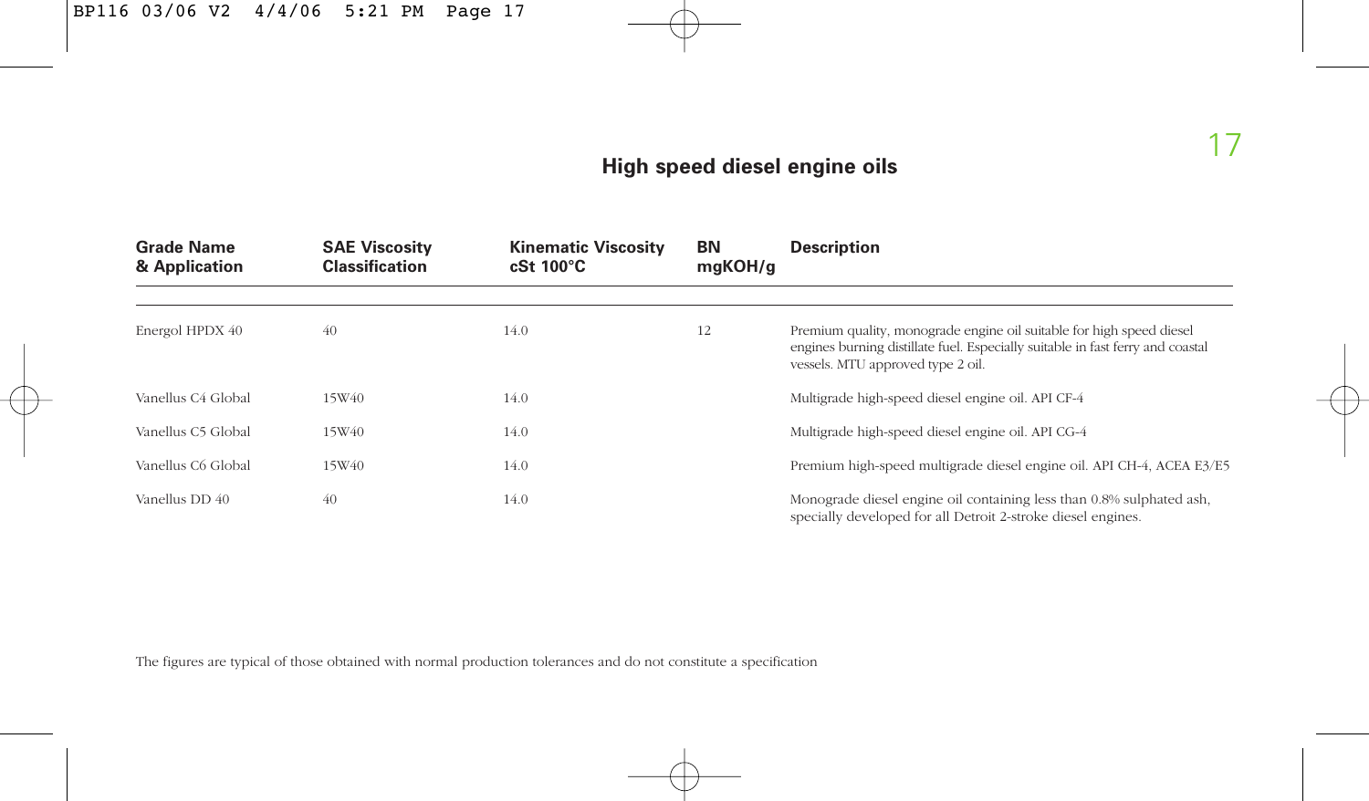## High speed diesel engine oils

| Grade Name & Application | SAE Viscosity Classification | Kinematic Viscosity cSt 100°C | BN mgKOH/g | Description |
|---|---|---|---|---|
| Energol HPDX 40 | 40 | 14.0 | 12 | Premium quality, monograde engine oil suitable for high speed diesel engines burning distillate fuel. Especially suitable in fast ferry and coastal vessels. MTU approved type 2 oil. |
| Vanellus C4 Global | 15W40 | 14.0 | | Multigrade high-speed diesel engine oil. API CF-4 |
| Vanellus C5 Global | 15W40 | 14.0 | | Multigrade high-speed diesel engine oil. API CG-4 |
| Vanellus C6 Global | 15W40 | 14.0 | | Premium high-speed multigrade diesel engine oil. API CH-4, ACEA E3/E5 |
| Vanellus DD 40 | 40 | 14.0 | | Monograde diesel engine oil containing less than 0.8% sulphated ash, specially developed for all Detroit 2-stroke diesel engines. |

The figures are typical of those obtained with normal production tolerances and do not constitute a specification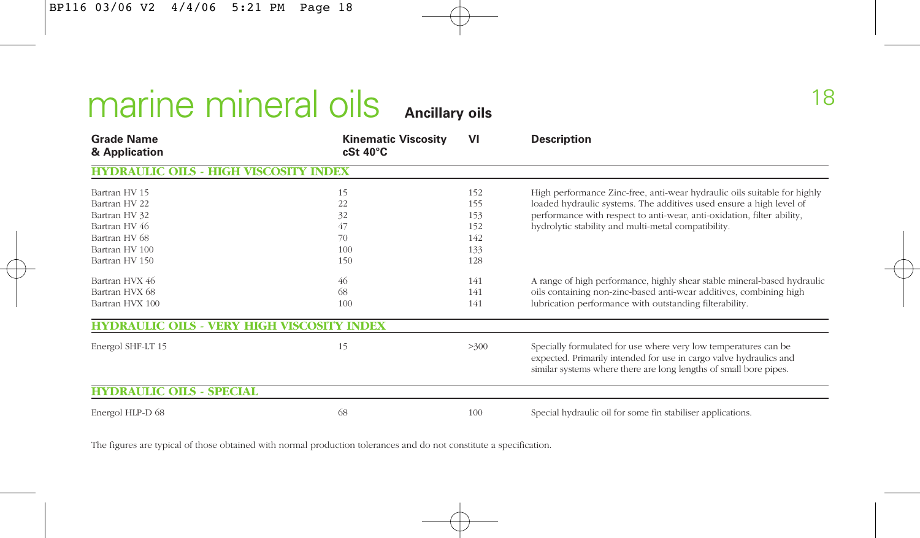# marine mineral oils

## Ancillary oils

| Grade Name & Application | Kinematic Viscosity cSt 40°C | VI | Description |
|---|---|---|---|
| **HYDRAULIC OILS - HIGH VISCOSITY INDEX** | | | |
| Bartran HV 15 | 15 | 152 | High performance Zinc-free, anti-wear hydraulic oils suitable for highly loaded hydraulic systems. The additives used ensure a high level of performance with respect to anti-wear, anti-oxidation, filter ability, hydrolytic stability and multi-metal compatibility. |
| Bartran HV 22 | 22 | 155 | |
| Bartran HV 32 | 32 | 153 | |
| Bartran HV 46 | 47 | 152 | |
| Bartran HV 68 | 70 | 142 | |
| Bartran HV 100 | 100 | 133 | |
| Bartran HV 150 | 150 | 128 | |
| Bartran HVX 46 | 46 | 141 | A range of high performance, highly shear stable mineral-based hydraulic oils containing non-zinc-based anti-wear additives, combining high lubrication performance with outstanding filterability. |
| Bartran HVX 68 | 68 | 141 | |
| Bartran HVX 100 | 100 | 141 | |
| **HYDRAULIC OILS - VERY HIGH VISCOSITY INDEX** | | | |
| Energol SHF-LT 15 | 15 | >300 | Specially formulated for use where very low temperatures can be expected. Primarily intended for use in cargo valve hydraulics and similar systems where there are long lengths of small bore pipes. |
| **HYDRAULIC OILS - SPECIAL** | | | |
| Energol HLP-D 68 | 68 | 100 | Special hydraulic oil for some fin stabiliser applications. |

The figures are typical of those obtained with normal production tolerances and do not constitute a specification.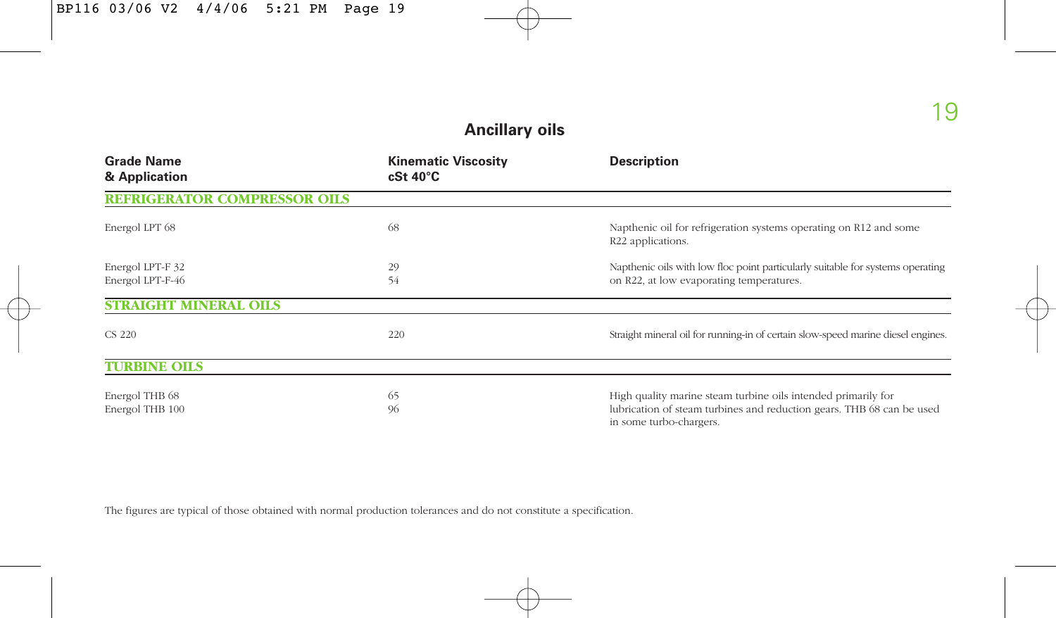## Ancillary oils

| Grade Name & Application | Kinematic Viscosity cSt 40°C | Description |
|---|---|---|
| **REFRIGERATOR COMPRESSOR OILS** | | |
| Energol LPT 68 | 68 | Napthenic oil for refrigeration systems operating on R12 and some R22 applications. |
| Energol LPT-F 32<br>Energol LPT-F-46 | 29<br>54 | Napthenic oils with low floc point particularly suitable for systems operating on R22, at low evaporating temperatures. |
| **STRAIGHT MINERAL OILS** | | |
| CS 220 | 220 | Straight mineral oil for running-in of certain slow-speed marine diesel engines. |
| **TURBINE OILS** | | |
| Energol THB 68<br>Energol THB 100 | 65<br>96 | High quality marine steam turbine oils intended primarily for lubrication of steam turbines and reduction gears. THB 68 can be used in some turbo-chargers. |

The figures are typical of those obtained with normal production tolerances and do not constitute a specification.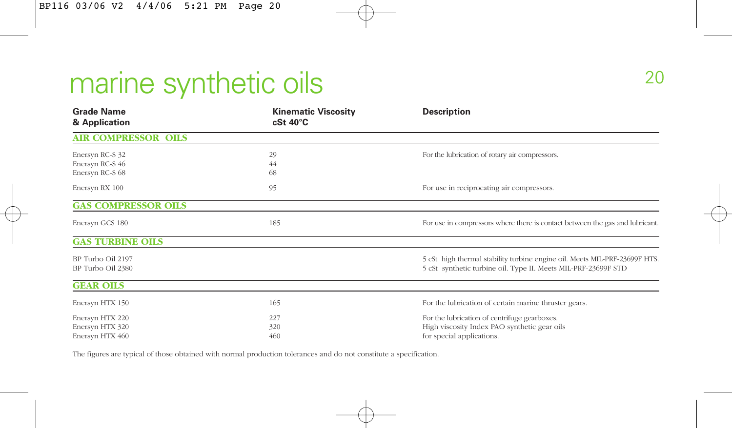# marine synthetic oils

| Grade Name & Application | Kinematic Viscosity cSt 40°C | Description |
|---|---|---|
| **AIR COMPRESSOR OILS** | | |
| Enersyn RC-S 32 | 29 | For the lubrication of rotary air compressors. |
| Enersyn RC-S 46 | 44 | |
| Enersyn RC-S 68 | 68 | |
| Enersyn RX 100 | 95 | For use in reciprocating air compressors. |
| **GAS COMPRESSOR OILS** | | |
| Enersyn GCS 180 | 185 | For use in compressors where there is contact between the gas and lubricant. |
| **GAS TURBINE OILS** | | |
| BP Turbo Oil 2197 | | 5 cSt high thermal stability turbine engine oil. Meets MIL-PRF-23699F HTS. |
| BP Turbo Oil 2380 | | 5 cSt synthetic turbine oil. Type II. Meets MIL-PRF-23699F STD |
| **GEAR OILS** | | |
| Enersyn HTX 150 | 165 | For the lubrication of certain marine thruster gears. |
| Enersyn HTX 220 | 227 | For the lubrication of centrifuge gearboxes. |
| Enersyn HTX 320 | 320 | High viscosity Index PAO synthetic gear oils |
| Enersyn HTX 460 | 460 | for special applications. |

The figures are typical of those obtained with normal production tolerances and do not constitute a specification.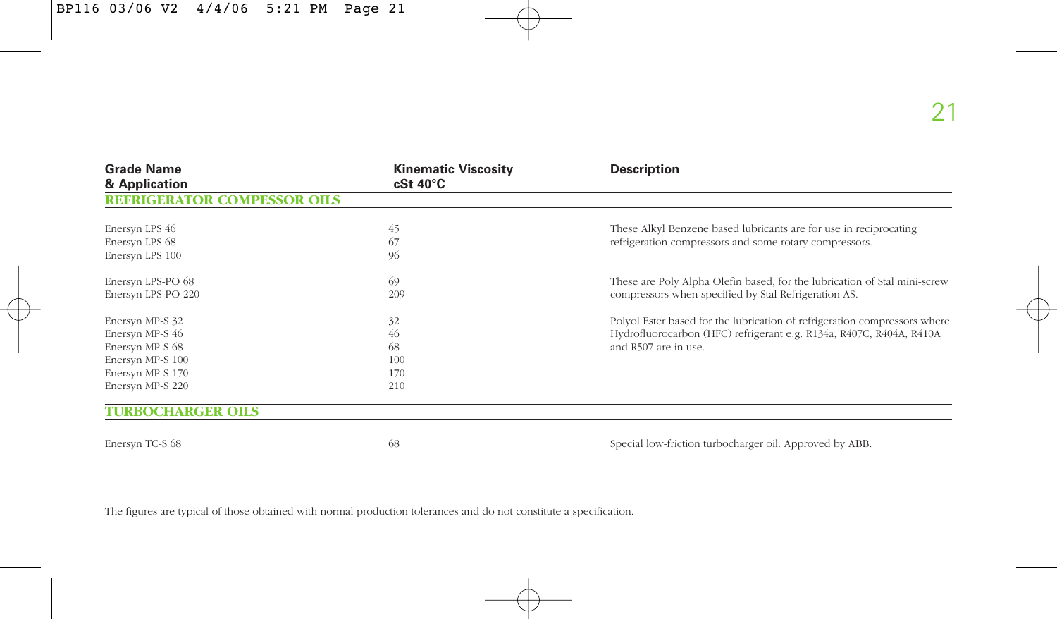| Grade Name & Application | Kinematic Viscosity cSt 40°C | Description |
|---|---|---|
| **REFRIGERATOR COMPESSOR OILS** | | |
| Enersyn LPS 46 | 45 | These Alkyl Benzene based lubricants are for use in reciprocating refrigeration compressors and some rotary compressors. |
| Enersyn LPS 68 | 67 | |
| Enersyn LPS 100 | 96 | |
| Enersyn LPS-PO 68 | 69 | These are Poly Alpha Olefin based, for the lubrication of Stal mini-screw compressors when specified by Stal Refrigeration AS. |
| Enersyn LPS-PO 220 | 209 | |
| Enersyn MP-S 32 | 32 | Polyol Ester based for the lubrication of refrigeration compressors where Hydrofluorocarbon (HFC) refrigerant e.g. R134a, R407C, R404A, R410A and R507 are in use. |
| Enersyn MP-S 46 | 46 | |
| Enersyn MP-S 68 | 68 | |
| Enersyn MP-S 100 | 100 | |
| Enersyn MP-S 170 | 170 | |
| Enersyn MP-S 220 | 210 | |
| **TURBOCHARGER OILS** | | |
| Enersyn TC-S 68 | 68 | Special low-friction turbocharger oil. Approved by ABB. |

The figures are typical of those obtained with normal production tolerances and do not constitute a specification.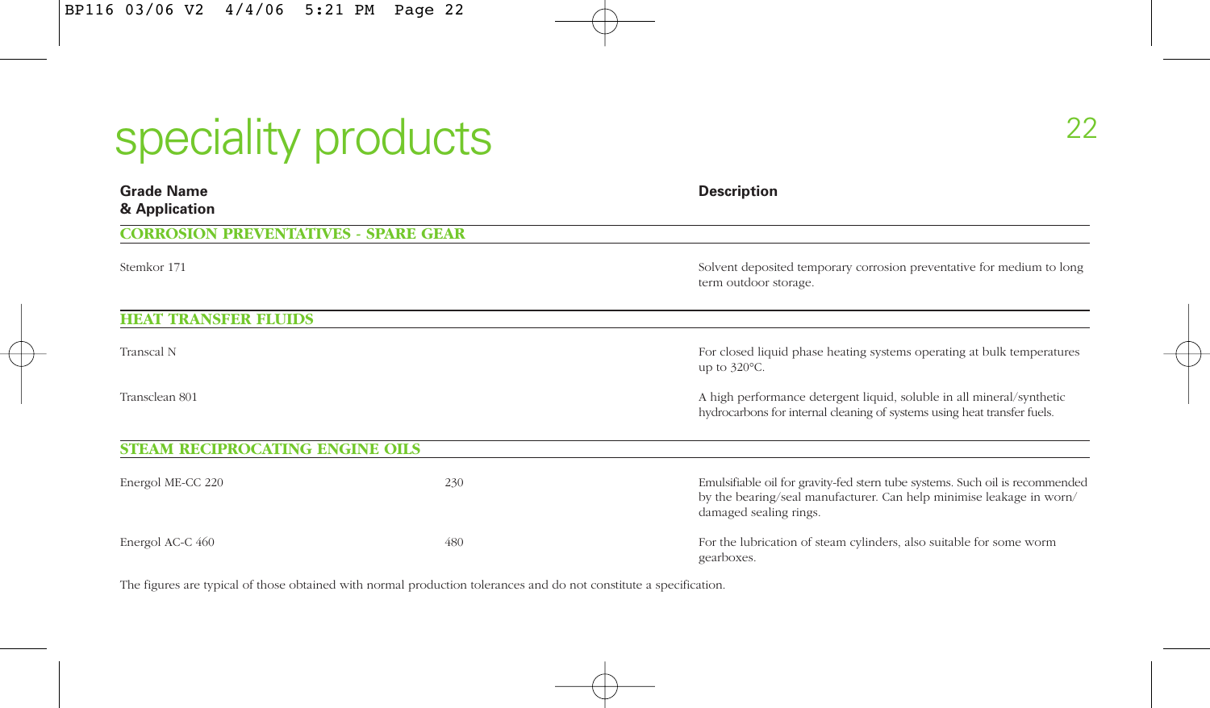# speciality products

| Grade Name & Application | | Description |
|---|---|---|
| **CORROSION PREVENTATIVES - SPARE GEAR** | | |
| Stemkor 171 | | Solvent deposited temporary corrosion preventative for medium to long term outdoor storage. |
| **HEAT TRANSFER FLUIDS** | | |
| Transcal N | | For closed liquid phase heating systems operating at bulk temperatures up to 320°C. |
| Transclean 801 | | A high performance detergent liquid, soluble in all mineral/synthetic hydrocarbons for internal cleaning of systems using heat transfer fuels. |
| **STEAM RECIPROCATING ENGINE OILS** | | |
| Energol ME-CC 220 | 230 | Emulsifiable oil for gravity-fed stern tube systems. Such oil is recommended by the bearing/seal manufacturer. Can help minimise leakage in worn/damaged sealing rings. |
| Energol AC-C 460 | 480 | For the lubrication of steam cylinders, also suitable for some worm gearboxes. |

The figures are typical of those obtained with normal production tolerances and do not constitute a specification.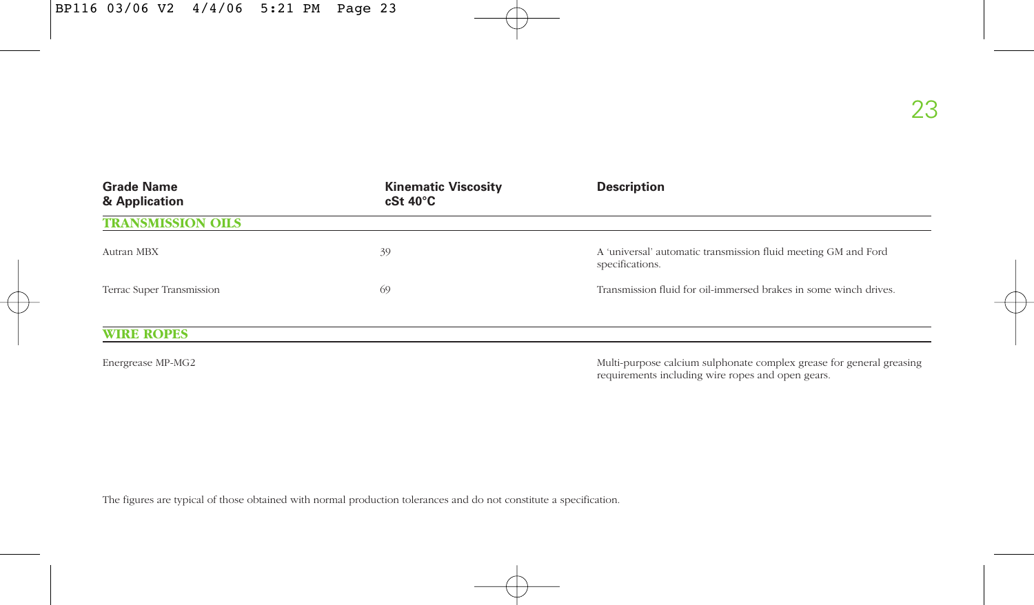| Grade Name & Application | Kinematic Viscosity cSt 40°C | Description |
| --- | --- | --- |
| **TRANSMISSION OILS** | | |
| Autran MBX | 39 | A 'universal' automatic transmission fluid meeting GM and Ford specifications. |
| Terrac Super Transmission | 69 | Transmission fluid for oil-immersed brakes in some winch drives. |
| **WIRE ROPES** | | |
| Energrease MP-MG2 | | Multi-purpose calcium sulphonate complex grease for general greasing requirements including wire ropes and open gears. |

The figures are typical of those obtained with normal production tolerances and do not constitute a specification.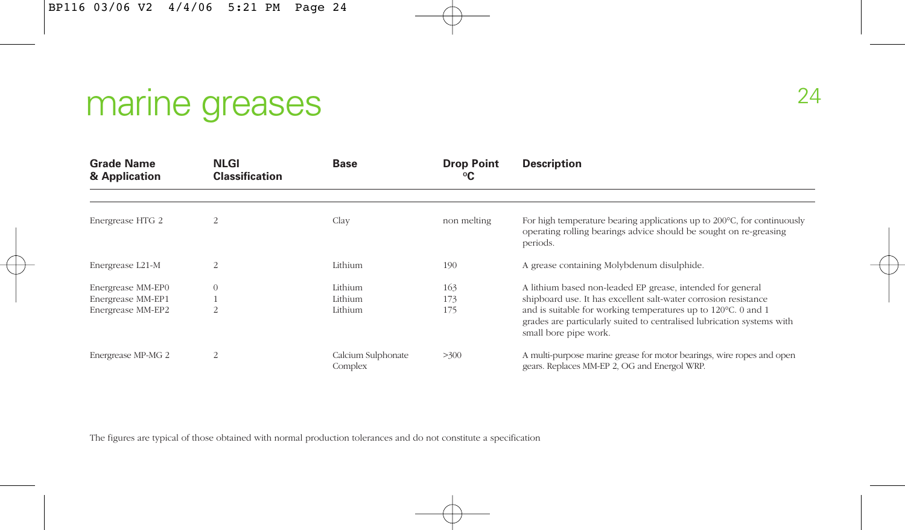# marine greases

| Grade Name & Application | NLGI Classification | Base | Drop Point °C | Description |
|---|---|---|---|---|
| Energrease HTG 2 | 2 | Clay | non melting | For high temperature bearing applications up to 200°C, for continuously operating rolling bearings advice should be sought on re-greasing periods. |
| Energrease L21-M | 2 | Lithium | 190 | A grease containing Molybdenum disulphide. |
| Energrease MM-EP0<br>Energrease MM-EP1<br>Energrease MM-EP2 | 0<br>1<br>2 | Lithium<br>Lithium<br>Lithium | 163<br>173<br>175 | A lithium based non-leaded EP grease, intended for general shipboard use. It has excellent salt-water corrosion resistance and is suitable for working temperatures up to 120°C. 0 and 1 grades are particularly suited to centralised lubrication systems with small bore pipe work. |
| Energrease MP-MG 2 | 2 | Calcium Sulphonate Complex | >300 | A multi-purpose marine grease for motor bearings, wire ropes and open gears. Replaces MM-EP 2, OG and Energol WRP. |

The figures are typical of those obtained with normal production tolerances and do not constitute a specification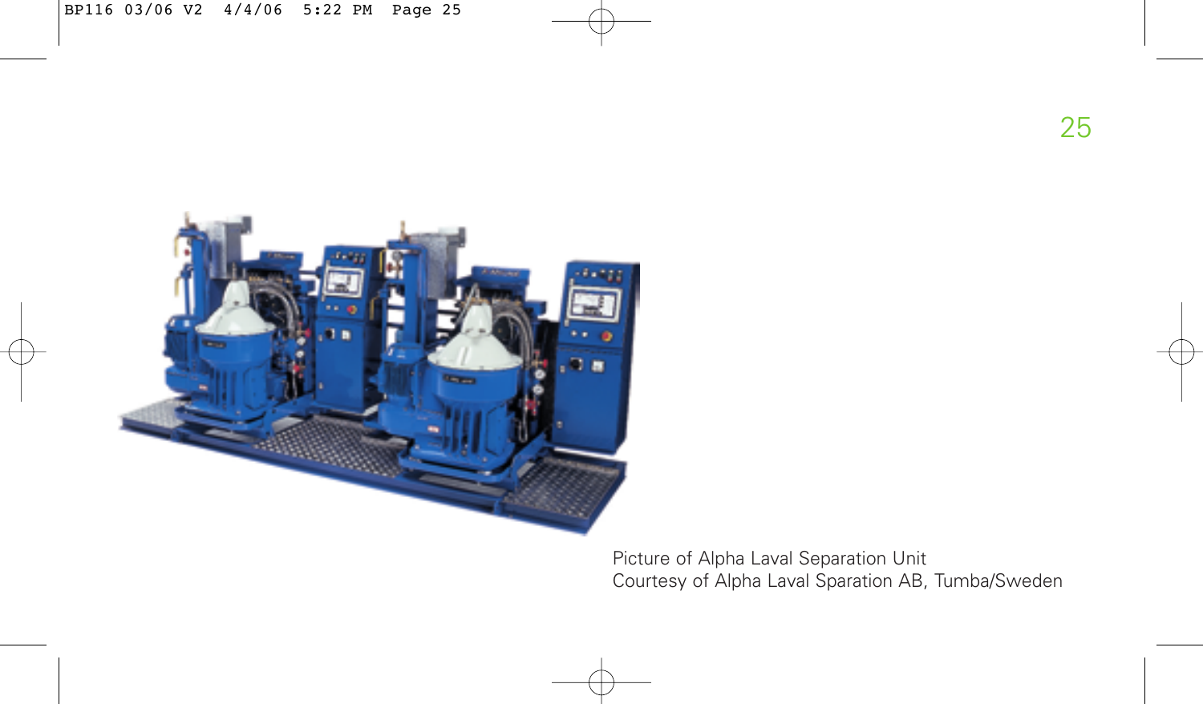Picture of Alpha Laval Separation Unit
Courtesy of Alpha Laval Sparation AB, Tumba/Sweden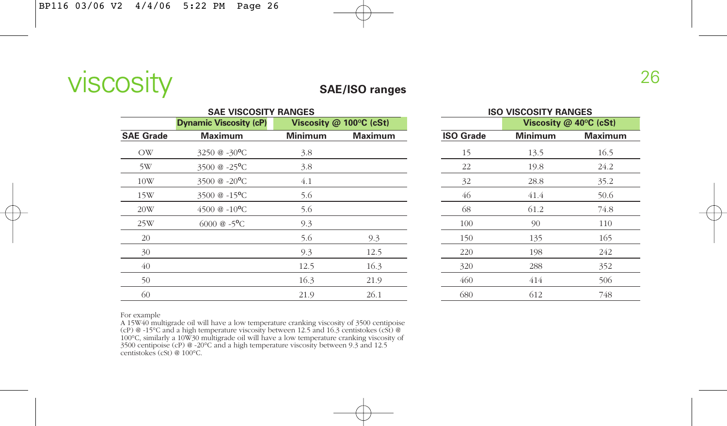# viscosity

## SAE/ISO ranges

**SAE VISCOSITY RANGES**

| | Dynamic Viscosity (cP) | Viscosity @ 100°C (cSt) | |
|---|---|---|---|
| SAE Grade | Maximum | Minimum | Maximum |
| OW | 3250 @ -30°C | 3.8 | |
| 5W | 3500 @ -25°C | 3.8 | |
| 10W | 3500 @ -20°C | 4.1 | |
| 15W | 3500 @ -15°C | 5.6 | |
| 20W | 4500 @ -10°C | 5.6 | |
| 25W | 6000 @ -5°C | 9.3 | |
| 20 | | 5.6 | 9.3 |
| 30 | | 9.3 | 12.5 |
| 40 | | 12.5 | 16.3 |
| 50 | | 16.3 | 21.9 |
| 60 | | 21.9 | 26.1 |

**ISO VISCOSITY RANGES**

| | Viscosity @ 40°C (cSt) | |
|---|---|---|
| ISO Grade | Minimum | Maximum |
| 15 | 13.5 | 16.5 |
| 22 | 19.8 | 24.2 |
| 32 | 28.8 | 35.2 |
| 46 | 41.4 | 50.6 |
| 68 | 61.2 | 74.8 |
| 100 | 90 | 110 |
| 150 | 135 | 165 |
| 220 | 198 | 242 |
| 320 | 288 | 352 |
| 460 | 414 | 506 |
| 680 | 612 | 748 |

For example
A 15W40 multigrade oil will have a low temperature cranking viscosity of 3500 centipoise (cP) @ -15°C and a high temperature viscosity between 12.5 and 16.3 centistokes (cSt) @ 100°C, similarly a 10W30 multigrade oil will have a low temperature cranking viscosity of 3500 centipoise (cP) @ -20°C and a high temperature viscosity between 9.3 and 12.5 centistokes (cSt) @ 100°C.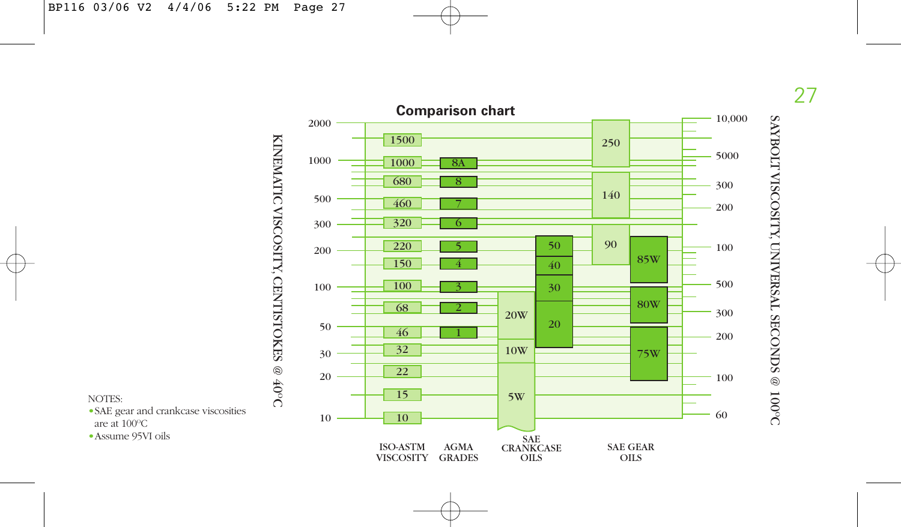## Comparison chart

KINEMATIC VISCOSITY, CENTISTOKES @ 40°C

SAYBOLT VISCOSITY, UNIVERSAL SECONDS @ 100°C

| ISO-ASTM VISCOSITY | AGMA GRADES | SAE CRANKCASE OILS | SAE GEAR OILS |
|---|---|---|---|
| 1500 | | | 250 |
| 1000 | 8A | | 250 |
| 680 | 8 | | 140 |
| 460 | 7 | | 140 |
| 320 | 6 | | 90 |
| 220 | 5 | 50 | 90 / 85W |
| 150 | 4 | 40 | 85W |
| 100 | 3 | 30 | 80W |
| 68 | 2 | 20W / 20 | 80W |
| 46 | 1 | 20W / 20 | 75W |
| 32 | | 10W | 75W |
| 22 | | 5W | 75W |
| 15 | | 5W | |
| 10 | | 5W | |

Kinematic viscosity scale (cSt @ 40°C): 2000, 1000, 500, 300, 200, 100, 50, 30, 20, 10

Saybolt viscosity scale (SUS @ 100°C): 10,000, 5000, 300, 200, 100, 500, 300, 200, 100, 60

NOTES:

- SAE gear and crankcase viscosities are at 100°C
- Assume 95VI oils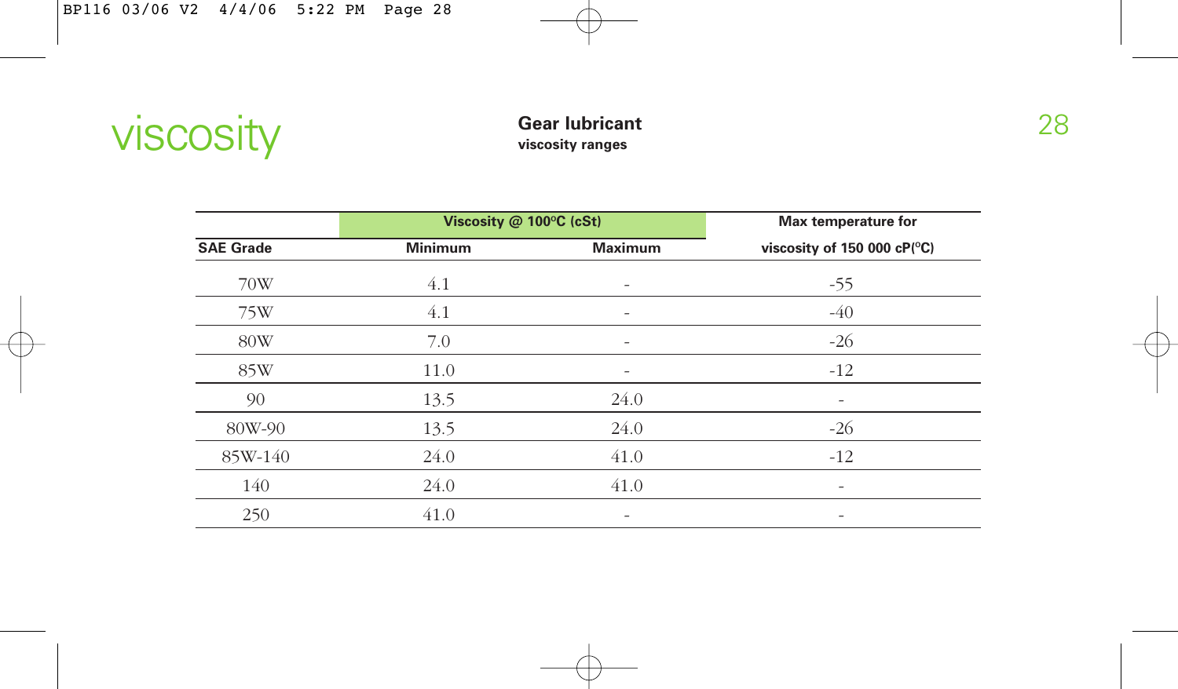# viscosity

## Gear lubricant

**viscosity ranges**

| | Viscosity @ 100°C (cSt) | | Max temperature for |
|---|---|---|---|
| **SAE Grade** | **Minimum** | **Maximum** | **viscosity of 150 000 cP(°C)** |
| 70W | 4.1 | - | -55 |
| 75W | 4.1 | - | -40 |
| 80W | 7.0 | - | -26 |
| 85W | 11.0 | - | -12 |
| 90 | 13.5 | 24.0 | - |
| 80W-90 | 13.5 | 24.0 | -26 |
| 85W-140 | 24.0 | 41.0 | -12 |
| 140 | 24.0 | 41.0 | - |
| 250 | 41.0 | - | - |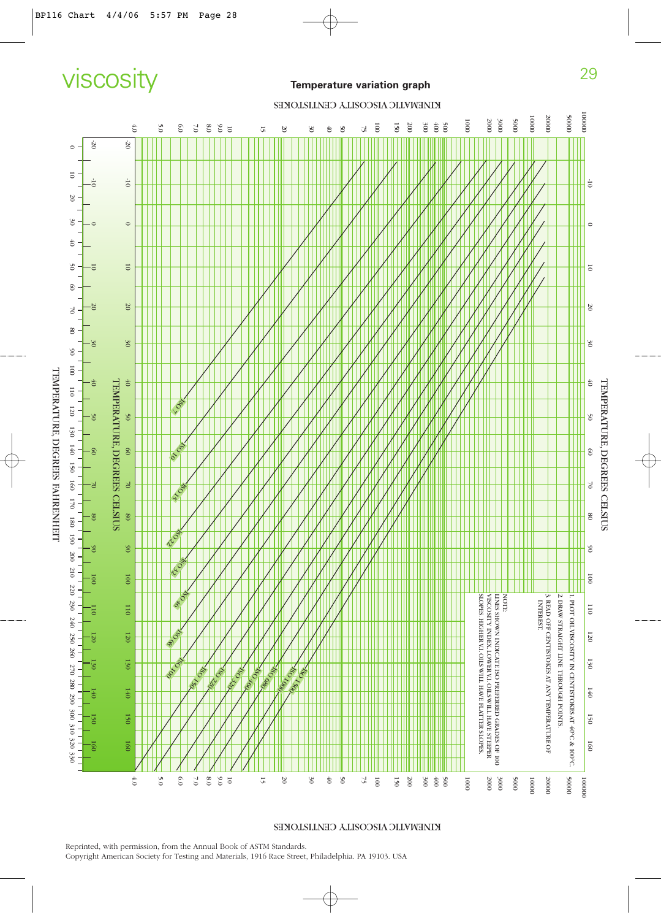# viscosity

## Temperature variation graph

KINEMATIC VISCOSITY CENTISTOKES

TEMPERATURE, DEGREES CELSIUS

TEMPERATURE, DEGREES FAHRENHEIT

1. PLOT OIL VISCOSITY IN CENTISTOKES AT 40°C & 100°C.
2. DRAW STRAIGHT LINE THROUGH POINTS.
3. READ OFF CENTISTOKES AT ANY TEMPERATURE OF INTEREST.

NOTE:
LINES SHOWN INDICATE ISO PREFERRED GRADES OF 100 VISCOSITY INDEX. LOWER V.I. OILS WILL HAVE STEEPER SLOPES. HIGHER V.I. OILS WILL HAVE FLATTER SLOPES.

ISO 7, ISO 10, ISO 15, ISO 22, ISO 32, ISO 46, ISO 68, ISO 100, ISO 150, ISO 220, ISO 320, ISO 460, ISO 680, ISO 1000, ISO 1500

Reprinted, with permission, from the Annual Book of ASTM Standards.
Copyright American Society for Testing and Materials, 1916 Race Street, Philadelphia. PA 19103. USA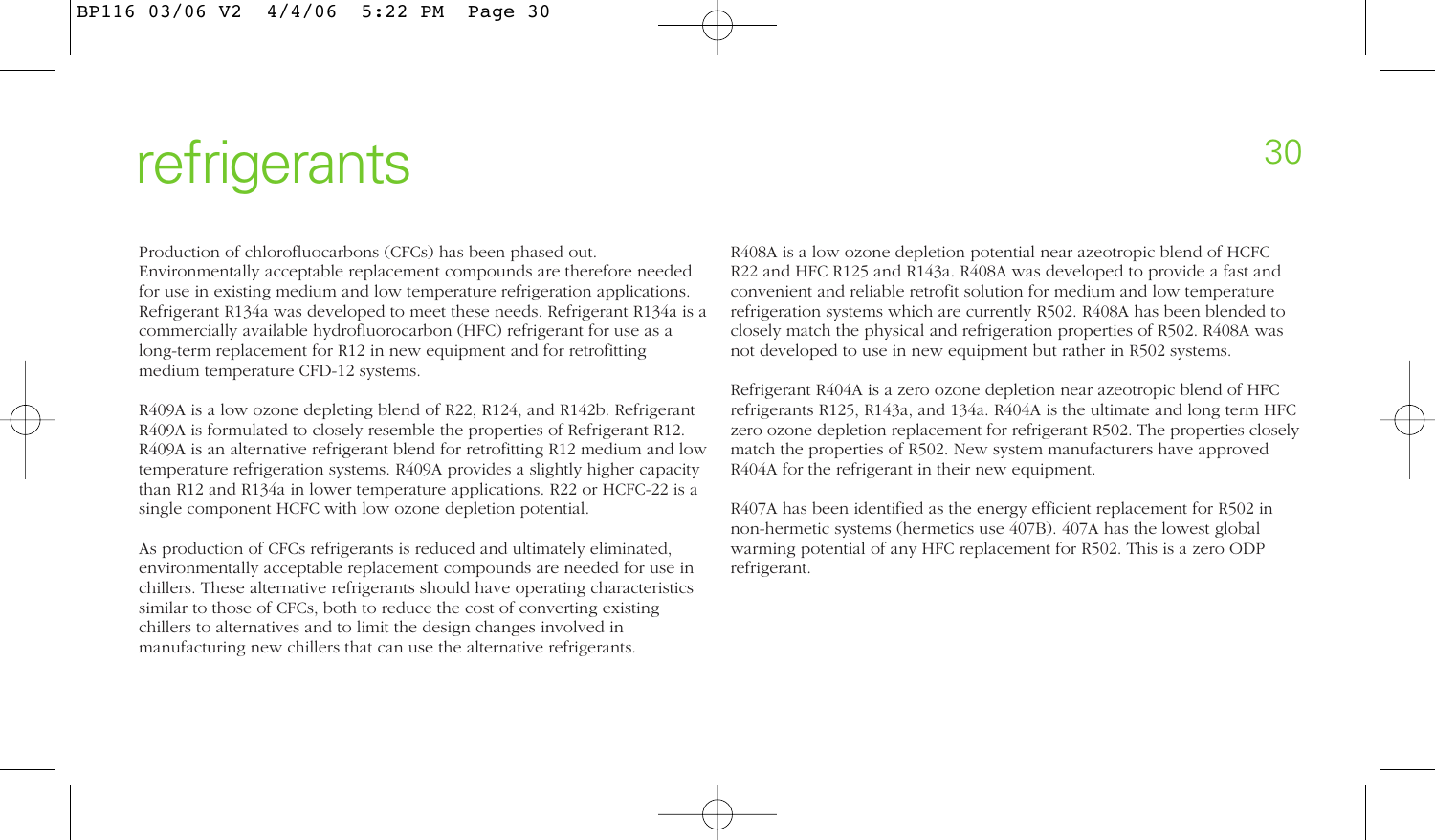# refrigerants

Production of chlorofluocarbons (CFCs) has been phased out. Environmentally acceptable replacement compounds are therefore needed for use in existing medium and low temperature refrigeration applications. Refrigerant R134a was developed to meet these needs. Refrigerant R134a is a commercially available hydrofluorocarbon (HFC) refrigerant for use as a long-term replacement for R12 in new equipment and for retrofitting medium temperature CFD-12 systems.

R409A is a low ozone depleting blend of R22, R124, and R142b. Refrigerant R409A is formulated to closely resemble the properties of Refrigerant R12. R409A is an alternative refrigerant blend for retrofitting R12 medium and low temperature refrigeration systems. R409A provides a slightly higher capacity than R12 and R134a in lower temperature applications. R22 or HCFC-22 is a single component HCFC with low ozone depletion potential.

As production of CFCs refrigerants is reduced and ultimately eliminated, environmentally acceptable replacement compounds are needed for use in chillers. These alternative refrigerants should have operating characteristics similar to those of CFCs, both to reduce the cost of converting existing chillers to alternatives and to limit the design changes involved in manufacturing new chillers that can use the alternative refrigerants.

R408A is a low ozone depletion potential near azeotropic blend of HCFC R22 and HFC R125 and R143a. R408A was developed to provide a fast and convenient and reliable retrofit solution for medium and low temperature refrigeration systems which are currently R502. R408A has been blended to closely match the physical and refrigeration properties of R502. R408A was not developed to use in new equipment but rather in R502 systems.

Refrigerant R404A is a zero ozone depletion near azeotropic blend of HFC refrigerants R125, R143a, and 134a. R404A is the ultimate and long term HFC zero ozone depletion replacement for refrigerant R502. The properties closely match the properties of R502. New system manufacturers have approved R404A for the refrigerant in their new equipment.

R407A has been identified as the energy efficient replacement for R502 in non-hermetic systems (hermetics use 407B). 407A has the lowest global warming potential of any HFC replacement for R502. This is a zero ODP refrigerant.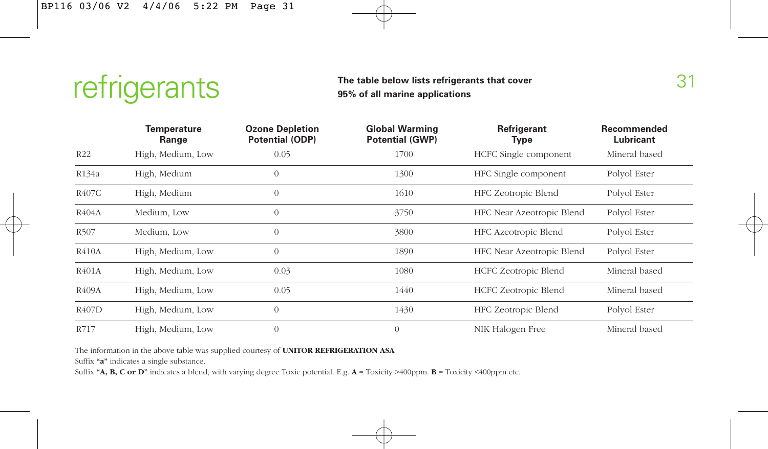# refrigerants

**The table below lists refrigerants that cover 95% of all marine applications**

| | Temperature Range | Ozone Depletion Potential (ODP) | Global Warming Potential (GWP) | Refrigerant Type | Recommended Lubricant |
|---|---|---|---|---|---|
| R22 | High, Medium, Low | 0.05 | 1700 | HCFC Single component | Mineral based |
| R134a | High, Medium | 0 | 1300 | HFC Single component | Polyol Ester |
| R407C | High, Medium | 0 | 1610 | HFC Zeotropic Blend | Polyol Ester |
| R404A | Medium, Low | 0 | 3750 | HFC Near Azeotropic Blend | Polyol Ester |
| R507 | Medium, Low | 0 | 3800 | HFC Azeotropic Blend | Polyol Ester |
| R410A | High, Medium, Low | 0 | 1890 | HFC Near Azeotropic Blend | Polyol Ester |
| R401A | High, Medium, Low | 0.03 | 1080 | HCFC Zeotropic Blend | Mineral based |
| R409A | High, Medium, Low | 0.05 | 1440 | HCFC Zeotropic Blend | Mineral based |
| R407D | High, Medium, Low | 0 | 1430 | HFC Zeotropic Blend | Polyol Ester |
| R717 | High, Medium, Low | 0 | 0 | NIK Halogen Free | Mineral based |

The information in the above table was supplied courtesy of **UNITOR REFRIGERATION ASA**

Suffix **"a"** indicates a single substance.

Suffix **"A, B, C or D"** indicates a blend, with varying degree Toxic potential. E.g. **A** = Toxicity >400ppm. **B** = Toxicity <400ppm etc.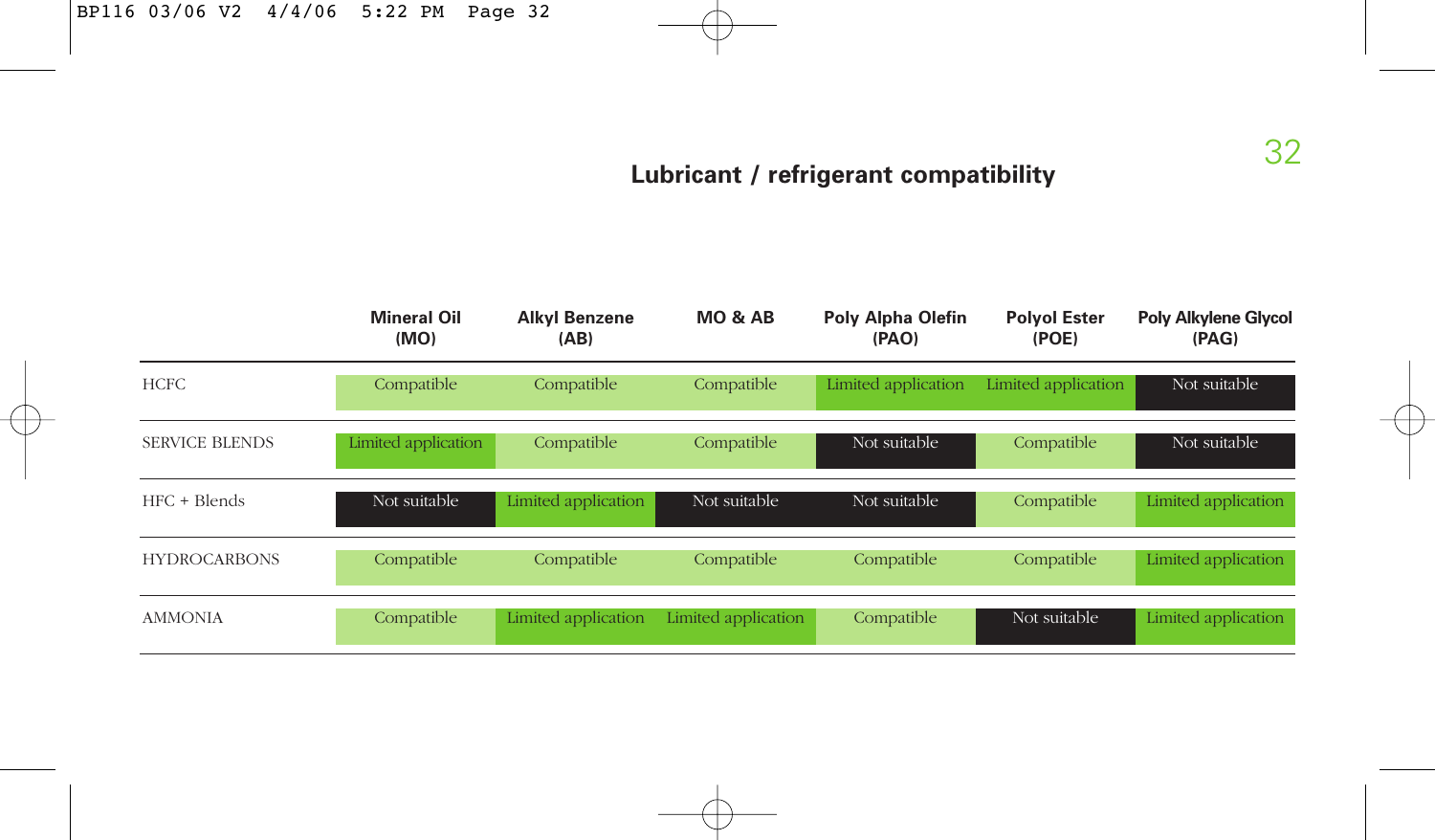## Lubricant / refrigerant compatibility

| | Mineral Oil (MO) | Alkyl Benzene (AB) | MO & AB | Poly Alpha Olefin (PAO) | Polyol Ester (POE) | Poly Alkylene Glycol (PAG) |
|---|---|---|---|---|---|---|
| HCFC | Compatible | Compatible | Compatible | Limited application | Limited application | Not suitable |
| SERVICE BLENDS | Limited application | Compatible | Compatible | Not suitable | Compatible | Not suitable |
| HFC + Blends | Not suitable | Limited application | Not suitable | Not suitable | Compatible | Limited application |
| HYDROCARBONS | Compatible | Compatible | Compatible | Compatible | Compatible | Limited application |
| AMMONIA | Compatible | Limited application | Limited application | Compatible | Not suitable | Limited application |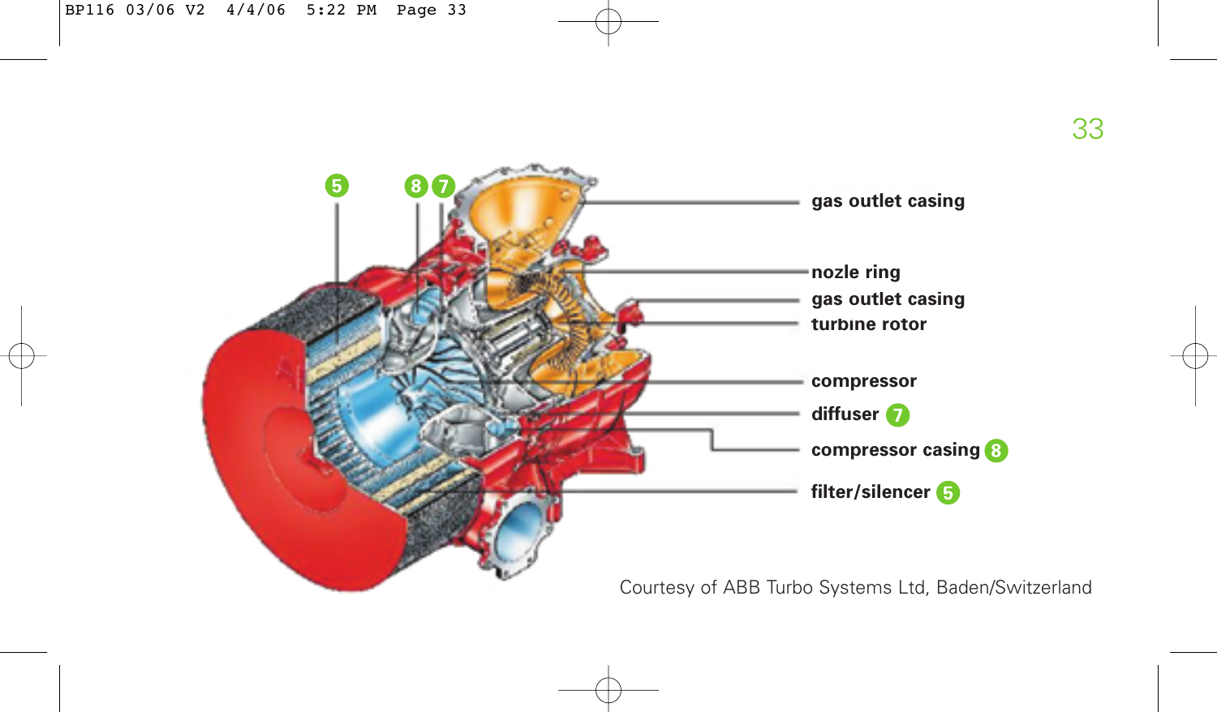gas outlet casing

nozle ring

gas outlet casing

turbine rotor

compressor

diffuser 7

compressor casing 8

filter/silencer 5

Courtesy of ABB Turbo Systems Ltd, Baden/Switzerland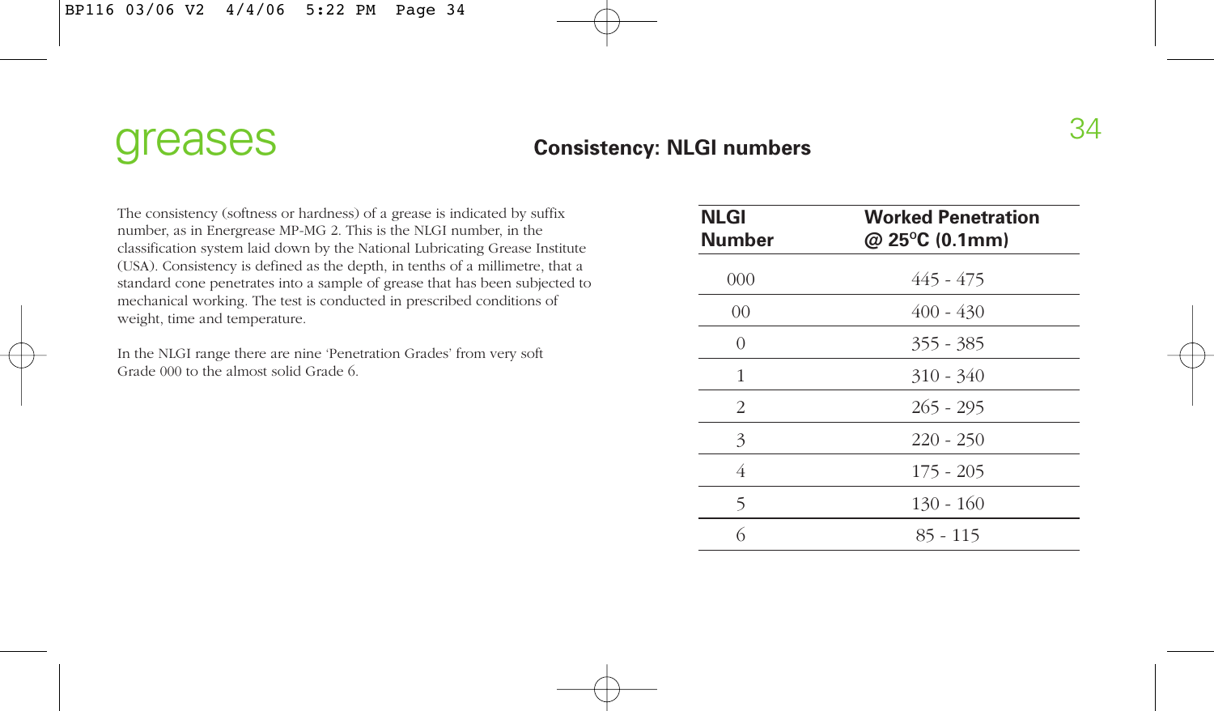# greases

## Consistency: NLGI numbers

The consistency (softness or hardness) of a grease is indicated by suffix number, as in Energrease MP-MG 2. This is the NLGI number, in the classification system laid down by the National Lubricating Grease Institute (USA). Consistency is defined as the depth, in tenths of a millimetre, that a standard cone penetrates into a sample of grease that has been subjected to mechanical working. The test is conducted in prescribed conditions of weight, time and temperature.

In the NLGI range there are nine 'Penetration Grades' from very soft Grade 000 to the almost solid Grade 6.

| NLGI Number | Worked Penetration @ 25°C (0.1mm) |
|---|---|
| 000 | 445 - 475 |
| 00 | 400 - 430 |
| 0 | 355 - 385 |
| 1 | 310 - 340 |
| 2 | 265 - 295 |
| 3 | 220 - 250 |
| 4 | 175 - 205 |
| 5 | 130 - 160 |
| 6 | 85 - 115 |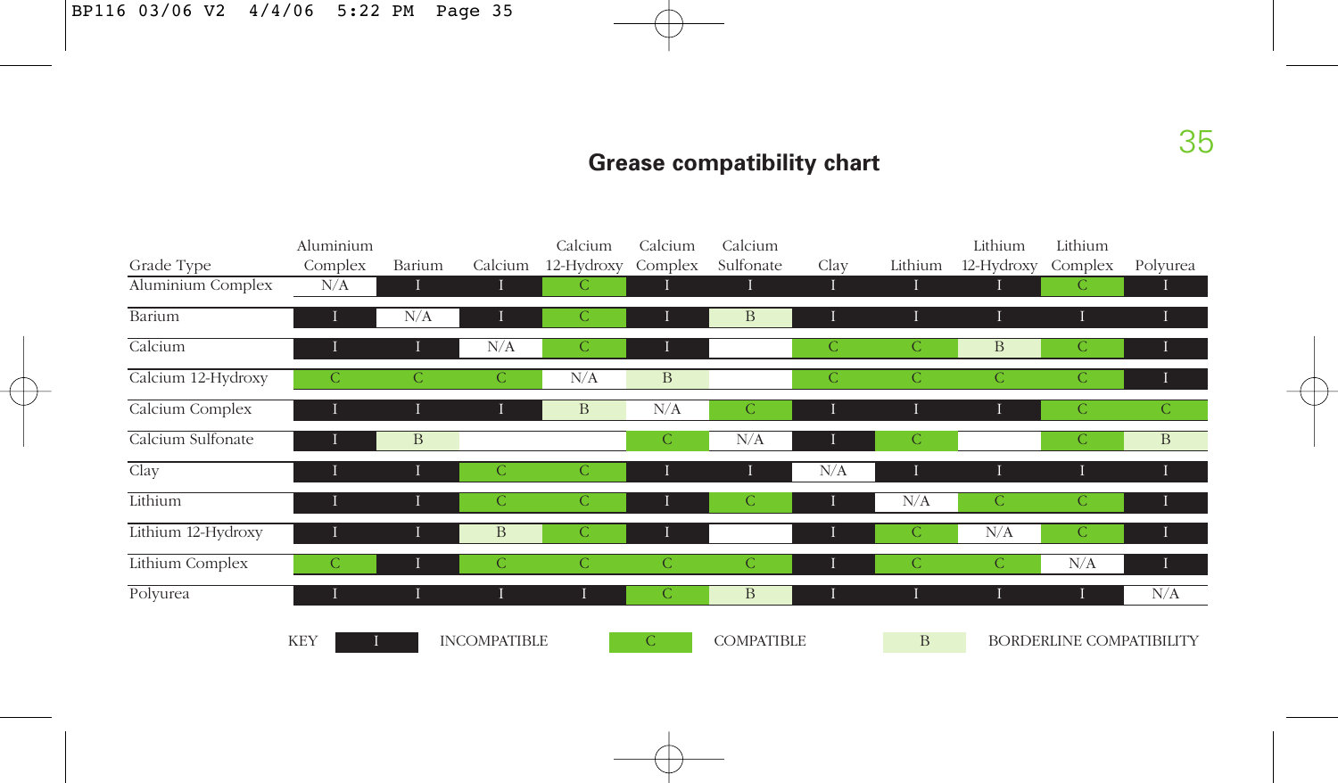## Grease compatibility chart

| Grade Type | Aluminium Complex | Barium | Calcium | Calcium 12-Hydroxy | Calcium Complex | Calcium Sulfonate | Clay | Lithium | Lithium 12-Hydroxy | Lithium Complex | Polyurea |
|---|---|---|---|---|---|---|---|---|---|---|---|
| Aluminium Complex | N/A | I | I | C | I | I | I | I | I | C | I |
| Barium | I | N/A | I | C | I | B | I | I | I | I | I |
| Calcium | I | I | N/A | C | I | | C | C | B | C | I |
| Calcium 12-Hydroxy | C | C | C | N/A | B | | C | C | C | C | I |
| Calcium Complex | I | I | I | B | N/A | C | I | I | I | C | C |
| Calcium Sulfonate | I | B | | | C | N/A | I | C | | C | B |
| Clay | I | I | C | C | I | I | N/A | I | I | I | I |
| Lithium | I | I | C | C | I | C | I | N/A | C | C | I |
| Lithium 12-Hydroxy | I | I | B | C | I | | I | C | N/A | C | I |
| Lithium Complex | C | I | C | C | C | C | I | C | C | N/A | I |
| Polyurea | I | I | I | I | C | B | I | I | I | I | N/A |

KEY: I = INCOMPATIBLE; C = COMPATIBLE; B = BORDERLINE COMPATIBILITY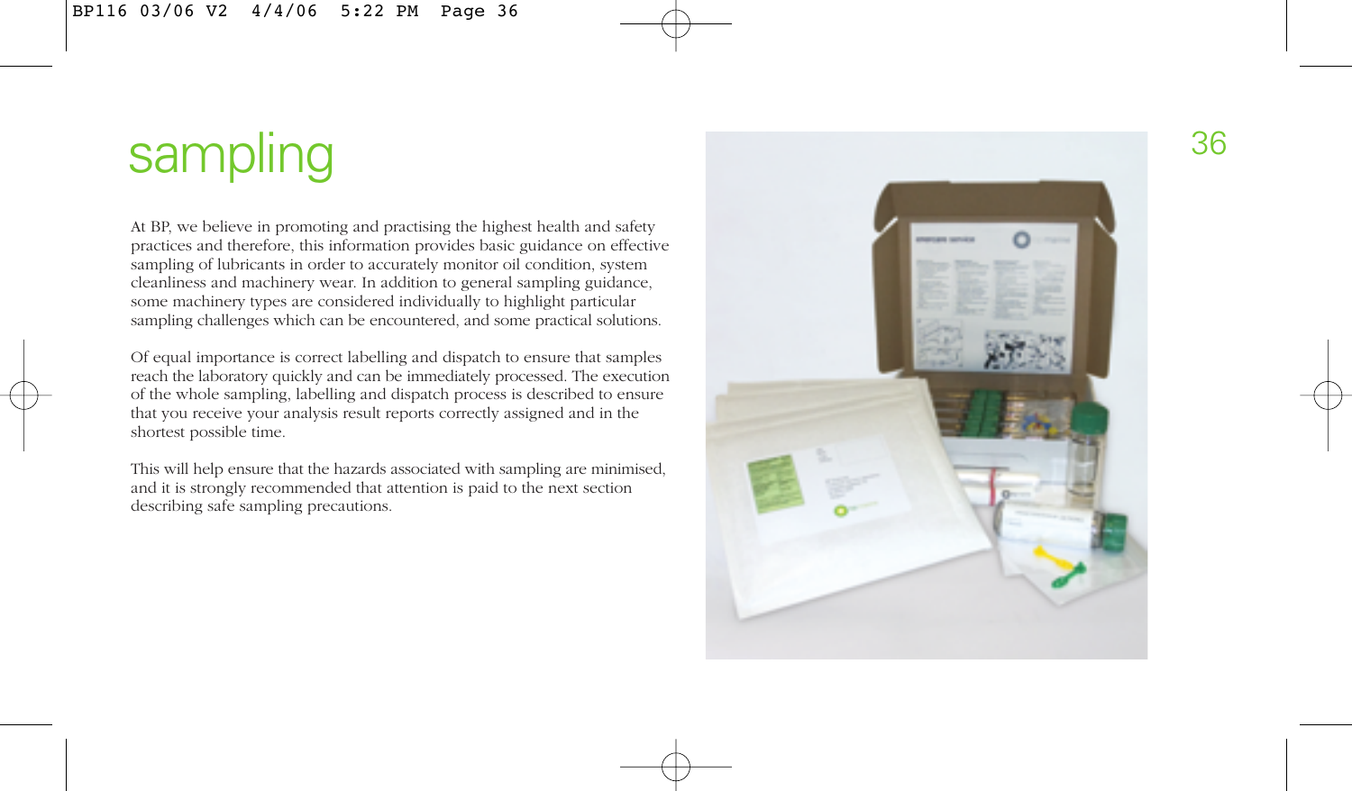# sampling

At BP, we believe in promoting and practising the highest health and safety practices and therefore, this information provides basic guidance on effective sampling of lubricants in order to accurately monitor oil condition, system cleanliness and machinery wear. In addition to general sampling guidance, some machinery types are considered individually to highlight particular sampling challenges which can be encountered, and some practical solutions.

Of equal importance is correct labelling and dispatch to ensure that samples reach the laboratory quickly and can be immediately processed. The execution of the whole sampling, labelling and dispatch process is described to ensure that you receive your analysis result reports correctly assigned and in the shortest possible time.

This will help ensure that the hazards associated with sampling are minimised, and it is strongly recommended that attention is paid to the next section describing safe sampling precautions.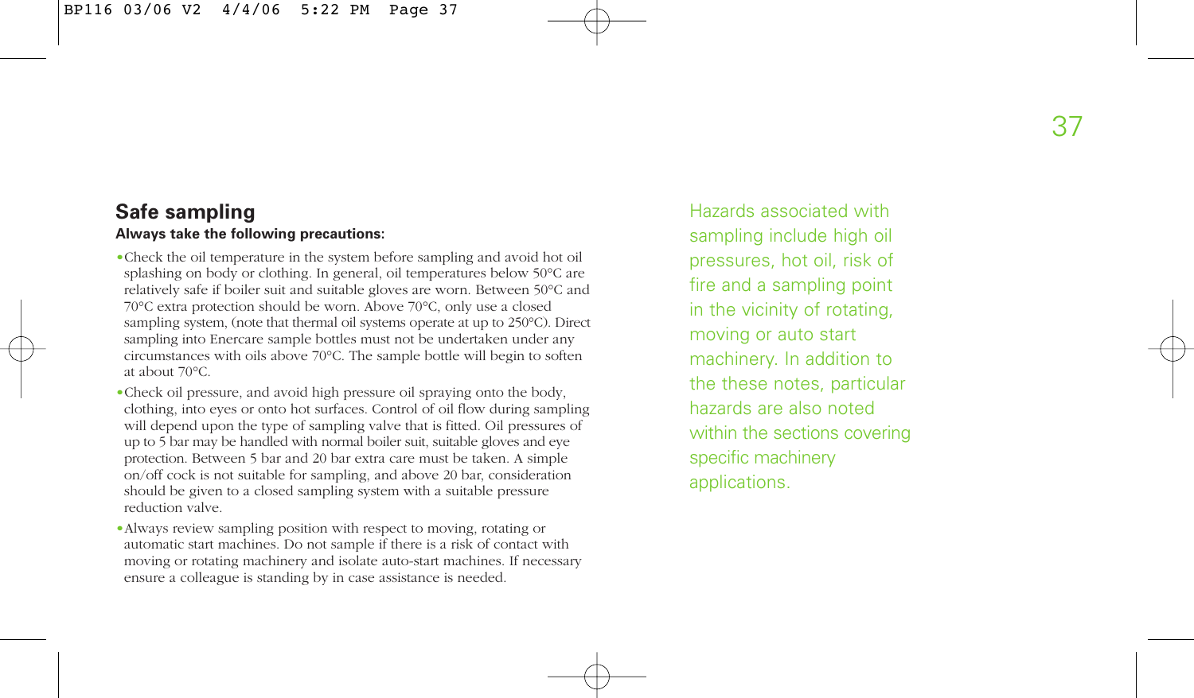## Safe sampling

**Always take the following precautions:**

- Check the oil temperature in the system before sampling and avoid hot oil splashing on body or clothing. In general, oil temperatures below 50°C are relatively safe if boiler suit and suitable gloves are worn. Between 50°C and 70°C extra protection should be worn. Above 70°C, only use a closed sampling system, (note that thermal oil systems operate at up to 250°C). Direct sampling into Enercare sample bottles must not be undertaken under any circumstances with oils above 70°C. The sample bottle will begin to soften at about 70°C.
- Check oil pressure, and avoid high pressure oil spraying onto the body, clothing, into eyes or onto hot surfaces. Control of oil flow during sampling will depend upon the type of sampling valve that is fitted. Oil pressures of up to 5 bar may be handled with normal boiler suit, suitable gloves and eye protection. Between 5 bar and 20 bar extra care must be taken. A simple on/off cock is not suitable for sampling, and above 20 bar, consideration should be given to a closed sampling system with a suitable pressure reduction valve.
- Always review sampling position with respect to moving, rotating or automatic start machines. Do not sample if there is a risk of contact with moving or rotating machinery and isolate auto-start machines. If necessary ensure a colleague is standing by in case assistance is needed.

Hazards associated with sampling include high oil pressures, hot oil, risk of fire and a sampling point in the vicinity of rotating, moving or auto start machinery. In addition to the these notes, particular hazards are also noted within the sections covering specific machinery applications.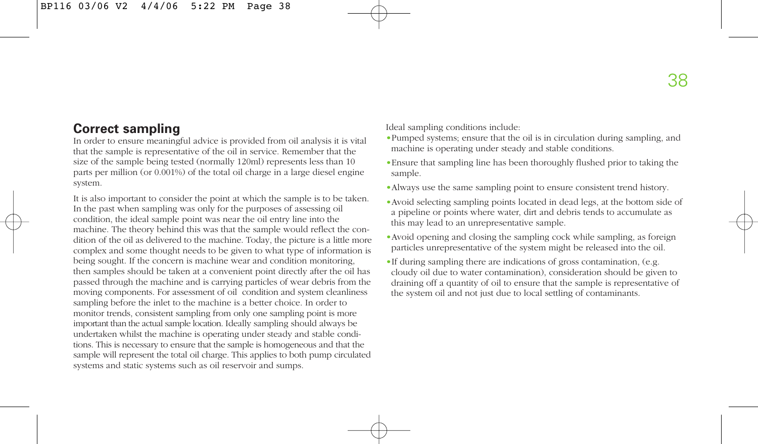## Correct sampling

In order to ensure meaningful advice is provided from oil analysis it is vital that the sample is representative of the oil in service. Remember that the size of the sample being tested (normally 120ml) represents less than 10 parts per million (or 0.001%) of the total oil charge in a large diesel engine system.

It is also important to consider the point at which the sample is to be taken. In the past when sampling was only for the purposes of assessing oil condition, the ideal sample point was near the oil entry line into the machine. The theory behind this was that the sample would reflect the condition of the oil as delivered to the machine. Today, the picture is a little more complex and some thought needs to be given to what type of information is being sought. If the concern is machine wear and condition monitoring, then samples should be taken at a convenient point directly after the oil has passed through the machine and is carrying particles of wear debris from the moving components. For assessment of oil condition and system cleanliness sampling before the inlet to the machine is a better choice. In order to monitor trends, consistent sampling from only one sampling point is more important than the actual sample location. Ideally sampling should always be undertaken whilst the machine is operating under steady and stable conditions. This is necessary to ensure that the sample is homogeneous and that the sample will represent the total oil charge. This applies to both pump circulated systems and static systems such as oil reservoir and sumps.

Ideal sampling conditions include:

- Pumped systems; ensure that the oil is in circulation during sampling, and machine is operating under steady and stable conditions.
- Ensure that sampling line has been thoroughly flushed prior to taking the sample.
- Always use the same sampling point to ensure consistent trend history.
- Avoid selecting sampling points located in dead legs, at the bottom side of a pipeline or points where water, dirt and debris tends to accumulate as this may lead to an unrepresentative sample.
- Avoid opening and closing the sampling cock while sampling, as foreign particles unrepresentative of the system might be released into the oil.
- If during sampling there are indications of gross contamination, (e.g. cloudy oil due to water contamination), consideration should be given to draining off a quantity of oil to ensure that the sample is representative of the system oil and not just due to local settling of contaminants.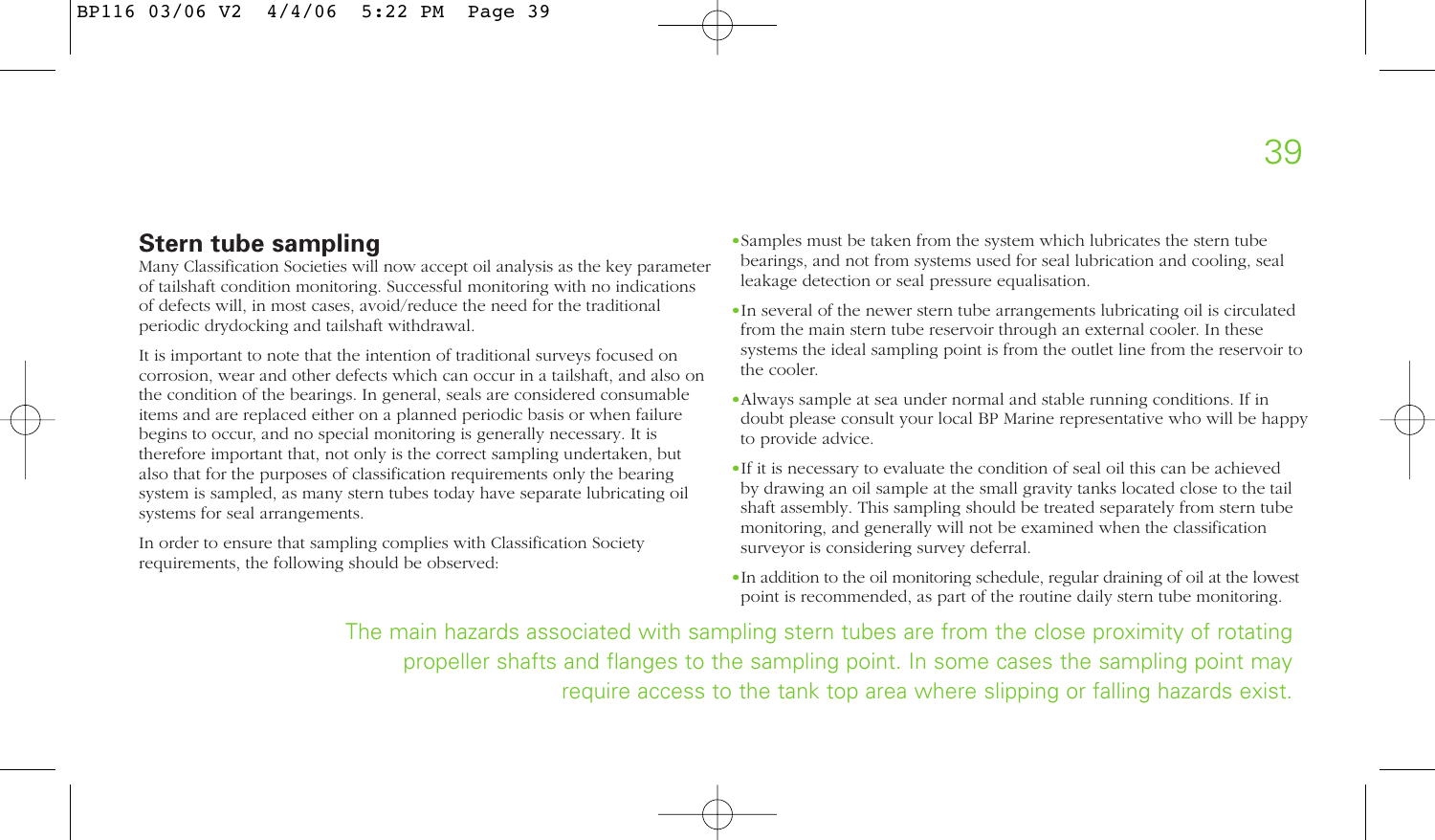## Stern tube sampling

Many Classification Societies will now accept oil analysis as the key parameter of tailshaft condition monitoring. Successful monitoring with no indications of defects will, in most cases, avoid/reduce the need for the traditional periodic drydocking and tailshaft withdrawal.

It is important to note that the intention of traditional surveys focused on corrosion, wear and other defects which can occur in a tailshaft, and also on the condition of the bearings. In general, seals are considered consumable items and are replaced either on a planned periodic basis or when failure begins to occur, and no special monitoring is generally necessary. It is therefore important that, not only is the correct sampling undertaken, but also that for the purposes of classification requirements only the bearing system is sampled, as many stern tubes today have separate lubricating oil systems for seal arrangements.

In order to ensure that sampling complies with Classification Society requirements, the following should be observed:

- Samples must be taken from the system which lubricates the stern tube bearings, and not from systems used for seal lubrication and cooling, seal leakage detection or seal pressure equalisation.
- In several of the newer stern tube arrangements lubricating oil is circulated from the main stern tube reservoir through an external cooler. In these systems the ideal sampling point is from the outlet line from the reservoir to the cooler.
- Always sample at sea under normal and stable running conditions. If in doubt please consult your local BP Marine representative who will be happy to provide advice.
- If it is necessary to evaluate the condition of seal oil this can be achieved by drawing an oil sample at the small gravity tanks located close to the tail shaft assembly. This sampling should be treated separately from stern tube monitoring, and generally will not be examined when the classification surveyor is considering survey deferral.
- In addition to the oil monitoring schedule, regular draining of oil at the lowest point is recommended, as part of the routine daily stern tube monitoring.

The main hazards associated with sampling stern tubes are from the close proximity of rotating propeller shafts and flanges to the sampling point. In some cases the sampling point may require access to the tank top area where slipping or falling hazards exist.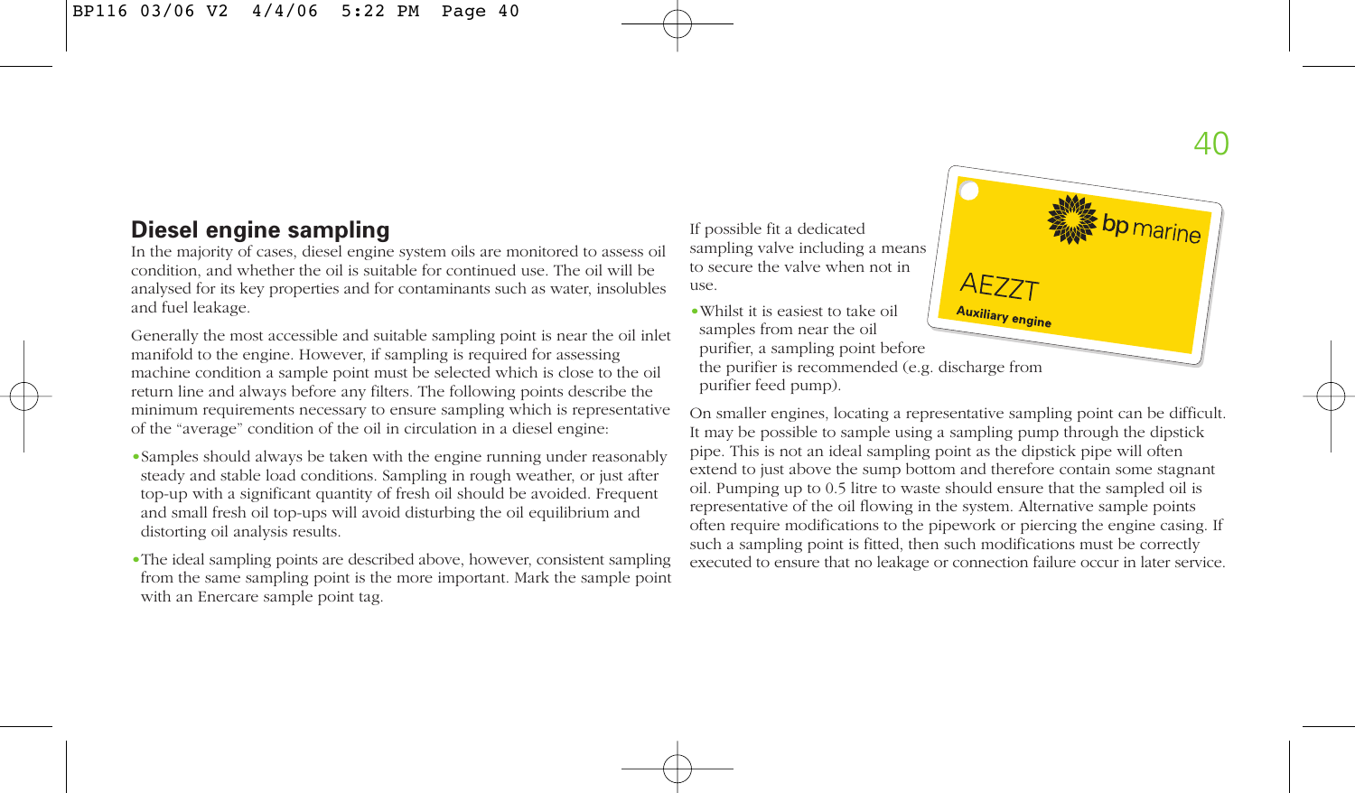## Diesel engine sampling

In the majority of cases, diesel engine system oils are monitored to assess oil condition, and whether the oil is suitable for continued use. The oil will be analysed for its key properties and for contaminants such as water, insolubles and fuel leakage.

Generally the most accessible and suitable sampling point is near the oil inlet manifold to the engine. However, if sampling is required for assessing machine condition a sample point must be selected which is close to the oil return line and always before any filters. The following points describe the minimum requirements necessary to ensure sampling which is representative of the "average" condition of the oil in circulation in a diesel engine:

- Samples should always be taken with the engine running under reasonably steady and stable load conditions. Sampling in rough weather, or just after top-up with a significant quantity of fresh oil should be avoided. Frequent and small fresh oil top-ups will avoid disturbing the oil equilibrium and distorting oil analysis results.
- The ideal sampling points are described above, however, consistent sampling from the same sampling point is the more important. Mark the sample point with an Enercare sample point tag.

If possible fit a dedicated sampling valve including a means to secure the valve when not in use.

- Whilst it is easiest to take oil samples from near the oil purifier, a sampling point before the purifier is recommended (e.g. discharge from purifier feed pump).

bp marine

AEZZT

Auxiliary engine

On smaller engines, locating a representative sampling point can be difficult. It may be possible to sample using a sampling pump through the dipstick pipe. This is not an ideal sampling point as the dipstick pipe will often extend to just above the sump bottom and therefore contain some stagnant oil. Pumping up to 0.5 litre to waste should ensure that the sampled oil is representative of the oil flowing in the system. Alternative sample points often require modifications to the pipework or piercing the engine casing. If such a sampling point is fitted, then such modifications must be correctly executed to ensure that no leakage or connection failure occur in later service.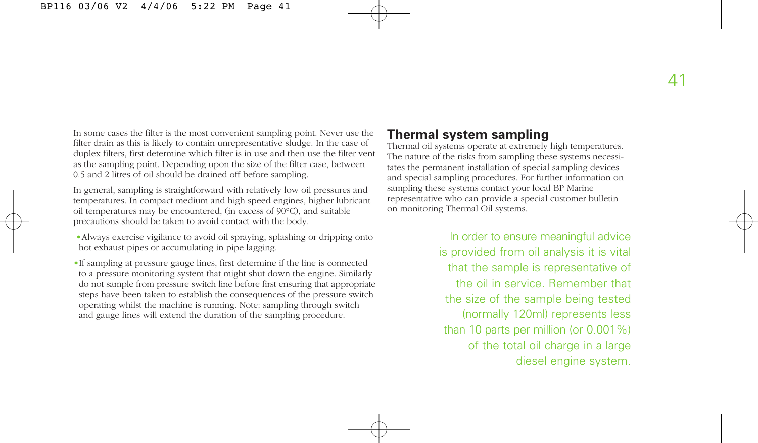In some cases the filter is the most convenient sampling point. Never use the filter drain as this is likely to contain unrepresentative sludge. In the case of duplex filters, first determine which filter is in use and then use the filter vent as the sampling point. Depending upon the size of the filter case, between 0.5 and 2 litres of oil should be drained off before sampling.

In general, sampling is straightforward with relatively low oil pressures and temperatures. In compact medium and high speed engines, higher lubricant oil temperatures may be encountered, (in excess of 90°C), and suitable precautions should be taken to avoid contact with the body.

- Always exercise vigilance to avoid oil spraying, splashing or dripping onto hot exhaust pipes or accumulating in pipe lagging.
- If sampling at pressure gauge lines, first determine if the line is connected to a pressure monitoring system that might shut down the engine. Similarly do not sample from pressure switch line before first ensuring that appropriate steps have been taken to establish the consequences of the pressure switch operating whilst the machine is running. Note: sampling through switch and gauge lines will extend the duration of the sampling procedure.

## Thermal system sampling

Thermal oil systems operate at extremely high temperatures. The nature of the risks from sampling these systems necessitates the permanent installation of special sampling devices and special sampling procedures. For further information on sampling these systems contact your local BP Marine representative who can provide a special customer bulletin on monitoring Thermal Oil systems.

In order to ensure meaningful advice is provided from oil analysis it is vital that the sample is representative of the oil in service. Remember that the size of the sample being tested (normally 120ml) represents less than 10 parts per million (or 0.001%) of the total oil charge in a large diesel engine system.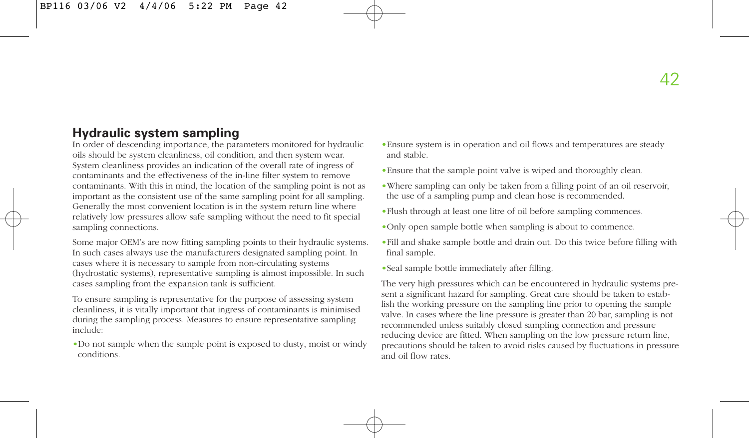## Hydraulic system sampling

In order of descending importance, the parameters monitored for hydraulic oils should be system cleanliness, oil condition, and then system wear. System cleanliness provides an indication of the overall rate of ingress of contaminants and the effectiveness of the in-line filter system to remove contaminants. With this in mind, the location of the sampling point is not as important as the consistent use of the same sampling point for all sampling. Generally the most convenient location is in the system return line where relatively low pressures allow safe sampling without the need to fit special sampling connections.

Some major OEM's are now fitting sampling points to their hydraulic systems. In such cases always use the manufacturers designated sampling point. In cases where it is necessary to sample from non-circulating systems (hydrostatic systems), representative sampling is almost impossible. In such cases sampling from the expansion tank is sufficient.

To ensure sampling is representative for the purpose of assessing system cleanliness, it is vitally important that ingress of contaminants is minimised during the sampling process. Measures to ensure representative sampling include:

- Do not sample when the sample point is exposed to dusty, moist or windy conditions.
- Ensure system is in operation and oil flows and temperatures are steady and stable.
- Ensure that the sample point valve is wiped and thoroughly clean.
- Where sampling can only be taken from a filling point of an oil reservoir, the use of a sampling pump and clean hose is recommended.
- Flush through at least one litre of oil before sampling commences.
- Only open sample bottle when sampling is about to commence.
- Fill and shake sample bottle and drain out. Do this twice before filling with final sample.
- Seal sample bottle immediately after filling.

The very high pressures which can be encountered in hydraulic systems present a significant hazard for sampling. Great care should be taken to establish the working pressure on the sampling line prior to opening the sample valve. In cases where the line pressure is greater than 20 bar, sampling is not recommended unless suitably closed sampling connection and pressure reducing device are fitted. When sampling on the low pressure return line, precautions should be taken to avoid risks caused by fluctuations in pressure and oil flow rates.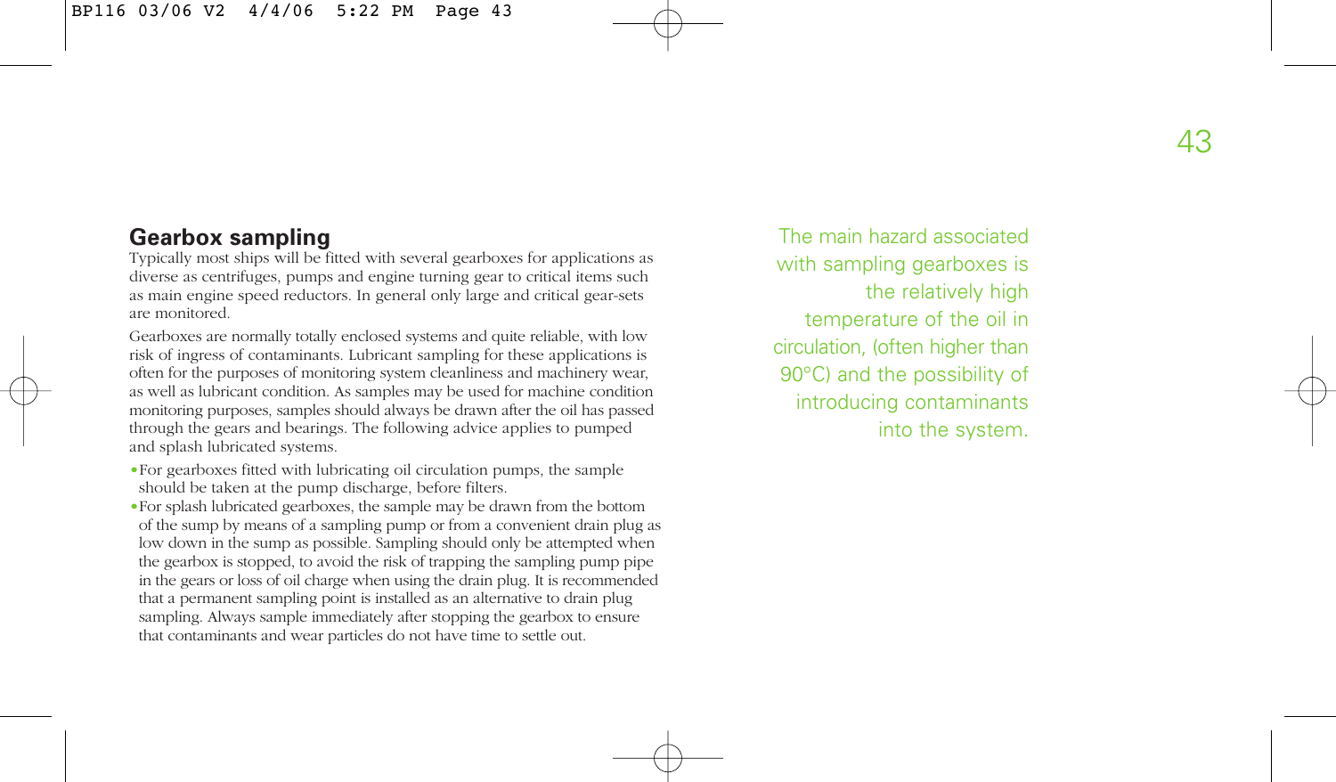## Gearbox sampling

Typically most ships will be fitted with several gearboxes for applications as diverse as centrifuges, pumps and engine turning gear to critical items such as main engine speed reductors. In general only large and critical gear-sets are monitored.

Gearboxes are normally totally enclosed systems and quite reliable, with low risk of ingress of contaminants. Lubricant sampling for these applications is often for the purposes of monitoring system cleanliness and machinery wear, as well as lubricant condition. As samples may be used for machine condition monitoring purposes, samples should always be drawn after the oil has passed through the gears and bearings. The following advice applies to pumped and splash lubricated systems.

- For gearboxes fitted with lubricating oil circulation pumps, the sample should be taken at the pump discharge, before filters.
- For splash lubricated gearboxes, the sample may be drawn from the bottom of the sump by means of a sampling pump or from a convenient drain plug as low down in the sump as possible. Sampling should only be attempted when the gearbox is stopped, to avoid the risk of trapping the sampling pump pipe in the gears or loss of oil charge when using the drain plug. It is recommended that a permanent sampling point is installed as an alternative to drain plug sampling. Always sample immediately after stopping the gearbox to ensure that contaminants and wear particles do not have time to settle out.

The main hazard associated with sampling gearboxes is the relatively high temperature of the oil in circulation, (often higher than 90°C) and the possibility of introducing contaminants into the system.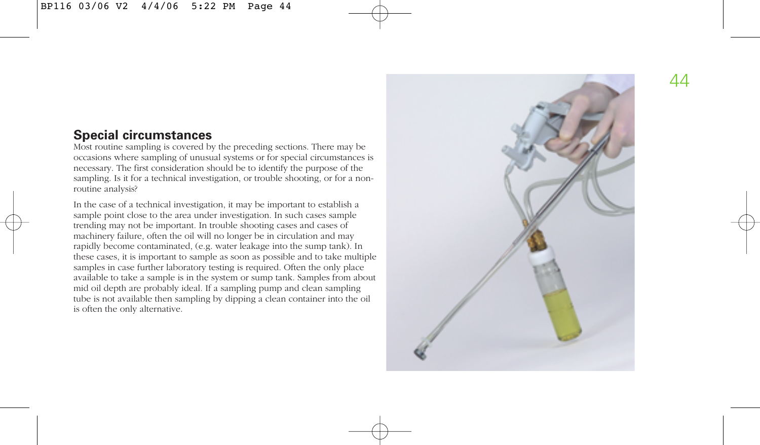## Special circumstances

Most routine sampling is covered by the preceding sections. There may be occasions where sampling of unusual systems or for special circumstances is necessary. The first consideration should be to identify the purpose of the sampling. Is it for a technical investigation, or trouble shooting, or for a non-routine analysis?

In the case of a technical investigation, it may be important to establish a sample point close to the area under investigation. In such cases sample trending may not be important. In trouble shooting cases and cases of machinery failure, often the oil will no longer be in circulation and may rapidly become contaminated, (e.g. water leakage into the sump tank). In these cases, it is important to sample as soon as possible and to take multiple samples in case further laboratory testing is required. Often the only place available to take a sample is in the system or sump tank. Samples from about mid oil depth are probably ideal. If a sampling pump and clean sampling tube is not available then sampling by dipping a clean container into the oil is often the only alternative.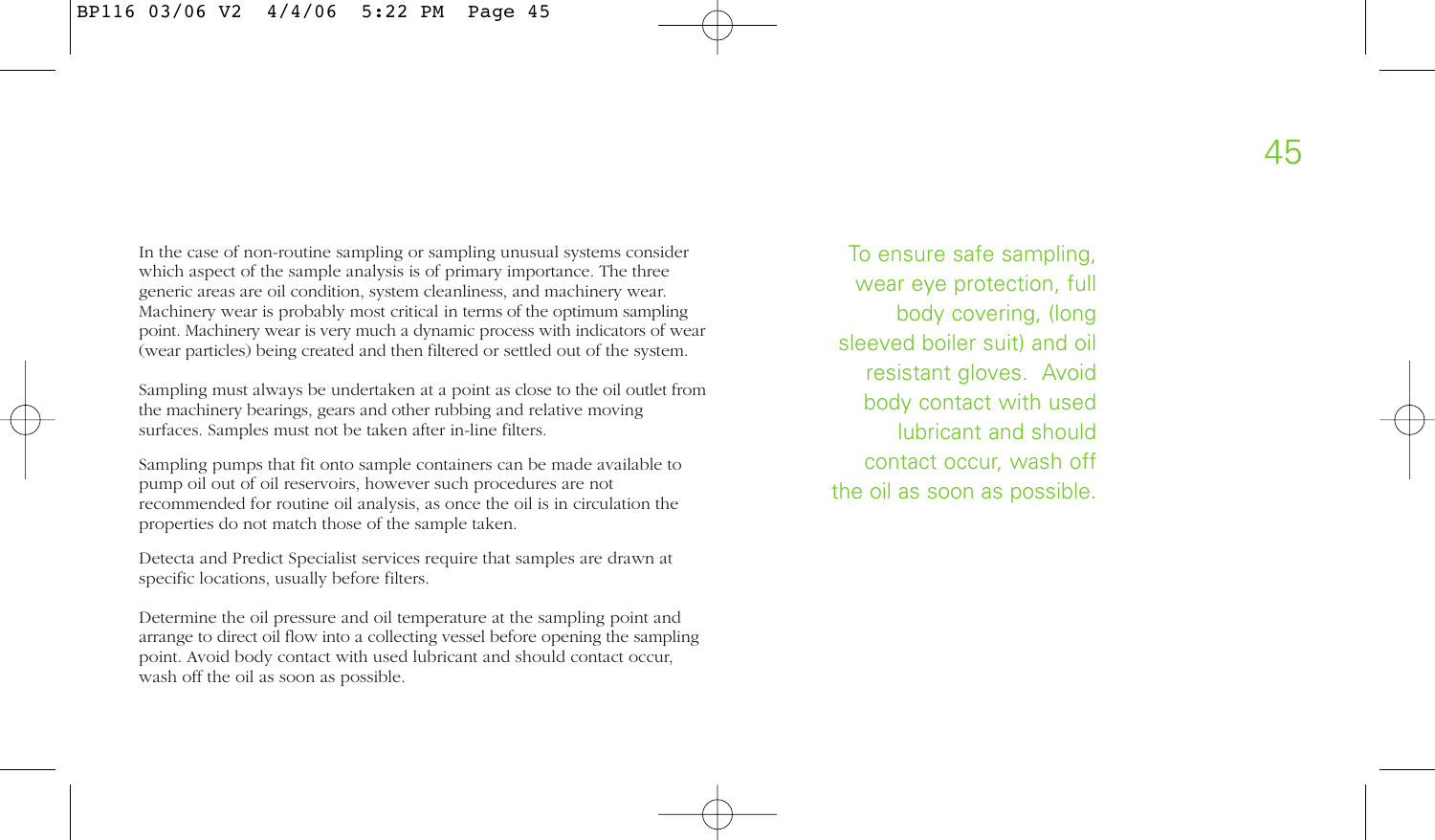In the case of non-routine sampling or sampling unusual systems consider which aspect of the sample analysis is of primary importance. The three generic areas are oil condition, system cleanliness, and machinery wear. Machinery wear is probably most critical in terms of the optimum sampling point. Machinery wear is very much a dynamic process with indicators of wear (wear particles) being created and then filtered or settled out of the system.

Sampling must always be undertaken at a point as close to the oil outlet from the machinery bearings, gears and other rubbing and relative moving surfaces. Samples must not be taken after in-line filters.

Sampling pumps that fit onto sample containers can be made available to pump oil out of oil reservoirs, however such procedures are not recommended for routine oil analysis, as once the oil is in circulation the properties do not match those of the sample taken.

Detecta and Predict Specialist services require that samples are drawn at specific locations, usually before filters.

Determine the oil pressure and oil temperature at the sampling point and arrange to direct oil flow into a collecting vessel before opening the sampling point. Avoid body contact with used lubricant and should contact occur, wash off the oil as soon as possible.

To ensure safe sampling, wear eye protection, full body covering, (long sleeved boiler suit) and oil resistant gloves. Avoid body contact with used lubricant and should contact occur, wash off the oil as soon as possible.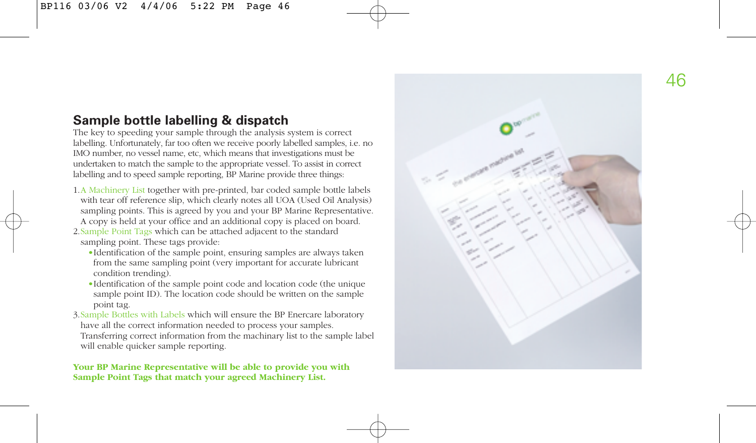## Sample bottle labelling & dispatch

The key to speeding your sample through the analysis system is correct labelling. Unfortunately, far too often we receive poorly labelled samples, i.e. no IMO number, no vessel name, etc, which means that investigations must be undertaken to match the sample to the appropriate vessel. To assist in correct labelling and to speed sample reporting, BP Marine provide three things:

1. A Machinery List together with pre-printed, bar coded sample bottle labels with tear off reference slip, which clearly notes all UOA (Used Oil Analysis) sampling points. This is agreed by you and your BP Marine Representative. A copy is held at your office and an additional copy is placed on board.
2. Sample Point Tags which can be attached adjacent to the standard sampling point. These tags provide:
   - Identification of the sample point, ensuring samples are always taken from the same sampling point (very important for accurate lubricant condition trending).
   - Identification of the sample point code and location code (the unique sample point ID). The location code should be written on the sample point tag.
3. Sample Bottles with Labels which will ensure the BP Enercare laboratory have all the correct information needed to process your samples. Transferring correct information from the machinary list to the sample label will enable quicker sample reporting.

**Your BP Marine Representative will be able to provide you with Sample Point Tags that match your agreed Machinery List.**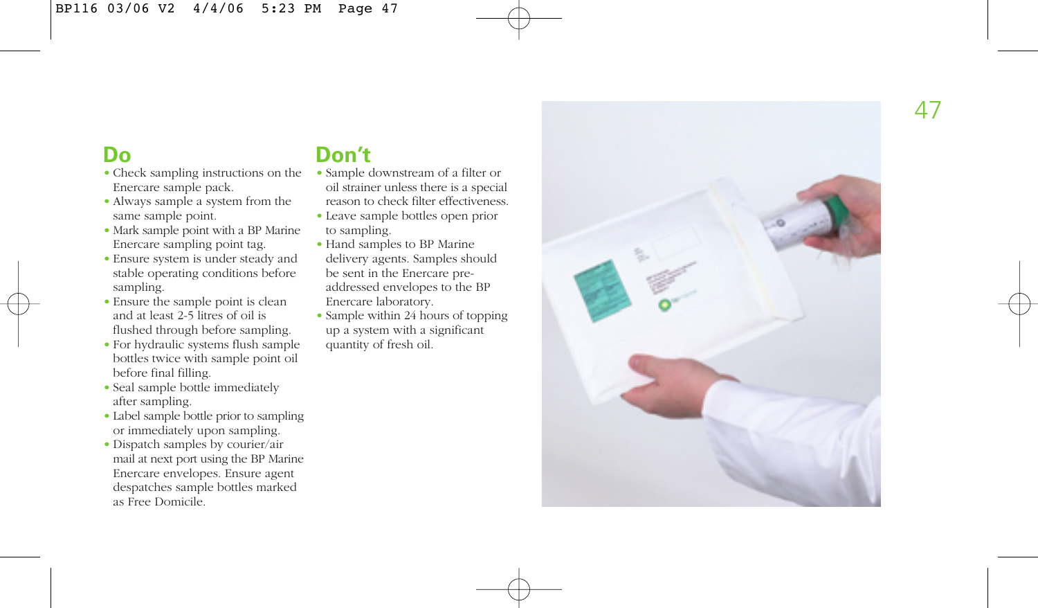## Do

- Check sampling instructions on the Enercare sample pack.
- Always sample a system from the same sample point.
- Mark sample point with a BP Marine Enercare sampling point tag.
- Ensure system is under steady and stable operating conditions before sampling.
- Ensure the sample point is clean and at least 2-5 litres of oil is flushed through before sampling.
- For hydraulic systems flush sample bottles twice with sample point oil before final filling.
- Seal sample bottle immediately after sampling.
- Label sample bottle prior to sampling or immediately upon sampling.
- Dispatch samples by courier/air mail at next port using the BP Marine Enercare envelopes. Ensure agent despatches sample bottles marked as Free Domicile.

## Don't

- Sample downstream of a filter or oil strainer unless there is a special reason to check filter effectiveness.
- Leave sample bottles open prior to sampling.
- Hand samples to BP Marine delivery agents. Samples should be sent in the Enercare pre-addressed envelopes to the BP Enercare laboratory.
- Sample within 24 hours of topping up a system with a significant quantity of fresh oil.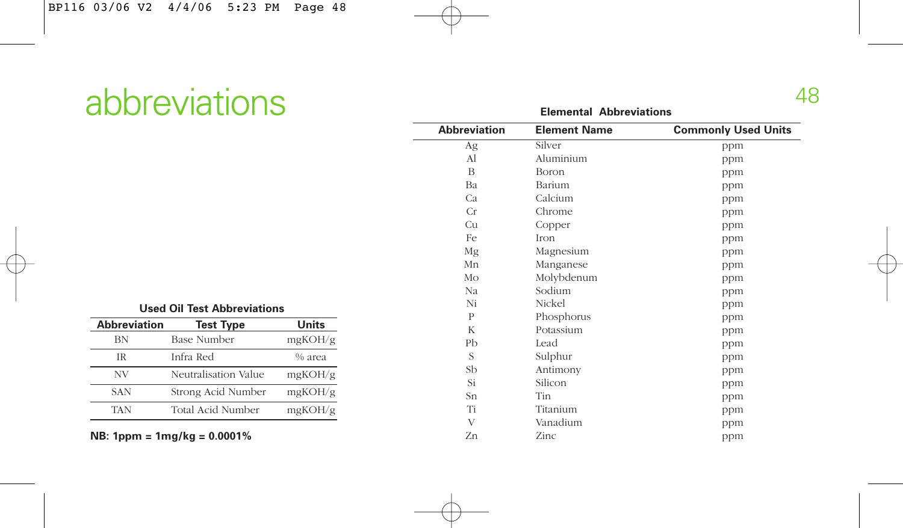# abbreviations

**Used Oil Test Abbreviations**

| Abbreviation | Test Type | Units |
|---|---|---|
| BN | Base Number | mgKOH/g |
| IR | Infra Red | % area |
| NV | Neutralisation Value | mgKOH/g |
| SAN | Strong Acid Number | mgKOH/g |
| TAN | Total Acid Number | mgKOH/g |

**NB: 1ppm = 1mg/kg = 0.0001%**

**Elemental Abbreviations**

| Abbreviation | Element Name | Commonly Used Units |
|---|---|---|
| Ag | Silver | ppm |
| Al | Aluminium | ppm |
| B | Boron | ppm |
| Ba | Barium | ppm |
| Ca | Calcium | ppm |
| Cr | Chrome | ppm |
| Cu | Copper | ppm |
| Fe | Iron | ppm |
| Mg | Magnesium | ppm |
| Mn | Manganese | ppm |
| Mo | Molybdenum | ppm |
| Na | Sodium | ppm |
| Ni | Nickel | ppm |
| P | Phosphorus | ppm |
| K | Potassium | ppm |
| Pb | Lead | ppm |
| S | Sulphur | ppm |
| Sb | Antimony | ppm |
| Si | Silicon | ppm |
| Sn | Tin | ppm |
| Ti | Titanium | ppm |
| V | Vanadium | ppm |
| Zn | Zinc | ppm |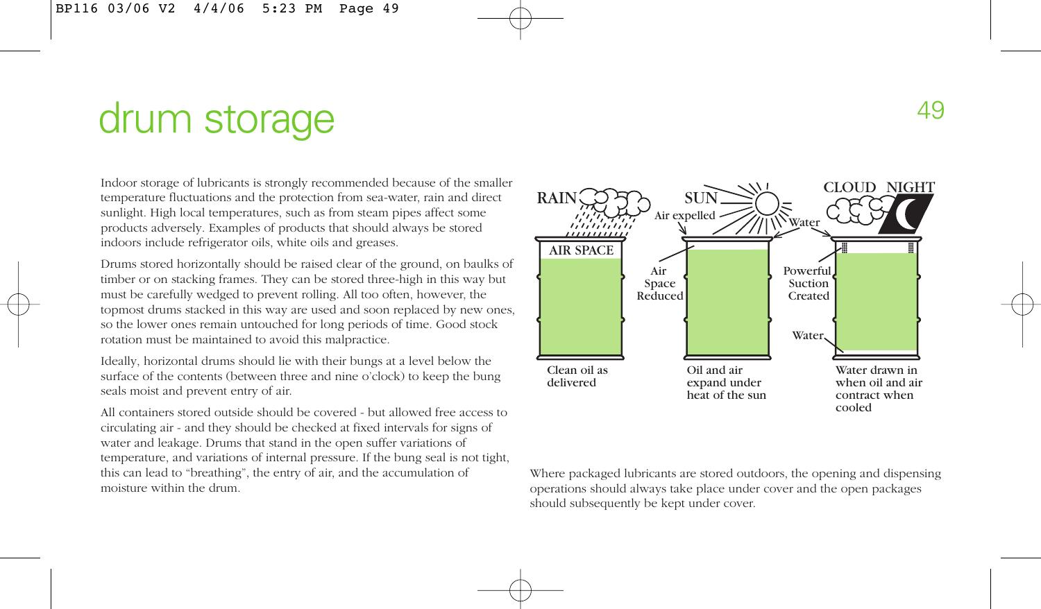# drum storage

Indoor storage of lubricants is strongly recommended because of the smaller temperature fluctuations and the protection from sea-water, rain and direct sunlight. High local temperatures, such as from steam pipes affect some products adversely. Examples of products that should always be stored indoors include refrigerator oils, white oils and greases.

Drums stored horizontally should be raised clear of the ground, on baulks of timber or on stacking frames. They can be stored three-high in this way but must be carefully wedged to prevent rolling. All too often, however, the topmost drums stacked in this way are used and soon replaced by new ones, so the lower ones remain untouched for long periods of time. Good stock rotation must be maintained to avoid this malpractice.

Ideally, horizontal drums should lie with their bungs at a level below the surface of the contents (between three and nine o'clock) to keep the bung seals moist and prevent entry of air.

All containers stored outside should be covered - but allowed free access to circulating air - and they should be checked at fixed intervals for signs of water and leakage. Drums that stand in the open suffer variations of temperature, and variations of internal pressure. If the bung seal is not tight, this can lead to "breathing", the entry of air, and the accumulation of moisture within the drum.

RAIN — AIR SPACE — Clean oil as delivered

SUN — Air expelled — Air Space Reduced — Oil and air expand under heat of the sun

CLOUD NIGHT — Water — Powerful Suction Created — Water — Water drawn in when oil and air contract when cooled

Where packaged lubricants are stored outdoors, the opening and dispensing operations should always take place under cover and the open packages should subsequently be kept under cover.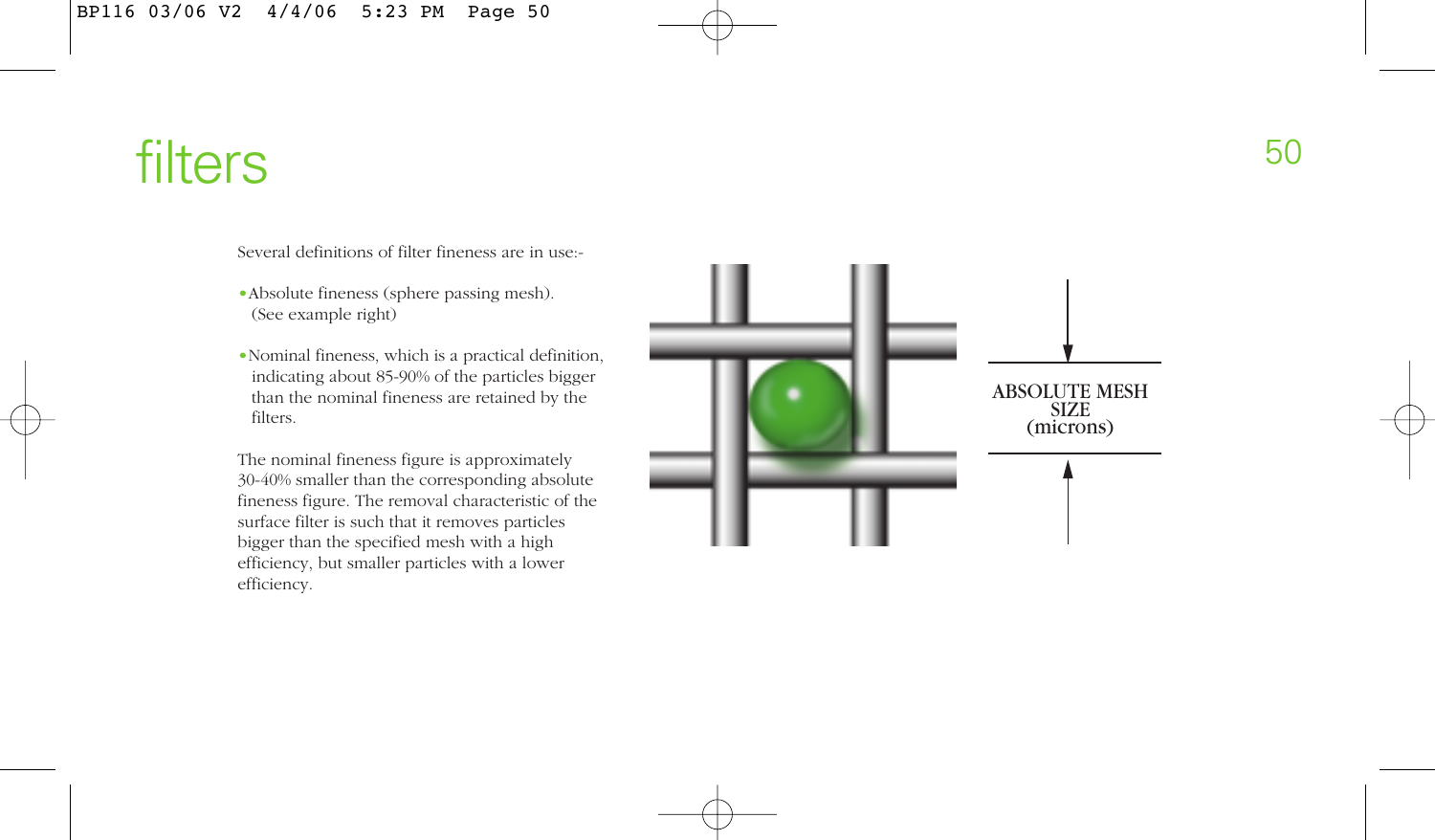# filters

Several definitions of filter fineness are in use:-

- Absolute fineness (sphere passing mesh). (See example right)
- Nominal fineness, which is a practical definition, indicating about 85-90% of the particles bigger than the nominal fineness are retained by the filters.

The nominal fineness figure is approximately 30-40% smaller than the corresponding absolute fineness figure. The removal characteristic of the surface filter is such that it removes particles bigger than the specified mesh with a high efficiency, but smaller particles with a lower efficiency.

ABSOLUTE MESH SIZE (microns)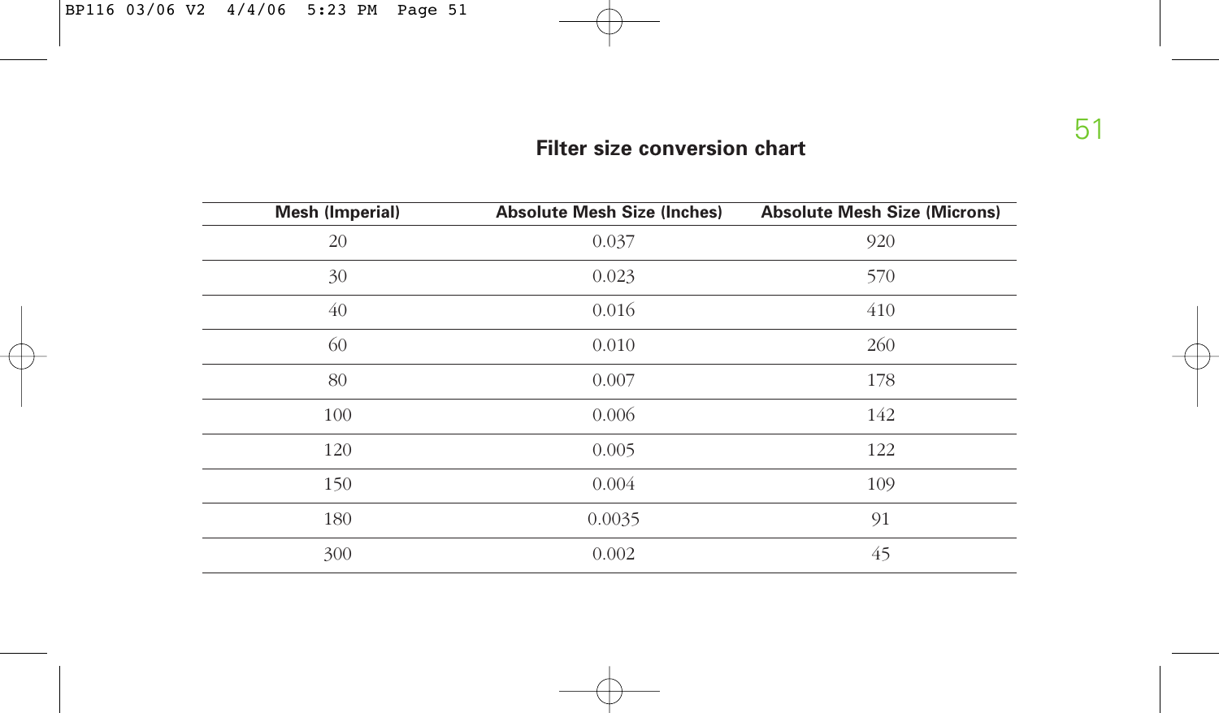## Filter size conversion chart

| Mesh (Imperial) | Absolute Mesh Size (Inches) | Absolute Mesh Size (Microns) |
|---|---|---|
| 20 | 0.037 | 920 |
| 30 | 0.023 | 570 |
| 40 | 0.016 | 410 |
| 60 | 0.010 | 260 |
| 80 | 0.007 | 178 |
| 100 | 0.006 | 142 |
| 120 | 0.005 | 122 |
| 150 | 0.004 | 109 |
| 180 | 0.0035 | 91 |
| 300 | 0.002 | 45 |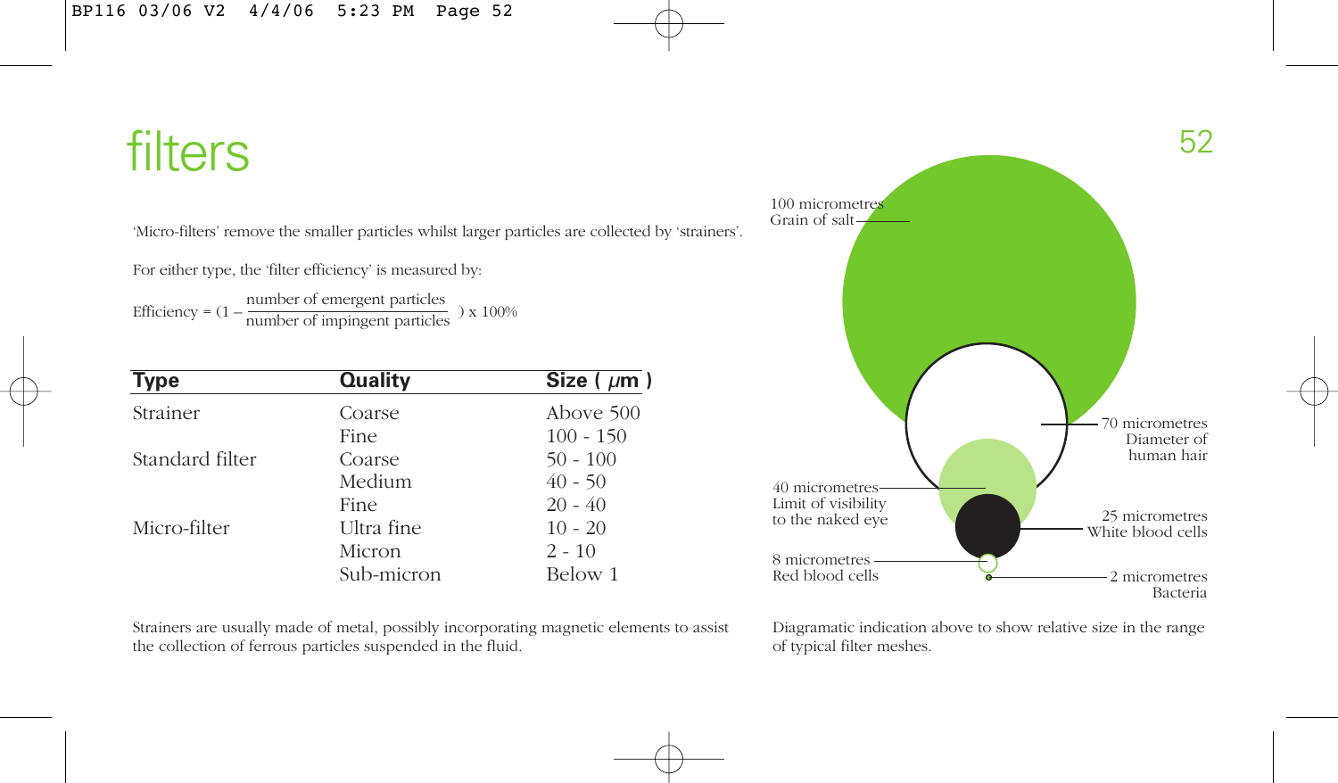# filters

'Micro-filters' remove the smaller particles whilst larger particles are collected by 'strainers'.

For either type, the 'filter efficiency' is measured by:

$$\text{Efficiency} = \left(1 - \frac{\text{number of emergent particles}}{\text{number of impingent particles}}\right) \times 100\%$$

| Type | Quality | Size ( $\mu$m ) |
|---|---|---|
| Strainer | Coarse | Above 500 |
| | Fine | 100 - 150 |
| Standard filter | Coarse | 50 - 100 |
| | Medium | 40 - 50 |
| | Fine | 20 - 40 |
| Micro-filter | Ultra fine | 10 - 20 |
| | Micron | 2 - 10 |
| | Sub-micron | Below 1 |

Strainers are usually made of metal, possibly incorporating magnetic elements to assist the collection of ferrous particles suspended in the fluid.

100 micrometres
Grain of salt

70 micrometres
Diameter of human hair

40 micrometres
Limit of visibility to the naked eye

25 micrometres
White blood cells

8 micrometres
Red blood cells

2 micrometres
Bacteria

Diagramatic indication above to show relative size in the range of typical filter meshes.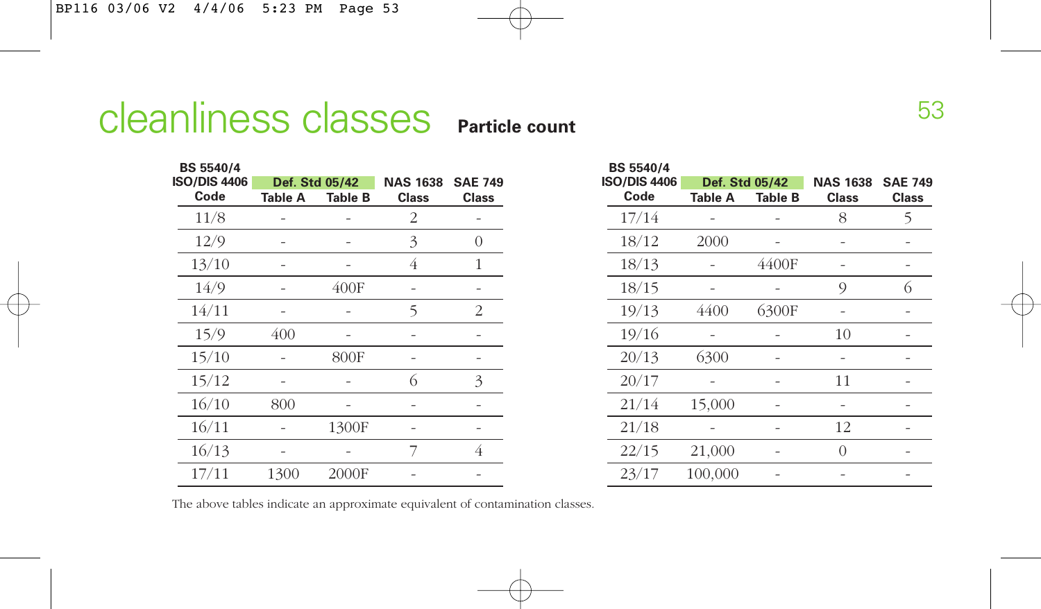# cleanliness classes

**Particle count**

| BS 5540/4 ISO/DIS 4406 Code | Def. Std 05/42 | | NAS 1638 | SAE 749 |
|---|---|---|---|---|
| | Table A | Table B | Class | Class |
| 11/8 | - | - | 2 | - |
| 12/9 | - | - | 3 | 0 |
| 13/10 | - | - | 4 | 1 |
| 14/9 | - | 400F | - | - |
| 14/11 | - | - | 5 | 2 |
| 15/9 | 400 | - | - | - |
| 15/10 | - | 800F | - | - |
| 15/12 | - | - | 6 | 3 |
| 16/10 | 800 | - | - | - |
| 16/11 | - | 1300F | - | - |
| 16/13 | - | - | 7 | 4 |
| 17/11 | 1300 | 2000F | - | - |

| BS 5540/4 ISO/DIS 4406 Code | Def. Std 05/42 | | NAS 1638 | SAE 749 |
|---|---|---|---|---|
| | Table A | Table B | Class | Class |
| 17/14 | - | - | 8 | 5 |
| 18/12 | 2000 | - | - | - |
| 18/13 | - | 4400F | - | - |
| 18/15 | - | - | 9 | 6 |
| 19/13 | 4400 | 6300F | - | - |
| 19/16 | - | - | 10 | - |
| 20/13 | 6300 | - | - | - |
| 20/17 | - | - | 11 | - |
| 21/14 | 15,000 | - | - | - |
| 21/18 | - | - | 12 | - |
| 22/15 | 21,000 | - | 0 | - |
| 23/17 | 100,000 | - | - | - |

The above tables indicate an approximate equivalent of contamination classes.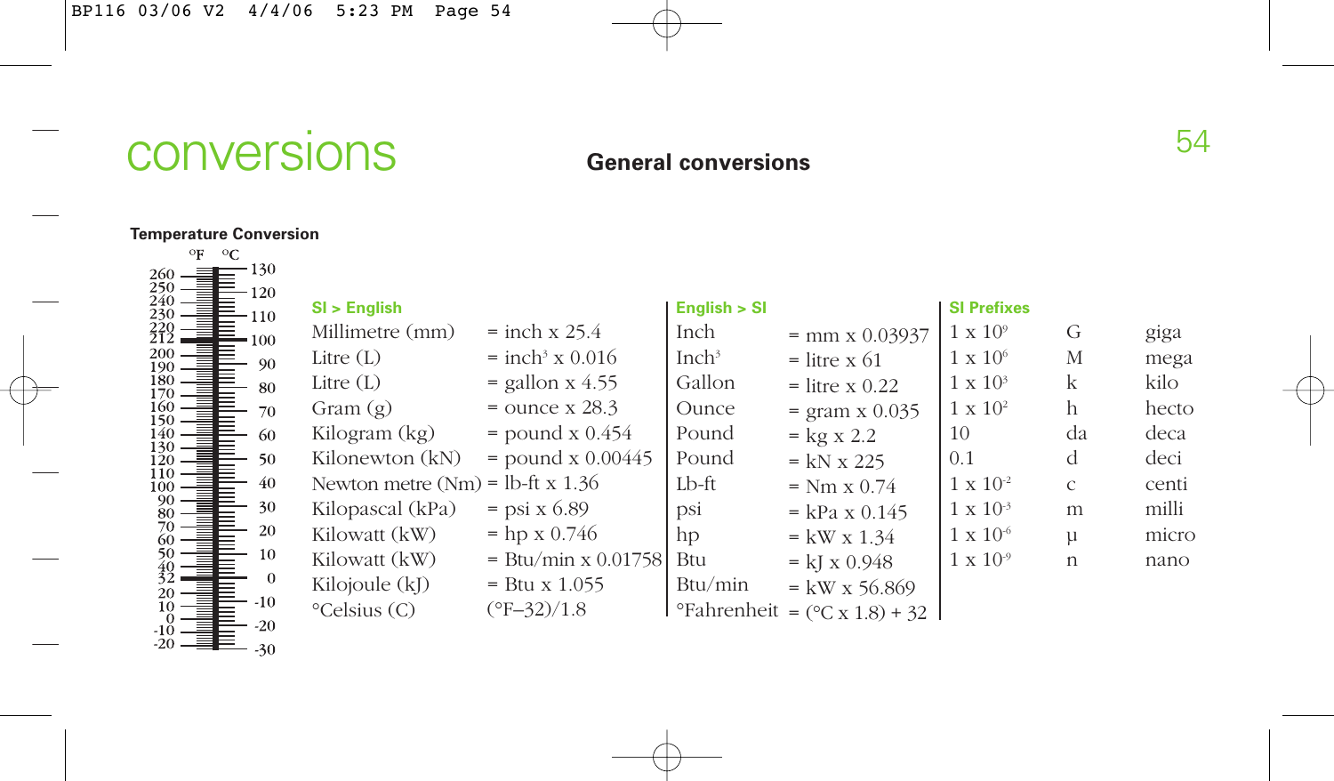# conversions

## General conversions

### Temperature Conversion

| °F | °C |
|---|---|
| 260 | 130 |
| 250 | 120 |
| 240 | 110 |
| 230 | 100 |
| 220 | 90 |
| 212 | 80 |
| 200 | 70 |
| 190 | 60 |
| 180 | 50 |
| 170 | 40 |
| 160 | 30 |
| 150 | 20 |
| 140 | 10 |
| 130 | 0 |
| 120 | -10 |
| 110 | -20 |
| 100 | -30 |
| 90 | |
| 80 | |
| 70 | |
| 60 | |
| 50 | |
| 40 | |
| 32 | |
| 20 | |
| 10 | |
| 0 | |
| -10 | |
| -20 | |

### SI > English

| | |
|---|---|
| Millimetre (mm) | = inch x 25.4 |
| Litre (L) | = inch$^3$ x 0.016 |
| Litre (L) | = gallon x 4.55 |
| Gram (g) | = ounce x 28.3 |
| Kilogram (kg) | = pound x 0.454 |
| Kilonewton (kN) | = pound x 0.00445 |
| Newton metre (Nm) | = lb-ft x 1.36 |
| Kilopascal (kPa) | = psi x 6.89 |
| Kilowatt (kW) | = hp x 0.746 |
| Kilowatt (kW) | = Btu/min x 0.01758 |
| Kilojoule (kJ) | = Btu x 1.055 |
| °Celsius (C) | (°F–32)/1.8 |

### English > SI

| | |
|---|---|
| Inch | = mm x 0.03937 |
| Inch$^3$ | = litre x 61 |
| Gallon | = litre x 0.22 |
| Ounce | = gram x 0.035 |
| Pound | = kg x 2.2 |
| Pound | = kN x 225 |
| Lb-ft | = Nm x 0.74 |
| psi | = kPa x 0.145 |
| hp | = kW x 1.34 |
| Btu | = kJ x 0.948 |
| Btu/min | = kW x 56.869 |
| °Fahrenheit | = (°C x 1.8) + 32 |

### SI Prefixes

| | | |
|---|---|---|
| 1 x $10^9$ | G | giga |
| 1 x $10^6$ | M | mega |
| 1 x $10^3$ | k | kilo |
| 1 x $10^2$ | h | hecto |
| 10 | da | deca |
| 0.1 | d | deci |
| 1 x $10^{-2}$ | c | centi |
| 1 x $10^{-3}$ | m | milli |
| 1 x $10^{-6}$ | µ | micro |
| 1 x $10^{-9}$ | n | nano |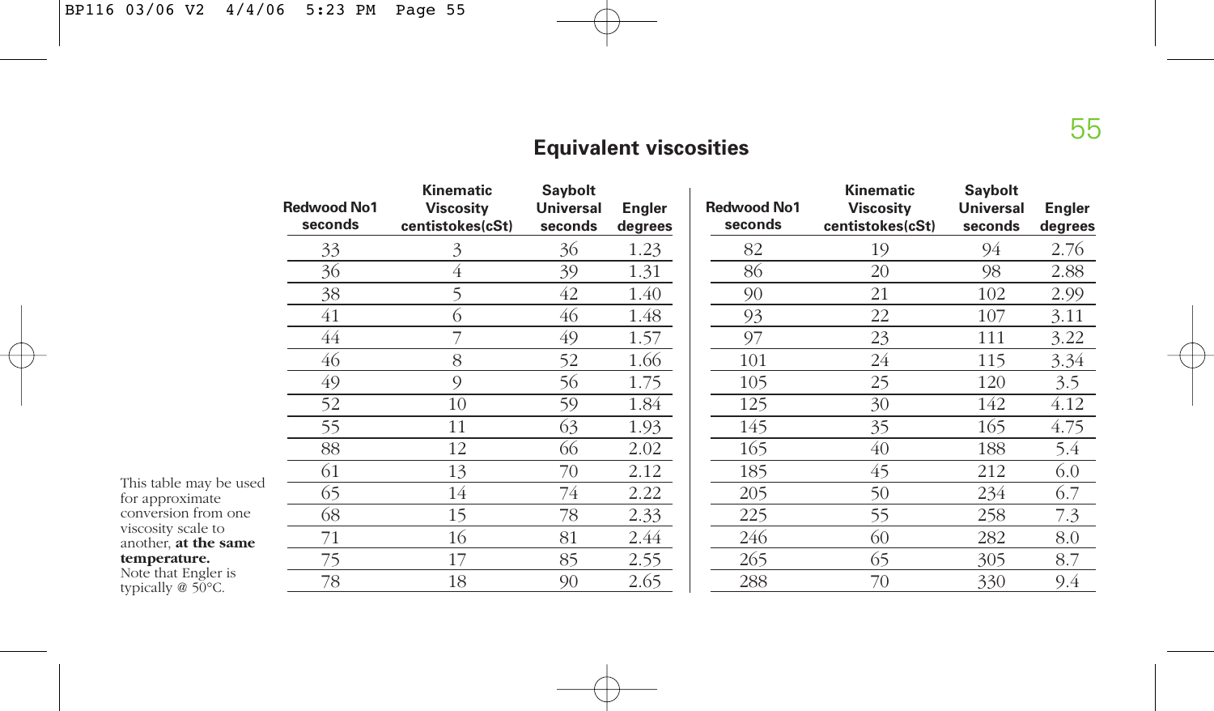## Equivalent viscosities

| Redwood No1 seconds | Kinematic Viscosity centistokes(cSt) | Saybolt Universal seconds | Engler degrees |
|---|---|---|---|
| 33 | 3 | 36 | 1.23 |
| 36 | 4 | 39 | 1.31 |
| 38 | 5 | 42 | 1.40 |
| 41 | 6 | 46 | 1.48 |
| 44 | 7 | 49 | 1.57 |
| 46 | 8 | 52 | 1.66 |
| 49 | 9 | 56 | 1.75 |
| 52 | 10 | 59 | 1.84 |
| 55 | 11 | 63 | 1.93 |
| 88 | 12 | 66 | 2.02 |
| 61 | 13 | 70 | 2.12 |
| 65 | 14 | 74 | 2.22 |
| 68 | 15 | 78 | 2.33 |
| 71 | 16 | 81 | 2.44 |
| 75 | 17 | 85 | 2.55 |
| 78 | 18 | 90 | 2.65 |

| Redwood No1 seconds | Kinematic Viscosity centistokes(cSt) | Saybolt Universal seconds | Engler degrees |
|---|---|---|---|
| 82 | 19 | 94 | 2.76 |
| 86 | 20 | 98 | 2.88 |
| 90 | 21 | 102 | 2.99 |
| 93 | 22 | 107 | 3.11 |
| 97 | 23 | 111 | 3.22 |
| 101 | 24 | 115 | 3.34 |
| 105 | 25 | 120 | 3.5 |
| 125 | 30 | 142 | 4.12 |
| 145 | 35 | 165 | 4.75 |
| 165 | 40 | 188 | 5.4 |
| 185 | 45 | 212 | 6.0 |
| 205 | 50 | 234 | 6.7 |
| 225 | 55 | 258 | 7.3 |
| 246 | 60 | 282 | 8.0 |
| 265 | 65 | 305 | 8.7 |
| 288 | 70 | 330 | 9.4 |

This table may be used for approximate conversion from one viscosity scale to another, **at the same temperature.**
Note that Engler is typically @ 50°C.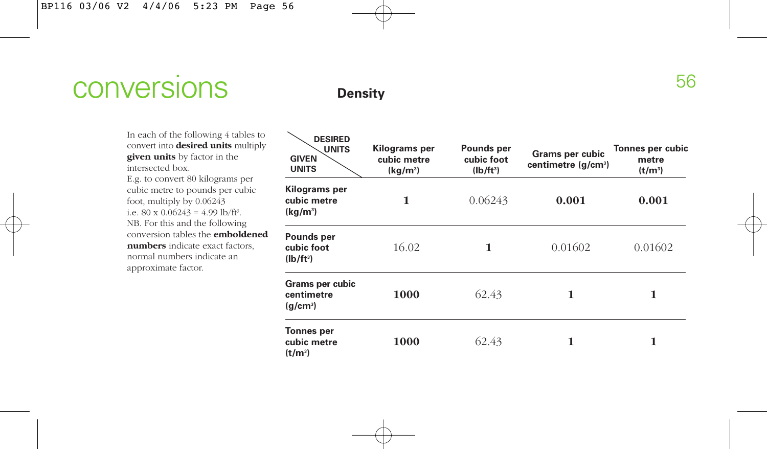# conversions

## Density

In each of the following 4 tables to convert into **desired units** multiply **given units** by factor in the intersected box.
E.g. to convert 80 kilograms per cubic metre to pounds per cubic foot, multiply by 0.06243
i.e. 80 x 0.06243 = 4.99 $lb/ft^3$.
NB. For this and the following conversion tables the **emboldened numbers** indicate exact factors, normal numbers indicate an approximate factor.

| GIVEN UNITS \ DESIRED UNITS | Kilograms per cubic metre ($kg/m^3$) | Pounds per cubic foot ($lb/ft^3$) | Grams per cubic centimetre ($g/cm^3$) | Tonnes per cubic metre ($t/m^3$) |
|---|---|---|---|---|
| **Kilograms per cubic metre ($kg/m^3$)** | **1** | 0.06243 | **0.001** | **0.001** |
| **Pounds per cubic foot ($lb/ft^3$)** | 16.02 | **1** | 0.01602 | 0.01602 |
| **Grams per cubic centimetre ($g/cm^3$)** | **1000** | 62.43 | **1** | **1** |
| **Tonnes per cubic metre ($t/m^3$)** | **1000** | 62.43 | **1** | **1** |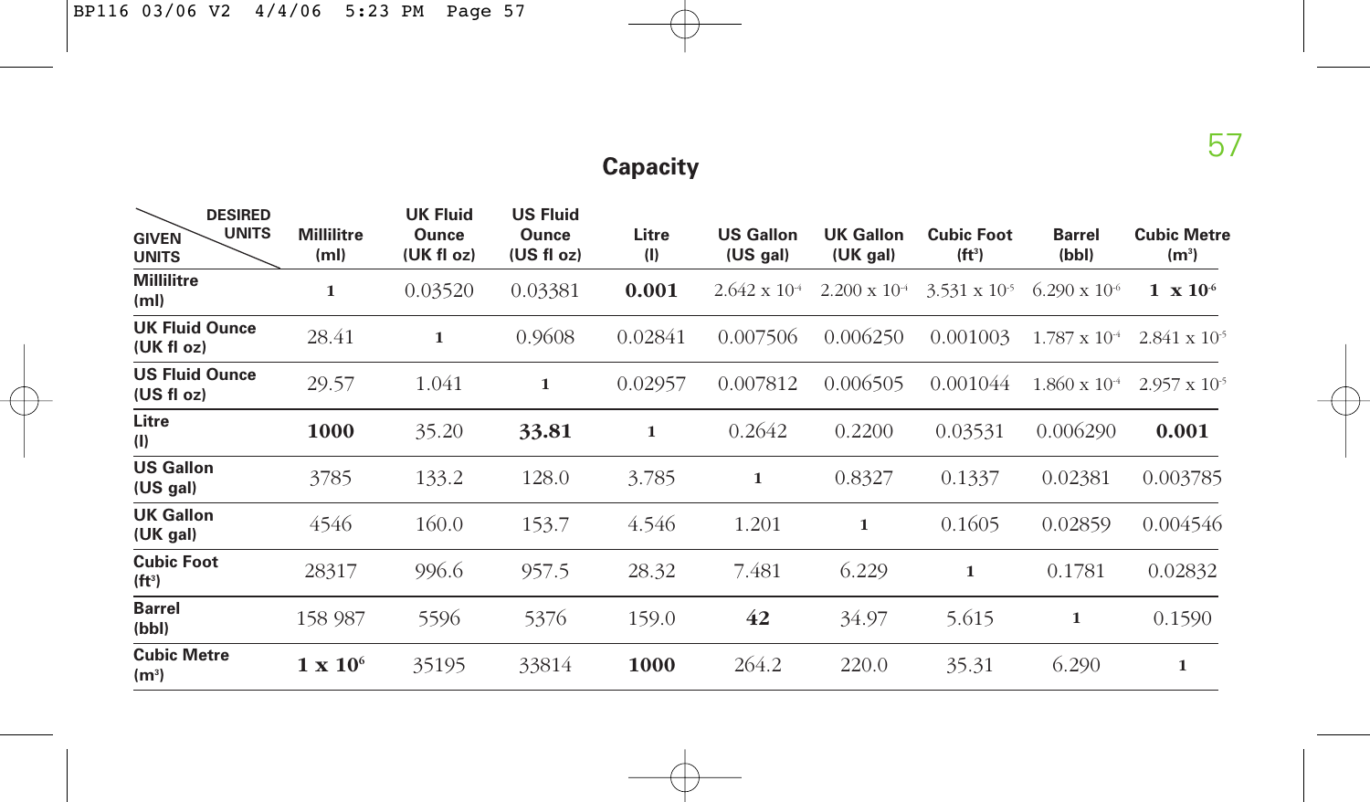## Capacity

| GIVEN UNITS \ DESIRED UNITS | Millilitre (ml) | UK Fluid Ounce (UK fl oz) | US Fluid Ounce (US fl oz) | Litre (l) | US Gallon (US gal) | UK Gallon (UK gal) | Cubic Foot (ft³) | Barrel (bbl) | Cubic Metre (m³) |
|---|---|---|---|---|---|---|---|---|---|
| **Millilitre (ml)** | 1 | 0.03520 | 0.03381 | **0.001** | $2.642 \times 10^{-4}$ | $2.200 \times 10^{-4}$ | $3.531 \times 10^{-5}$ | $6.290 \times 10^{-6}$ | **$1 \times 10^{-6}$** |
| **UK Fluid Ounce (UK fl oz)** | 28.41 | 1 | 0.9608 | 0.02841 | 0.007506 | 0.006250 | 0.001003 | $1.787 \times 10^{-4}$ | $2.841 \times 10^{-5}$ |
| **US Fluid Ounce (US fl oz)** | 29.57 | 1.041 | 1 | 0.02957 | 0.007812 | 0.006505 | 0.001044 | $1.860 \times 10^{-4}$ | $2.957 \times 10^{-5}$ |
| **Litre (l)** | **1000** | 35.20 | **33.81** | 1 | 0.2642 | 0.2200 | 0.03531 | 0.006290 | **0.001** |
| **US Gallon (US gal)** | 3785 | 133.2 | 128.0 | 3.785 | 1 | 0.8327 | 0.1337 | 0.02381 | 0.003785 |
| **UK Gallon (UK gal)** | 4546 | 160.0 | 153.7 | 4.546 | 1.201 | 1 | 0.1605 | 0.02859 | 0.004546 |
| **Cubic Foot (ft³)** | 28317 | 996.6 | 957.5 | 28.32 | 7.481 | 6.229 | 1 | 0.1781 | 0.02832 |
| **Barrel (bbl)** | 158 987 | 5596 | 5376 | 159.0 | **42** | 34.97 | 5.615 | 1 | 0.1590 |
| **Cubic Metre (m³)** | **$1 \times 10^{6}$** | 35195 | 33814 | **1000** | 264.2 | 220.0 | 35.31 | 6.290 | 1 |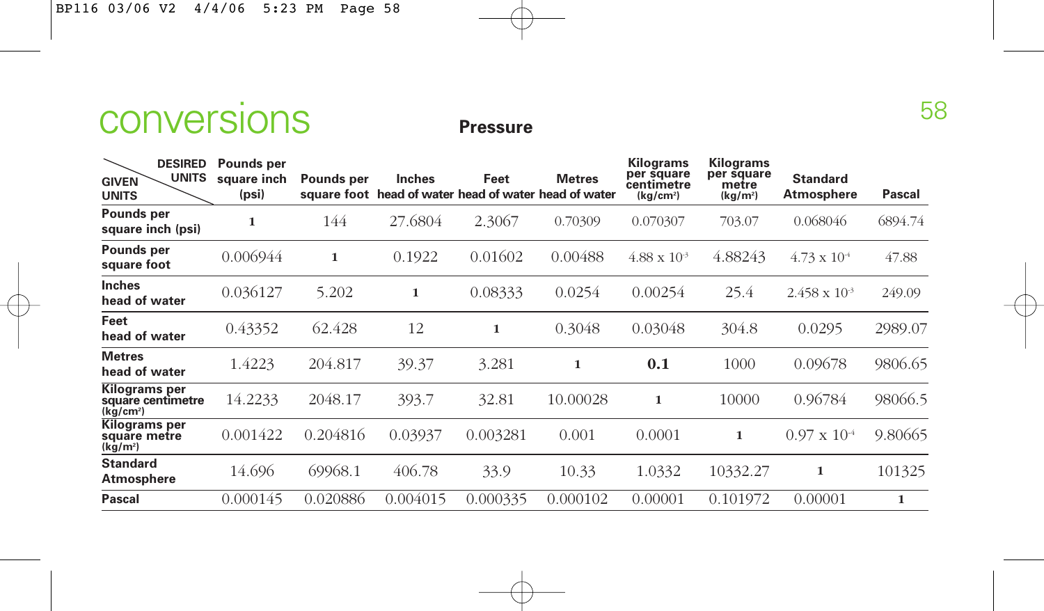# conversions

## Pressure

| GIVEN UNITS \ DESIRED UNITS | Pounds per square inch (psi) | Pounds per square foot | Inches head of water | Feet head of water | Metres head of water | Kilograms per square centimetre ($kg/cm^2$) | Kilograms per square metre ($kg/m^2$) | Standard Atmosphere | Pascal |
|---|---|---|---|---|---|---|---|---|---|
| **Pounds per square inch (psi)** | **1** | 144 | 27.6804 | 2.3067 | 0.70309 | 0.070307 | 703.07 | 0.068046 | 6894.74 |
| **Pounds per square foot** | 0.006944 | **1** | 0.1922 | 0.01602 | 0.00488 | $4.88 \times 10^{-3}$ | 4.88243 | $4.73 \times 10^{-4}$ | 47.88 |
| **Inches head of water** | 0.036127 | 5.202 | **1** | 0.08333 | 0.0254 | 0.00254 | 25.4 | $2.458 \times 10^{-3}$ | 249.09 |
| **Feet head of water** | 0.43352 | 62.428 | 12 | **1** | 0.3048 | 0.03048 | 304.8 | 0.0295 | 2989.07 |
| **Metres head of water** | 1.4223 | 204.817 | 39.37 | 3.281 | **1** | **0.1** | 1000 | 0.09678 | 9806.65 |
| **Kilograms per square centimetre ($kg/cm^2$)** | 14.2233 | 2048.17 | 393.7 | 32.81 | 10.00028 | **1** | 10000 | 0.96784 | 98066.5 |
| **Kilograms per square metre ($kg/m^2$)** | 0.001422 | 0.204816 | 0.03937 | 0.003281 | 0.001 | 0.0001 | **1** | $0.97 \times 10^{-4}$ | 9.80665 |
| **Standard Atmosphere** | 14.696 | 69968.1 | 406.78 | 33.9 | 10.33 | 1.0332 | 10332.27 | **1** | 101325 |
| **Pascal** | 0.000145 | 0.020886 | 0.004015 | 0.000335 | 0.000102 | 0.00001 | 0.101972 | 0.00001 | **1** |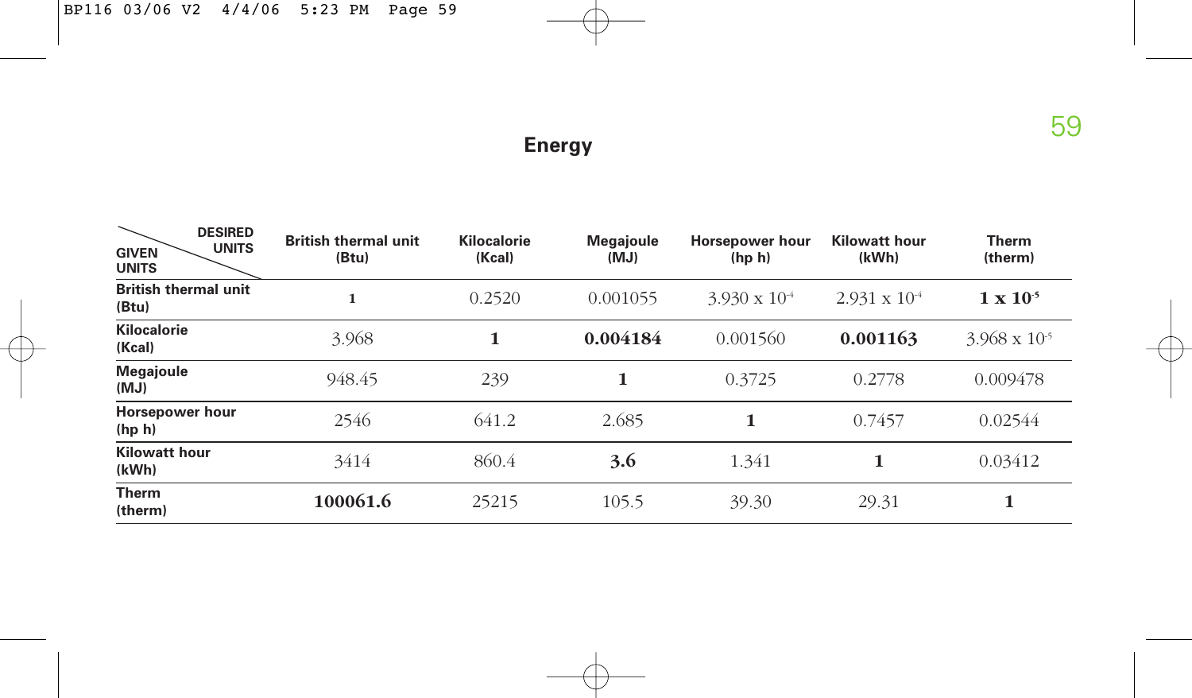## Energy

| GIVEN UNITS \ DESIRED UNITS | British thermal unit (Btu) | Kilocalorie (Kcal) | Megajoule (MJ) | Horsepower hour (hp h) | Kilowatt hour (kWh) | Therm (therm) |
|---|---|---|---|---|---|---|
| **British thermal unit (Btu)** | 1 | 0.2520 | 0.001055 | $3.930 \times 10^{-4}$ | $2.931 \times 10^{-4}$ | **$1 \times 10^{-5}$** |
| **Kilocalorie (Kcal)** | 3.968 | **1** | **0.004184** | 0.001560 | **0.001163** | $3.968 \times 10^{-5}$ |
| **Megajoule (MJ)** | 948.45 | 239 | **1** | 0.3725 | 0.2778 | 0.009478 |
| **Horsepower hour (hp h)** | 2546 | 641.2 | 2.685 | **1** | 0.7457 | 0.02544 |
| **Kilowatt hour (kWh)** | 3414 | 860.4 | **3.6** | 1.341 | **1** | 0.03412 |
| **Therm (therm)** | **100061.6** | 25215 | 105.5 | 39.30 | 29.31 | **1** |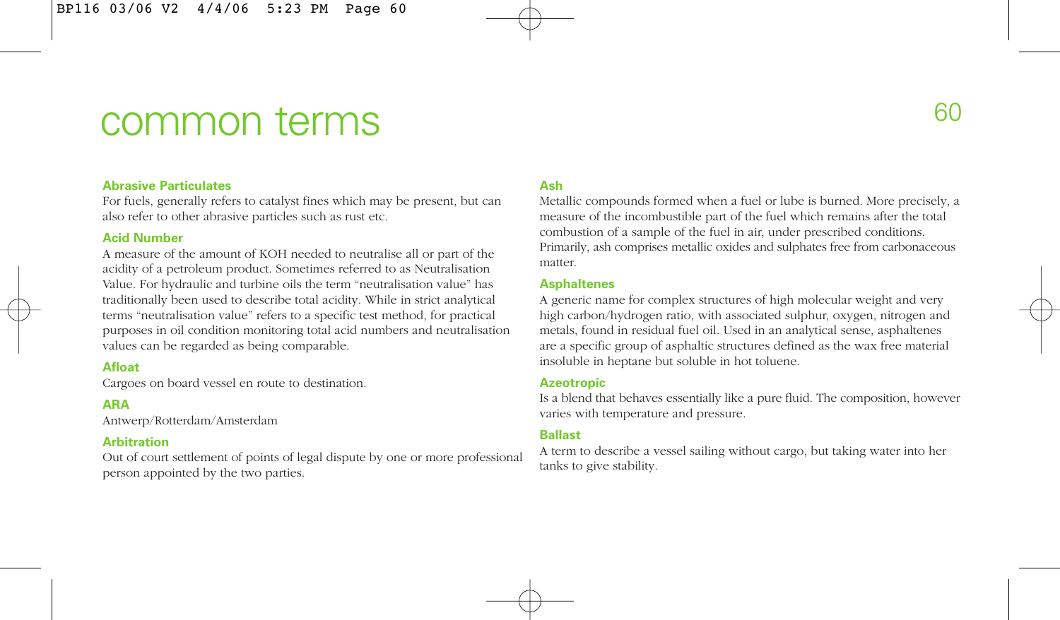# common terms

### Abrasive Particulates
For fuels, generally refers to catalyst fines which may be present, but can also refer to other abrasive particles such as rust etc.

### Acid Number
A measure of the amount of KOH needed to neutralise all or part of the acidity of a petroleum product. Sometimes referred to as Neutralisation Value. For hydraulic and turbine oils the term “neutralisation value” has traditionally been used to describe total acidity. While in strict analytical terms “neutralisation value” refers to a specific test method, for practical purposes in oil condition monitoring total acid numbers and neutralisation values can be regarded as being comparable.

### Afloat
Cargoes on board vessel en route to destination.

### ARA
Antwerp/Rotterdam/Amsterdam

### Arbitration
Out of court settlement of points of legal dispute by one or more professional person appointed by the two parties.

### Ash
Metallic compounds formed when a fuel or lube is burned. More precisely, a measure of the incombustible part of the fuel which remains after the total combustion of a sample of the fuel in air, under prescribed conditions. Primarily, ash comprises metallic oxides and sulphates free from carbonaceous matter.

### Asphaltenes
A generic name for complex structures of high molecular weight and very high carbon/hydrogen ratio, with associated sulphur, oxygen, nitrogen and metals, found in residual fuel oil. Used in an analytical sense, asphaltenes are a specific group of asphaltic structures defined as the wax free material insoluble in heptane but soluble in hot toluene.

### Azeotropic
Is a blend that behaves essentially like a pure fluid. The composition, however varies with temperature and pressure.

### Ballast
A term to describe a vessel sailing without cargo, but taking water into her tanks to give stability.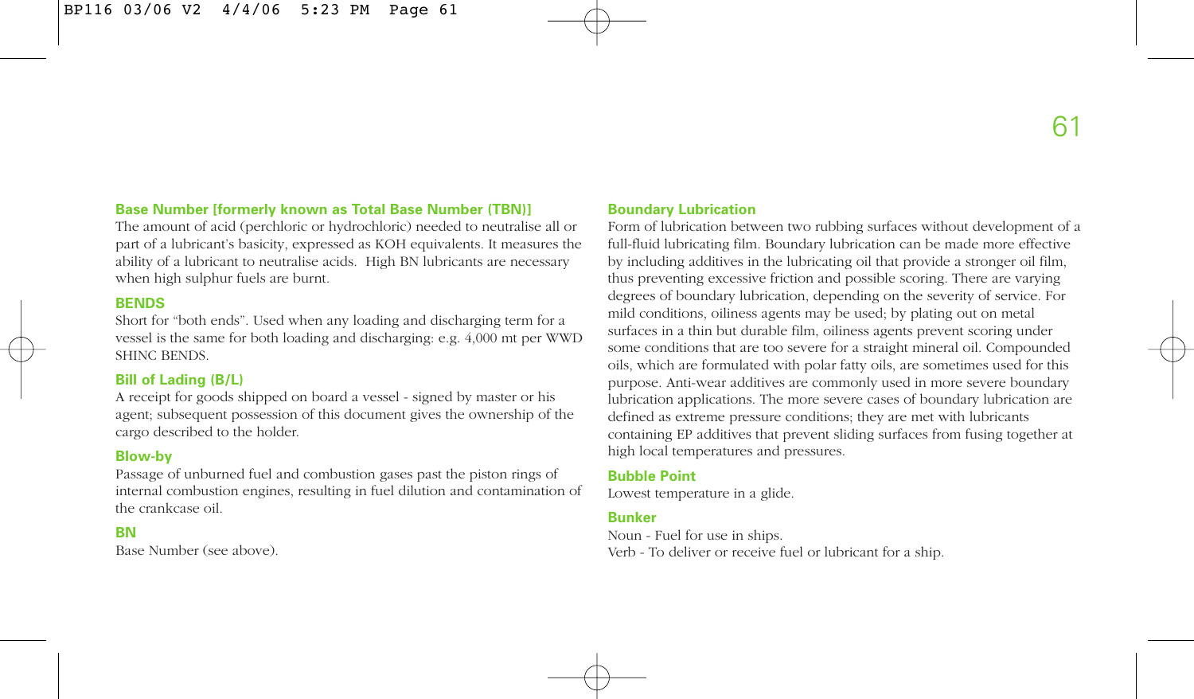### Base Number [formerly known as Total Base Number (TBN)]

The amount of acid (perchloric or hydrochloric) needed to neutralise all or part of a lubricant's basicity, expressed as KOH equivalents. It measures the ability of a lubricant to neutralise acids.  High BN lubricants are necessary when high sulphur fuels are burnt.

### BENDS

Short for "both ends". Used when any loading and discharging term for a vessel is the same for both loading and discharging: e.g. 4,000 mt per WWD SHINC BENDS.

### Bill of Lading (B/L)

A receipt for goods shipped on board a vessel - signed by master or his agent; subsequent possession of this document gives the ownership of the cargo described to the holder.

### Blow-by

Passage of unburned fuel and combustion gases past the piston rings of internal combustion engines, resulting in fuel dilution and contamination of the crankcase oil.

### BN

Base Number (see above).

### Boundary Lubrication

Form of lubrication between two rubbing surfaces without development of a full-fluid lubricating film. Boundary lubrication can be made more effective by including additives in the lubricating oil that provide a stronger oil film, thus preventing excessive friction and possible scoring. There are varying degrees of boundary lubrication, depending on the severity of service. For mild conditions, oiliness agents may be used; by plating out on metal surfaces in a thin but durable film, oiliness agents prevent scoring under some conditions that are too severe for a straight mineral oil. Compounded oils, which are formulated with polar fatty oils, are sometimes used for this purpose. Anti-wear additives are commonly used in more severe boundary lubrication applications. The more severe cases of boundary lubrication are defined as extreme pressure conditions; they are met with lubricants containing EP additives that prevent sliding surfaces from fusing together at high local temperatures and pressures.

### Bubble Point

Lowest temperature in a glide.

### Bunker

Noun - Fuel for use in ships.
Verb - To deliver or receive fuel or lubricant for a ship.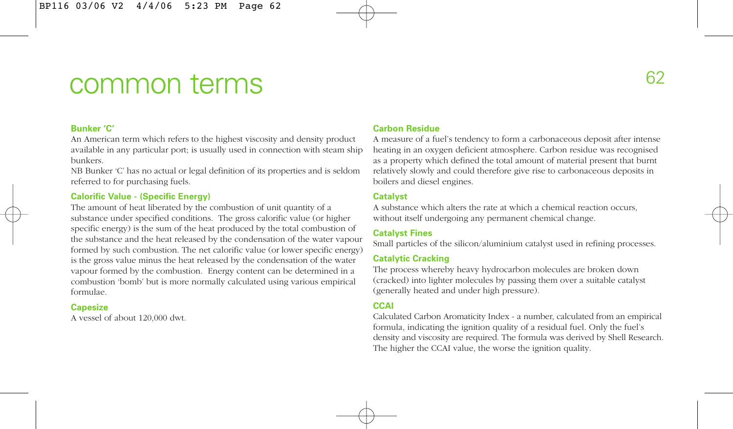# common terms

### Bunker 'C'

An American term which refers to the highest viscosity and density product available in any particular port; is usually used in connection with steam ship bunkers.

NB Bunker 'C' has no actual or legal definition of its properties and is seldom referred to for purchasing fuels.

### Calorific Value - (Specific Energy)

The amount of heat liberated by the combustion of unit quantity of a substance under specified conditions. The gross calorific value (or higher specific energy) is the sum of the heat produced by the total combustion of the substance and the heat released by the condensation of the water vapour formed by such combustion. The net calorific value (or lower specific energy) is the gross value minus the heat released by the condensation of the water vapour formed by the combustion. Energy content can be determined in a combustion 'bomb' but is more normally calculated using various empirical formulae.

### Capesize

A vessel of about 120,000 dwt.

### Carbon Residue

A measure of a fuel's tendency to form a carbonaceous deposit after intense heating in an oxygen deficient atmosphere. Carbon residue was recognised as a property which defined the total amount of material present that burnt relatively slowly and could therefore give rise to carbonaceous deposits in boilers and diesel engines.

### Catalyst

A substance which alters the rate at which a chemical reaction occurs, without itself undergoing any permanent chemical change.

### Catalyst Fines

Small particles of the silicon/aluminium catalyst used in refining processes.

### Catalytic Cracking

The process whereby heavy hydrocarbon molecules are broken down (cracked) into lighter molecules by passing them over a suitable catalyst (generally heated and under high pressure).

### CCAI

Calculated Carbon Aromaticity Index - a number, calculated from an empirical formula, indicating the ignition quality of a residual fuel. Only the fuel's density and viscosity are required. The formula was derived by Shell Research. The higher the CCAI value, the worse the ignition quality.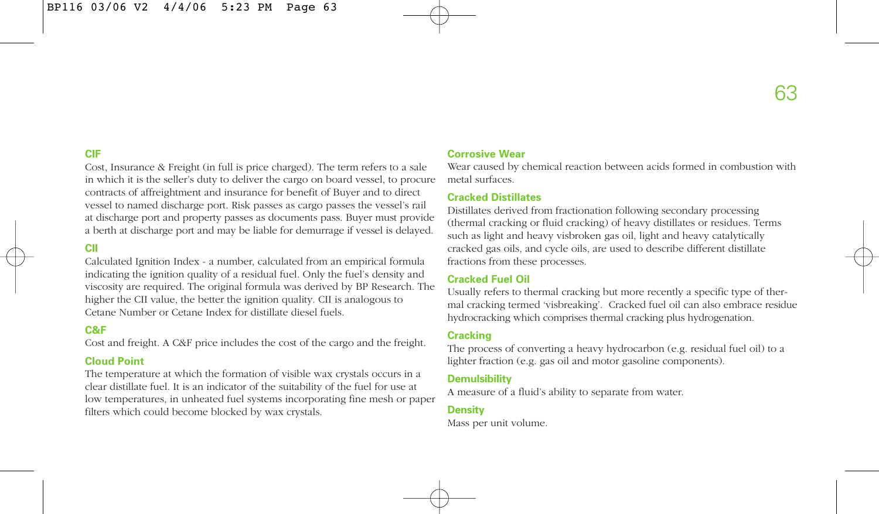### CIF

Cost, Insurance & Freight (in full is price charged). The term refers to a sale in which it is the seller's duty to deliver the cargo on board vessel, to procure contracts of affreightment and insurance for benefit of Buyer and to direct vessel to named discharge port. Risk passes as cargo passes the vessel's rail at discharge port and property passes as documents pass. Buyer must provide a berth at discharge port and may be liable for demurrage if vessel is delayed.

### CII

Calculated Ignition Index - a number, calculated from an empirical formula indicating the ignition quality of a residual fuel. Only the fuel's density and viscosity are required. The original formula was derived by BP Research. The higher the CII value, the better the ignition quality. CII is analogous to Cetane Number or Cetane Index for distillate diesel fuels.

### C&F

Cost and freight. A C&F price includes the cost of the cargo and the freight.

### Cloud Point

The temperature at which the formation of visible wax crystals occurs in a clear distillate fuel. It is an indicator of the suitability of the fuel for use at low temperatures, in unheated fuel systems incorporating fine mesh or paper filters which could become blocked by wax crystals.

### Corrosive Wear

Wear caused by chemical reaction between acids formed in combustion with metal surfaces.

### Cracked Distillates

Distillates derived from fractionation following secondary processing (thermal cracking or fluid cracking) of heavy distillates or residues. Terms such as light and heavy visbroken gas oil, light and heavy catalytically cracked gas oils, and cycle oils, are used to describe different distillate fractions from these processes.

### Cracked Fuel Oil

Usually refers to thermal cracking but more recently a specific type of thermal cracking termed 'visbreaking'. Cracked fuel oil can also embrace residue hydrocracking which comprises thermal cracking plus hydrogenation.

### Cracking

The process of converting a heavy hydrocarbon (e.g. residual fuel oil) to a lighter fraction (e.g. gas oil and motor gasoline components).

### Demulsibility

A measure of a fluid's ability to separate from water.

### Density

Mass per unit volume.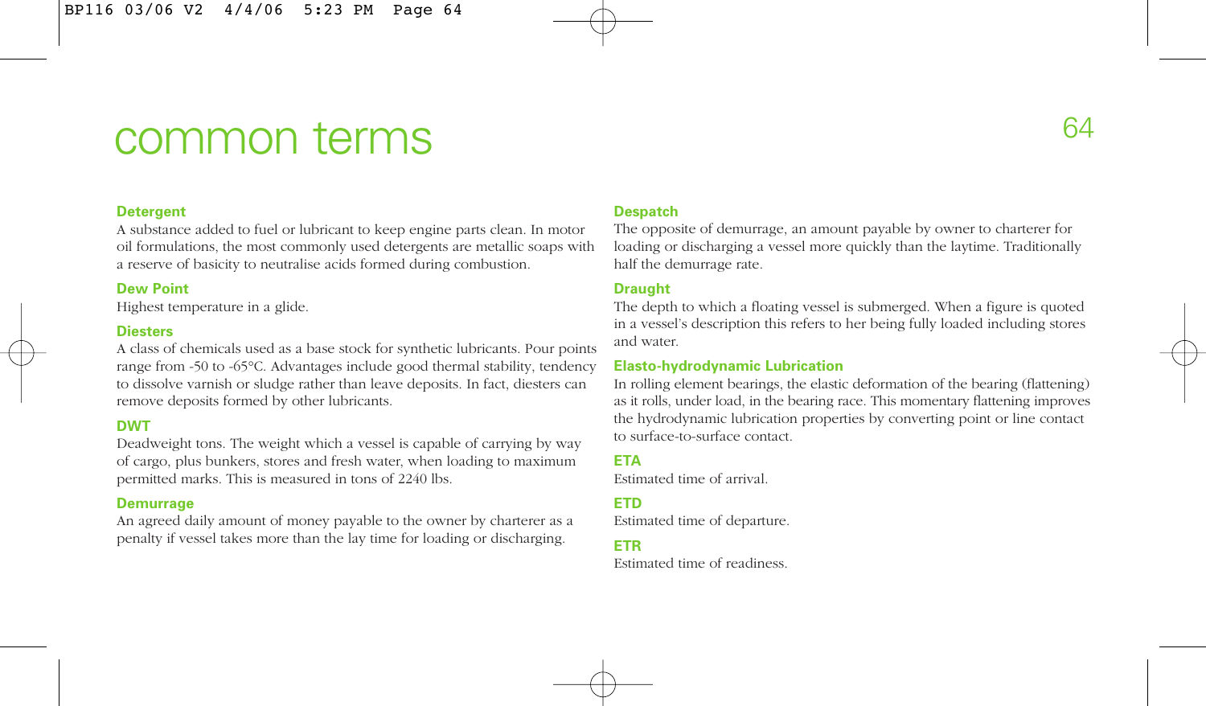# common terms

**Detergent**
A substance added to fuel or lubricant to keep engine parts clean. In motor oil formulations, the most commonly used detergents are metallic soaps with a reserve of basicity to neutralise acids formed during combustion.

**Dew Point**
Highest temperature in a glide.

**Diesters**
A class of chemicals used as a base stock for synthetic lubricants. Pour points range from -50 to -65°C. Advantages include good thermal stability, tendency to dissolve varnish or sludge rather than leave deposits. In fact, diesters can remove deposits formed by other lubricants.

**DWT**
Deadweight tons. The weight which a vessel is capable of carrying by way of cargo, plus bunkers, stores and fresh water, when loading to maximum permitted marks. This is measured in tons of 2240 lbs.

**Demurrage**
An agreed daily amount of money payable to the owner by charterer as a penalty if vessel takes more than the lay time for loading or discharging.

**Despatch**
The opposite of demurrage, an amount payable by owner to charterer for loading or discharging a vessel more quickly than the laytime. Traditionally half the demurrage rate.

**Draught**
The depth to which a floating vessel is submerged. When a figure is quoted in a vessel's description this refers to her being fully loaded including stores and water.

**Elasto-hydrodynamic Lubrication**
In rolling element bearings, the elastic deformation of the bearing (flattening) as it rolls, under load, in the bearing race. This momentary flattening improves the hydrodynamic lubrication properties by converting point or line contact to surface-to-surface contact.

**ETA**
Estimated time of arrival.

**ETD**
Estimated time of departure.

**ETR**
Estimated time of readiness.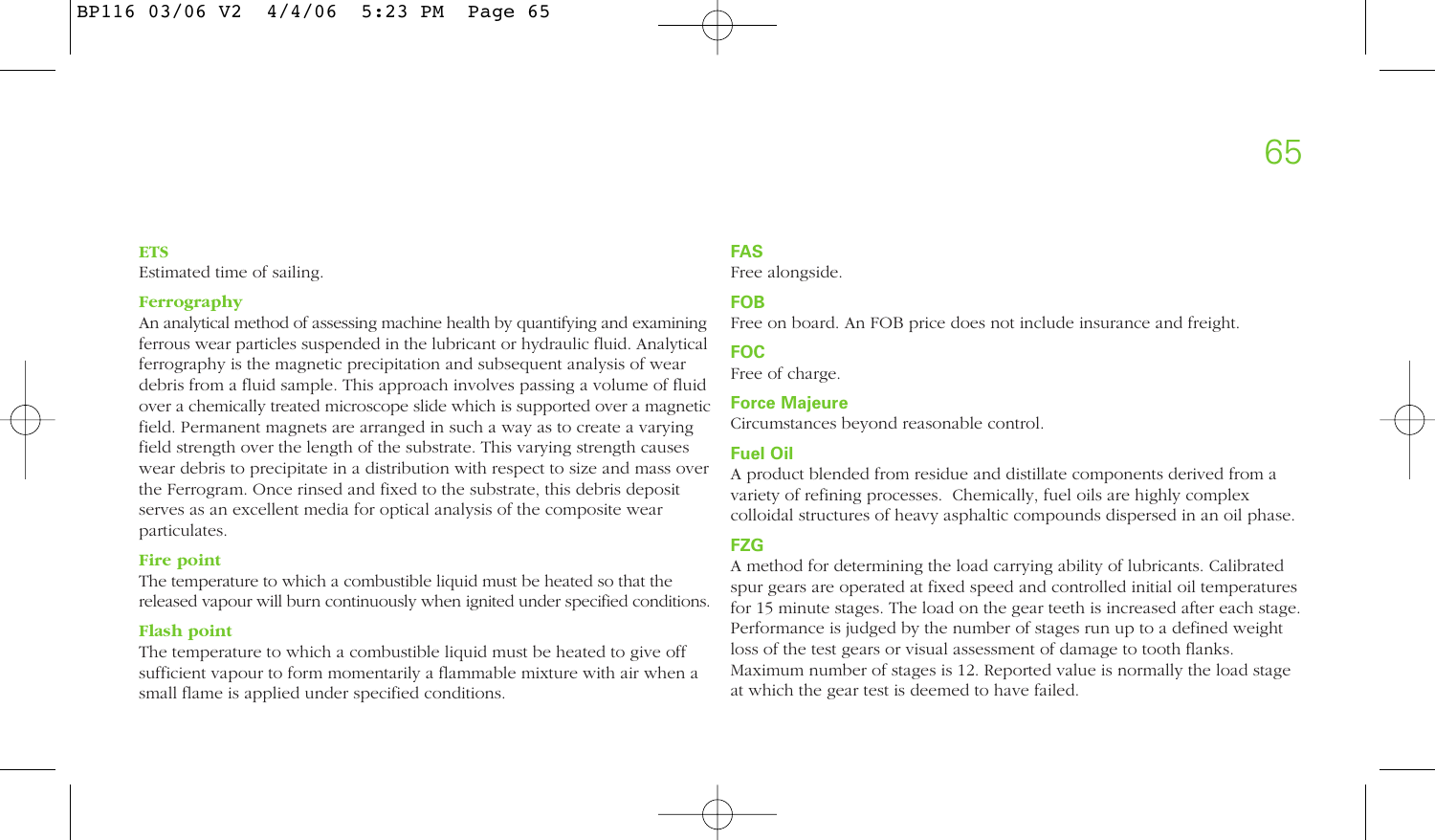### ETS
Estimated time of sailing.

### Ferrography
An analytical method of assessing machine health by quantifying and examining ferrous wear particles suspended in the lubricant or hydraulic fluid. Analytical ferrography is the magnetic precipitation and subsequent analysis of wear debris from a fluid sample. This approach involves passing a volume of fluid over a chemically treated microscope slide which is supported over a magnetic field. Permanent magnets are arranged in such a way as to create a varying field strength over the length of the substrate. This varying strength causes wear debris to precipitate in a distribution with respect to size and mass over the Ferrogram. Once rinsed and fixed to the substrate, this debris deposit serves as an excellent media for optical analysis of the composite wear particulates.

### Fire point
The temperature to which a combustible liquid must be heated so that the released vapour will burn continuously when ignited under specified conditions.

### Flash point
The temperature to which a combustible liquid must be heated to give off sufficient vapour to form momentarily a flammable mixture with air when a small flame is applied under specified conditions.

### FAS
Free alongside.

### FOB
Free on board. An FOB price does not include insurance and freight.

### FOC
Free of charge.

### Force Majeure
Circumstances beyond reasonable control.

### Fuel Oil
A product blended from residue and distillate components derived from a variety of refining processes. Chemically, fuel oils are highly complex colloidal structures of heavy asphaltic compounds dispersed in an oil phase.

### FZG
A method for determining the load carrying ability of lubricants. Calibrated spur gears are operated at fixed speed and controlled initial oil temperatures for 15 minute stages. The load on the gear teeth is increased after each stage. Performance is judged by the number of stages run up to a defined weight loss of the test gears or visual assessment of damage to tooth flanks. Maximum number of stages is 12. Reported value is normally the load stage at which the gear test is deemed to have failed.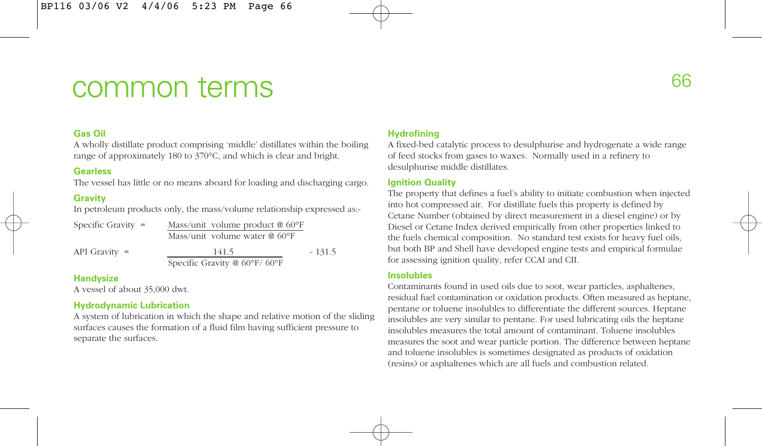# common terms

### Gas Oil

A wholly distillate product comprising 'middle' distillates within the boiling range of approximately 180 to 370°C, and which is clear and bright.

### Gearless

The vessel has little or no means aboard for loading and discharging cargo.

### Gravity

In petroleum products only, the mass/volume relationship expressed as:-

$$\text{Specific Gravity} = \frac{\text{Mass/unit volume product @ 60°F}}{\text{Mass/unit volume water @ 60°F}}$$

$$\text{API Gravity} = \frac{141.5}{\text{Specific Gravity @ 60°F/ 60°F}} - 131.5$$

### Handysize

A vessel of about 35,000 dwt.

### Hydrodynamic Lubrication

A system of lubrication in which the shape and relative motion of the sliding surfaces causes the formation of a fluid film having sufficient pressure to separate the surfaces.

### Hydrofining

A fixed-bed catalytic process to desulphurise and hydrogenate a wide range of feed stocks from gases to waxes. Normally used in a refinery to desulphurise middle distillates.

### Ignition Quality

The property that defines a fuel's ability to initiate combustion when injected into hot compressed air. For distillate fuels this property is defined by Cetane Number (obtained by direct measurement in a diesel engine) or by Diesel or Cetane Index derived empirically from other properties linked to the fuels chemical composition. No standard test exists for heavy fuel oils, but both BP and Shell have developed engine tests and empirical formulae for assessing ignition quality, refer CCAI and CII.

### Insolubles

Contaminants found in used oils due to soot, wear particles, asphaltenes, residual fuel contamination or oxidation products. Often measured as heptane, pentane or toluene insolubles to differentiate the different sources. Heptane insolubles are very similar to pentane. For used lubricating oils the heptane insolubles measures the total amount of contaminant. Toluene insolubles measures the soot and wear particle portion. The difference between heptane and toluene insolubles is sometimes designated as products of oxidation (resins) or asphaltenes which are all fuels and combustion related.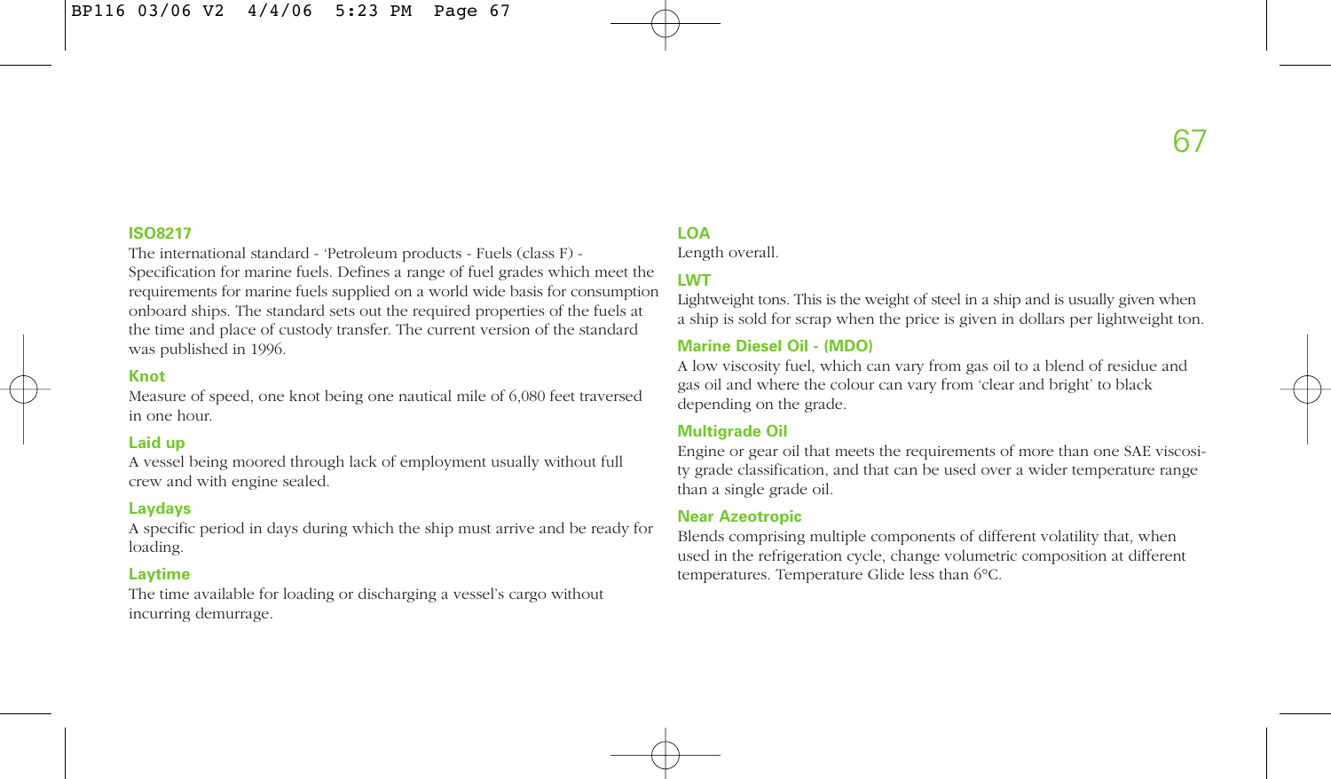### ISO8217

The international standard - 'Petroleum products - Fuels (class F) - Specification for marine fuels. Defines a range of fuel grades which meet the requirements for marine fuels supplied on a world wide basis for consumption onboard ships. The standard sets out the required properties of the fuels at the time and place of custody transfer. The current version of the standard was published in 1996.

### Knot

Measure of speed, one knot being one nautical mile of 6,080 feet traversed in one hour.

### Laid up

A vessel being moored through lack of employment usually without full crew and with engine sealed.

### Laydays

A specific period in days during which the ship must arrive and be ready for loading.

### Laytime

The time available for loading or discharging a vessel's cargo without incurring demurrage.

### LOA

Length overall.

### LWT

Lightweight tons. This is the weight of steel in a ship and is usually given when a ship is sold for scrap when the price is given in dollars per lightweight ton.

### Marine Diesel Oil - (MDO)

A low viscosity fuel, which can vary from gas oil to a blend of residue and gas oil and where the colour can vary from 'clear and bright' to black depending on the grade.

### Multigrade Oil

Engine or gear oil that meets the requirements of more than one SAE viscosity grade classification, and that can be used over a wider temperature range than a single grade oil.

### Near Azeotropic

Blends comprising multiple components of different volatility that, when used in the refrigeration cycle, change volumetric composition at different temperatures. Temperature Glide less than 6°C.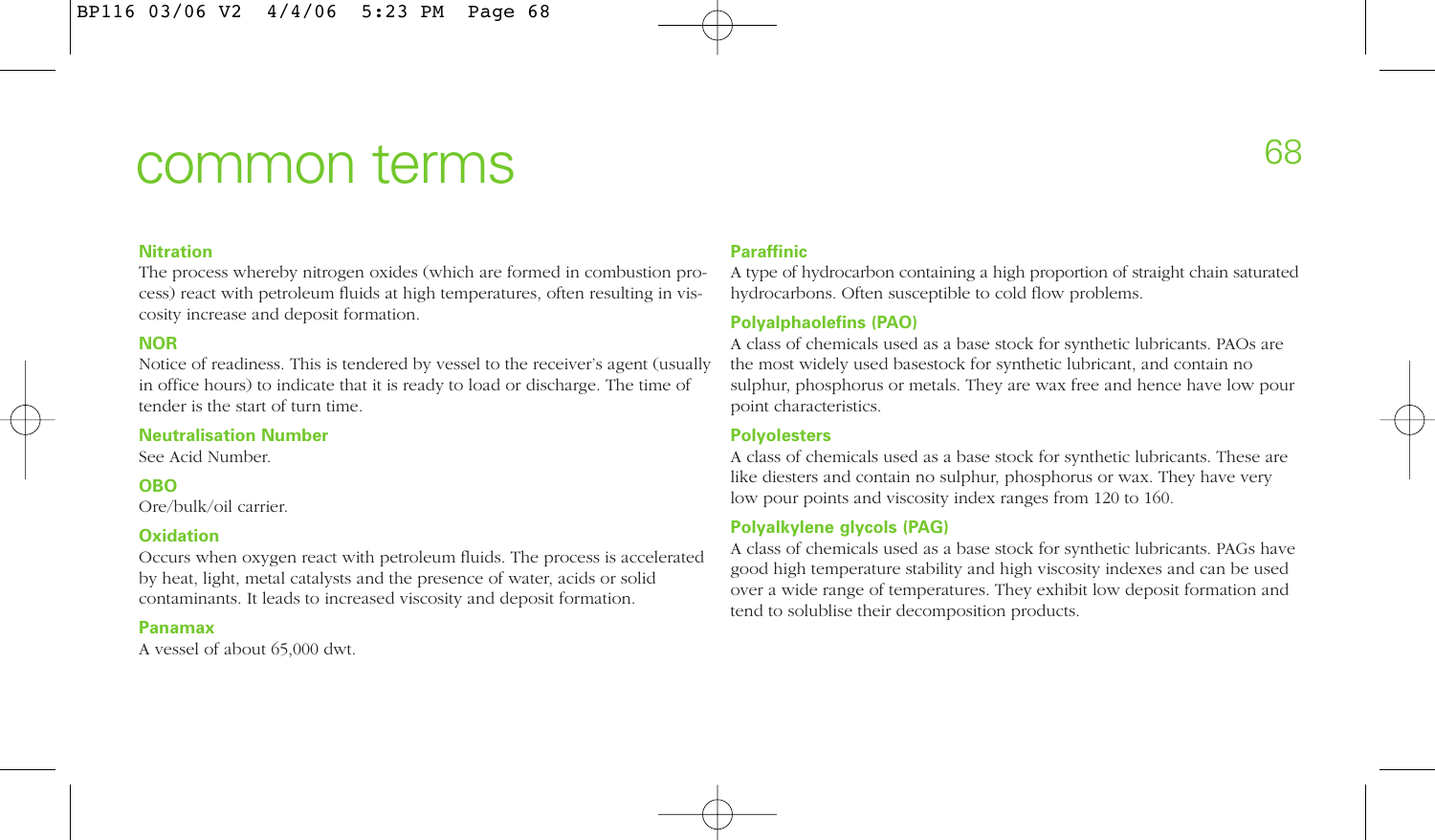# common terms

### Nitration

The process whereby nitrogen oxides (which are formed in combustion process) react with petroleum fluids at high temperatures, often resulting in viscosity increase and deposit formation.

### NOR

Notice of readiness. This is tendered by vessel to the receiver's agent (usually in office hours) to indicate that it is ready to load or discharge. The time of tender is the start of turn time.

### Neutralisation Number

See Acid Number.

### OBO

Ore/bulk/oil carrier.

### Oxidation

Occurs when oxygen react with petroleum fluids. The process is accelerated by heat, light, metal catalysts and the presence of water, acids or solid contaminants. It leads to increased viscosity and deposit formation.

### Panamax

A vessel of about 65,000 dwt.

### Paraffinic

A type of hydrocarbon containing a high proportion of straight chain saturated hydrocarbons. Often susceptible to cold flow problems.

### Polyalphaolefins (PAO)

A class of chemicals used as a base stock for synthetic lubricants. PAOs are the most widely used basestock for synthetic lubricant, and contain no sulphur, phosphorus or metals. They are wax free and hence have low pour point characteristics.

### Polyolesters

A class of chemicals used as a base stock for synthetic lubricants. These are like diesters and contain no sulphur, phosphorus or wax. They have very low pour points and viscosity index ranges from 120 to 160.

### Polyalkylene glycols (PAG)

A class of chemicals used as a base stock for synthetic lubricants. PAGs have good high temperature stability and high viscosity indexes and can be used over a wide range of temperatures. They exhibit low deposit formation and tend to solublise their decomposition products.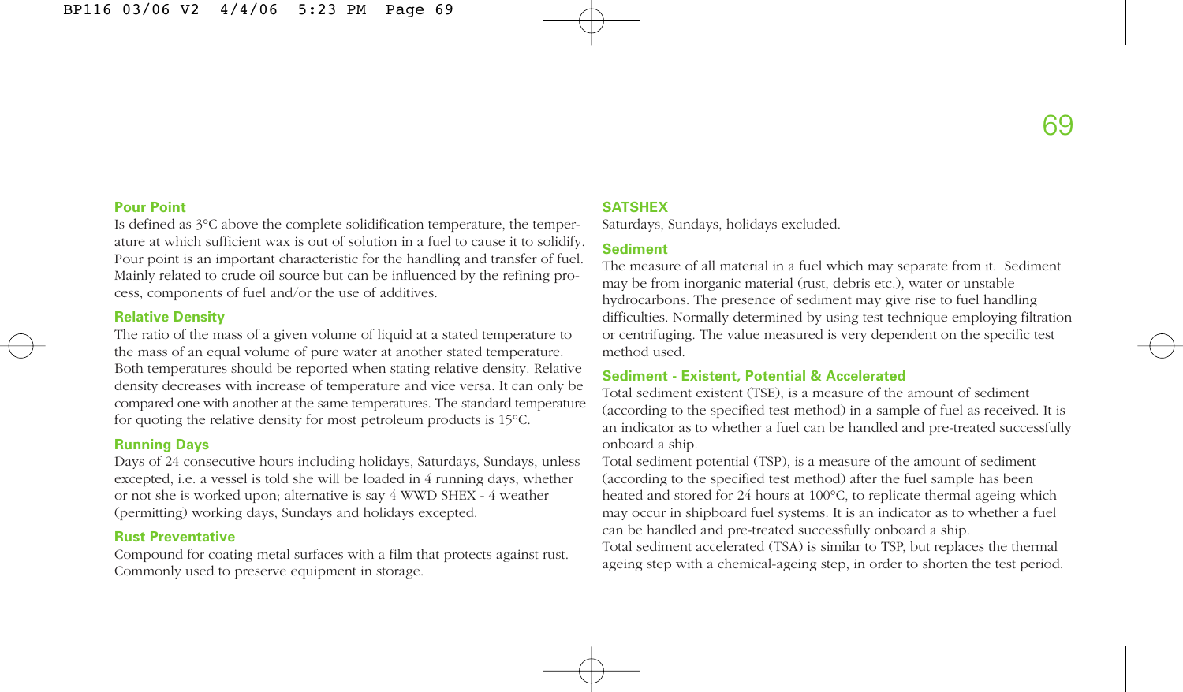### Pour Point

Is defined as 3°C above the complete solidification temperature, the temperature at which sufficient wax is out of solution in a fuel to cause it to solidify. Pour point is an important characteristic for the handling and transfer of fuel. Mainly related to crude oil source but can be influenced by the refining process, components of fuel and/or the use of additives.

### Relative Density

The ratio of the mass of a given volume of liquid at a stated temperature to the mass of an equal volume of pure water at another stated temperature. Both temperatures should be reported when stating relative density. Relative density decreases with increase of temperature and vice versa. It can only be compared one with another at the same temperatures. The standard temperature for quoting the relative density for most petroleum products is 15°C.

### Running Days

Days of 24 consecutive hours including holidays, Saturdays, Sundays, unless excepted, i.e. a vessel is told she will be loaded in 4 running days, whether or not she is worked upon; alternative is say 4 WWD SHEX - 4 weather (permitting) working days, Sundays and holidays excepted.

### Rust Preventative

Compound for coating metal surfaces with a film that protects against rust. Commonly used to preserve equipment in storage.

### SATSHEX

Saturdays, Sundays, holidays excluded.

### Sediment

The measure of all material in a fuel which may separate from it. Sediment may be from inorganic material (rust, debris etc.), water or unstable hydrocarbons. The presence of sediment may give rise to fuel handling difficulties. Normally determined by using test technique employing filtration or centrifuging. The value measured is very dependent on the specific test method used.

### Sediment - Existent, Potential & Accelerated

Total sediment existent (TSE), is a measure of the amount of sediment (according to the specified test method) in a sample of fuel as received. It is an indicator as to whether a fuel can be handled and pre-treated successfully onboard a ship.

Total sediment potential (TSP), is a measure of the amount of sediment (according to the specified test method) after the fuel sample has been heated and stored for 24 hours at 100°C, to replicate thermal ageing which may occur in shipboard fuel systems. It is an indicator as to whether a fuel can be handled and pre-treated successfully onboard a ship.

Total sediment accelerated (TSA) is similar to TSP, but replaces the thermal ageing step with a chemical-ageing step, in order to shorten the test period.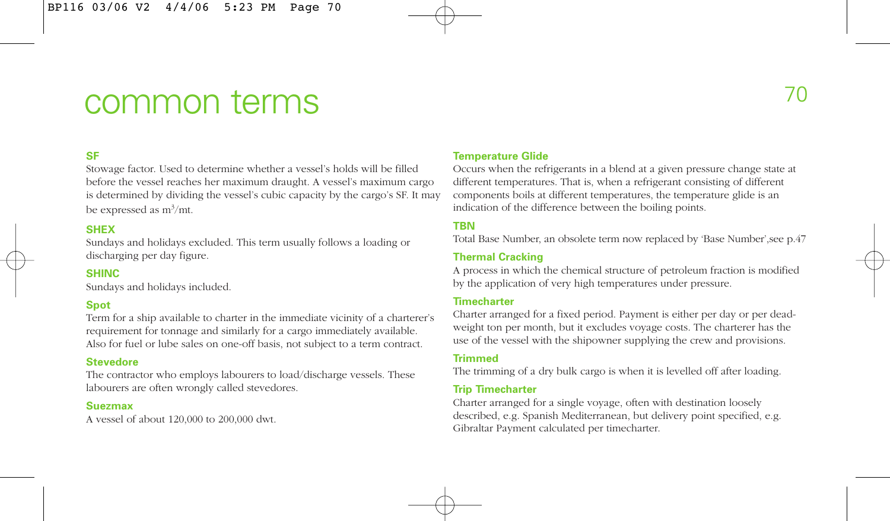# common terms

### SF

Stowage factor. Used to determine whether a vessel's holds will be filled before the vessel reaches her maximum draught. A vessel's maximum cargo is determined by dividing the vessel's cubic capacity by the cargo's SF. It may be expressed as $m^3$/mt.

### SHEX

Sundays and holidays excluded. This term usually follows a loading or discharging per day figure.

### SHINC

Sundays and holidays included.

### Spot

Term for a ship available to charter in the immediate vicinity of a charterer's requirement for tonnage and similarly for a cargo immediately available. Also for fuel or lube sales on one-off basis, not subject to a term contract.

### Stevedore

The contractor who employs labourers to load/discharge vessels. These labourers are often wrongly called stevedores.

### Suezmax

A vessel of about 120,000 to 200,000 dwt.

### Temperature Glide

Occurs when the refrigerants in a blend at a given pressure change state at different temperatures. That is, when a refrigerant consisting of different components boils at different temperatures, the temperature glide is an indication of the difference between the boiling points.

### TBN

Total Base Number, an obsolete term now replaced by 'Base Number',see p.47

### Thermal Cracking

A process in which the chemical structure of petroleum fraction is modified by the application of very high temperatures under pressure.

### Timecharter

Charter arranged for a fixed period. Payment is either per day or per dead-weight ton per month, but it excludes voyage costs. The charterer has the use of the vessel with the shipowner supplying the crew and provisions.

### Trimmed

The trimming of a dry bulk cargo is when it is levelled off after loading.

### Trip Timecharter

Charter arranged for a single voyage, often with destination loosely described, e.g. Spanish Mediterranean, but delivery point specified, e.g. Gibraltar Payment calculated per timecharter.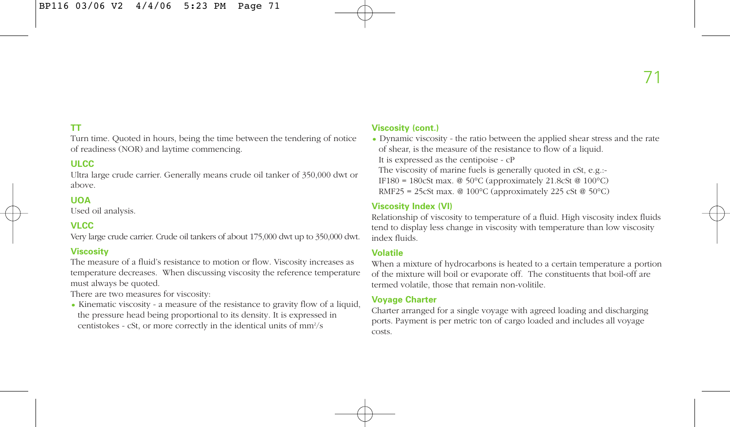## TT

Turn time. Quoted in hours, being the time between the tendering of notice of readiness (NOR) and laytime commencing.

## ULCC

Ultra large crude carrier. Generally means crude oil tanker of 350,000 dwt or above.

## UOA

Used oil analysis.

## VLCC

Very large crude carrier. Crude oil tankers of about 175,000 dwt up to 350,000 dwt.

## Viscosity

The measure of a fluid's resistance to motion or flow. Viscosity increases as temperature decreases. When discussing viscosity the reference temperature must always be quoted.

There are two measures for viscosity:

- Kinematic viscosity - a measure of the resistance to gravity flow of a liquid, the pressure head being proportional to its density. It is expressed in centistokes - cSt, or more correctly in the identical units of $mm^2/s$

## Viscosity (cont.)

- Dynamic viscosity - the ratio between the applied shear stress and the rate of shear, is the measure of the resistance to flow of a liquid.
  It is expressed as the centipoise - cP
  The viscosity of marine fuels is generally quoted in cSt, e.g.:-
  IF180 = 180cSt max. @ 50°C (approximately 21.8cSt @ 100°C)
  RMF25 = 25cSt max. @ 100°C (approximately 225 cSt @ 50°C)

## Viscosity Index (VI)

Relationship of viscosity to temperature of a fluid. High viscosity index fluids tend to display less change in viscosity with temperature than low viscosity index fluids.

## Volatile

When a mixture of hydrocarbons is heated to a certain temperature a portion of the mixture will boil or evaporate off. The constituents that boil-off are termed volatile, those that remain non-volitile.

## Voyage Charter

Charter arranged for a single voyage with agreed loading and discharging ports. Payment is per metric ton of cargo loaded and includes all voyage costs.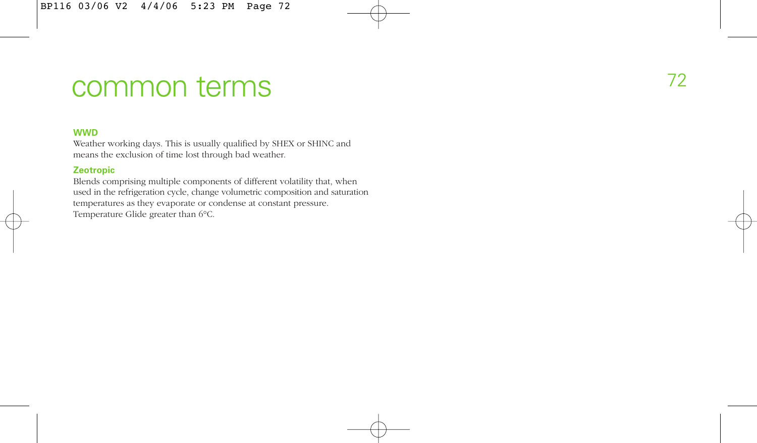# common terms

**WWD**
Weather working days. This is usually qualified by SHEX or SHINC and means the exclusion of time lost through bad weather.

**Zeotropic**
Blends comprising multiple components of different volatility that, when used in the refrigeration cycle, change volumetric composition and saturation temperatures as they evaporate or condense at constant pressure. Temperature Glide greater than 6°C.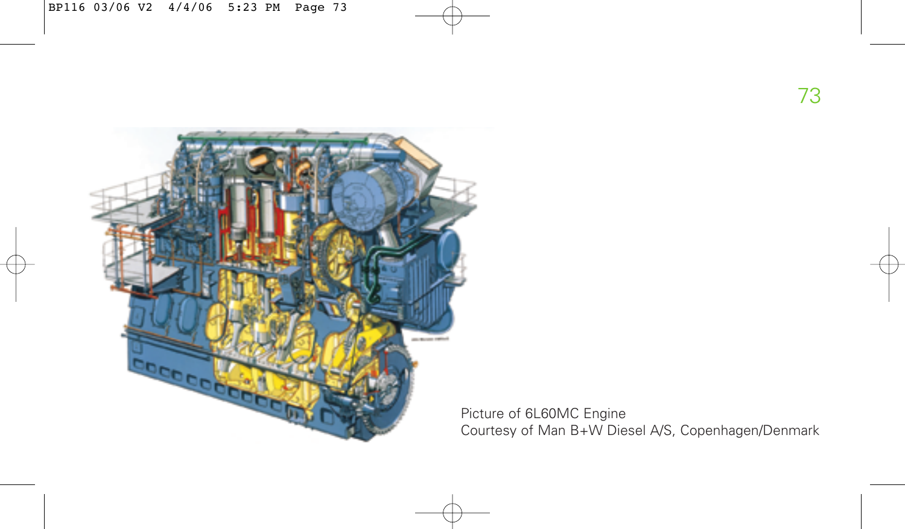Picture of 6L60MC Engine
Courtesy of Man B+W Diesel A/S, Copenhagen/Denmark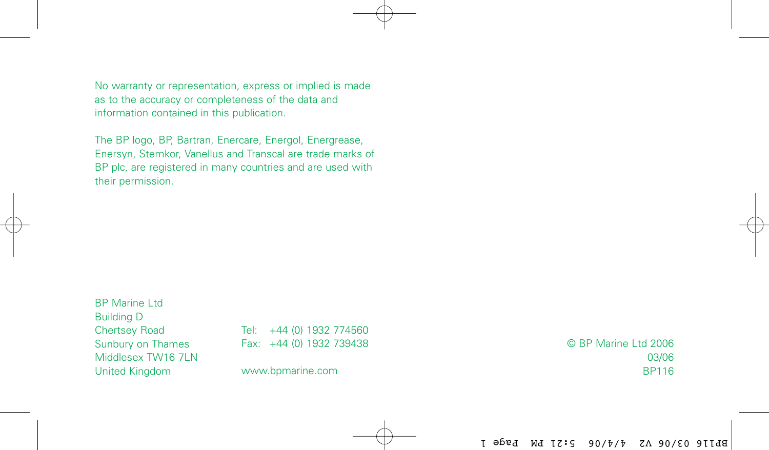No warranty or representation, express or implied is made as to the accuracy or completeness of the data and information contained in this publication.

The BP logo, BP, Bartran, Enercare, Energol, Energrease, Enersyn, Stemkor, Vanellus and Transcal are trade marks of BP plc, are registered in many countries and are used with their permission.

BP Marine Ltd
Building D
Chertsey Road
Sunbury on Thames
Middlesex TW16 7LN
United Kingdom

Tel: +44 (0) 1932 774560
Fax: +44 (0) 1932 739438

www.bpmarine.com

© BP Marine Ltd 2006
03/06
BP116